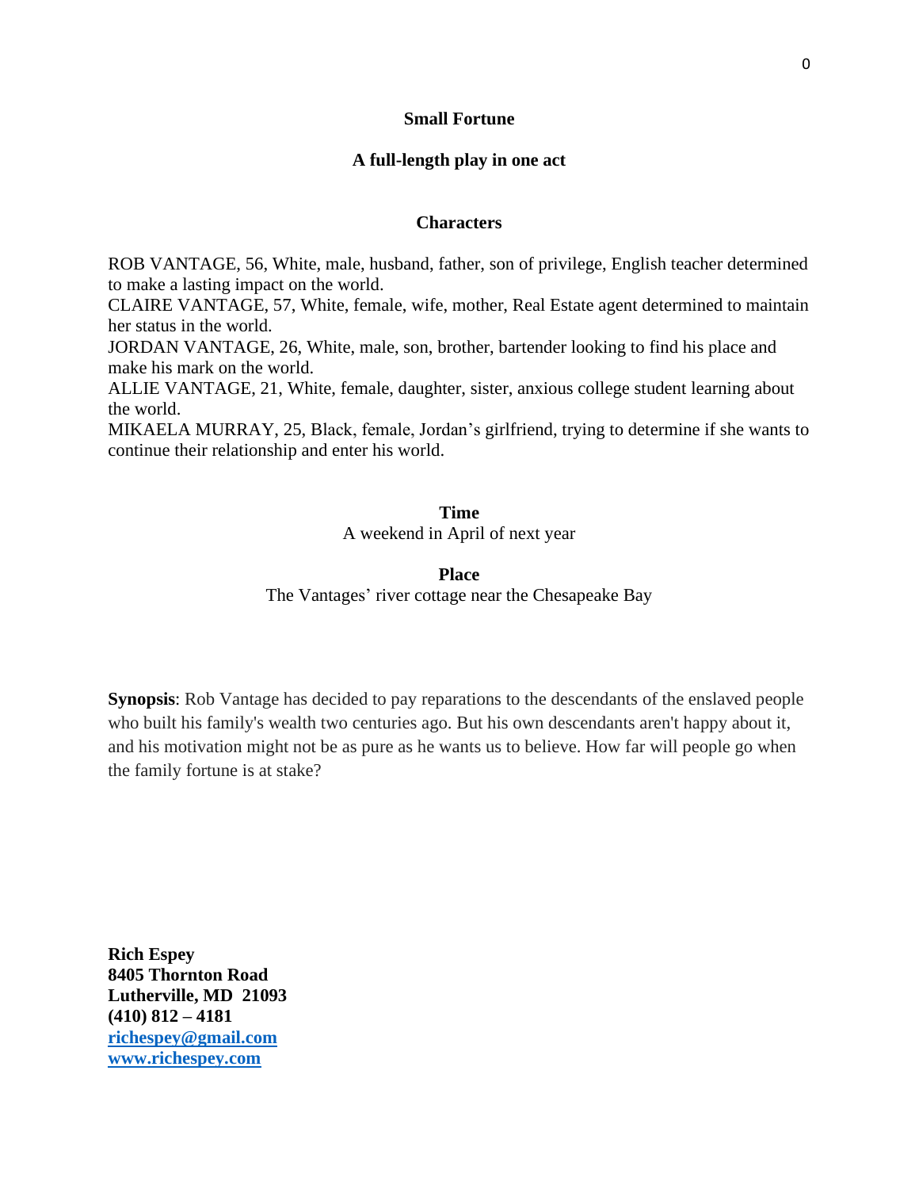# Small Fortune

## A full-length play in one act

### Characters

ROB VANTAGE, 56, White, male, husband, father, son of privilege, English teacher determined to make a lasting impact on the world.
CLAIRE VANTAGE, 57, White, female, wife, mother, Real Estate agent determined to maintain her status in the world.
JORDAN VANTAGE, 26, White, male, son, brother, bartender looking to find his place and make his mark on the world.
ALLIE VANTAGE, 21, White, female, daughter, sister, anxious college student learning about the world.
MIKAELA MURRAY, 25, Black, female, Jordan's girlfriend, trying to determine if she wants to continue their relationship and enter his world.

### Time

A weekend in April of next year

### Place

The Vantages' river cottage near the Chesapeake Bay

**Synopsis**: Rob Vantage has decided to pay reparations to the descendants of the enslaved people who built his family's wealth two centuries ago. But his own descendants aren't happy about it, and his motivation might not be as pure as he wants us to believe. How far will people go when the family fortune is at stake?

**Rich Espey**
**8405 Thornton Road**
**Lutherville, MD 21093**
**(410) 812 – 4181**
**richespey@gmail.com**
**www.richespey.com**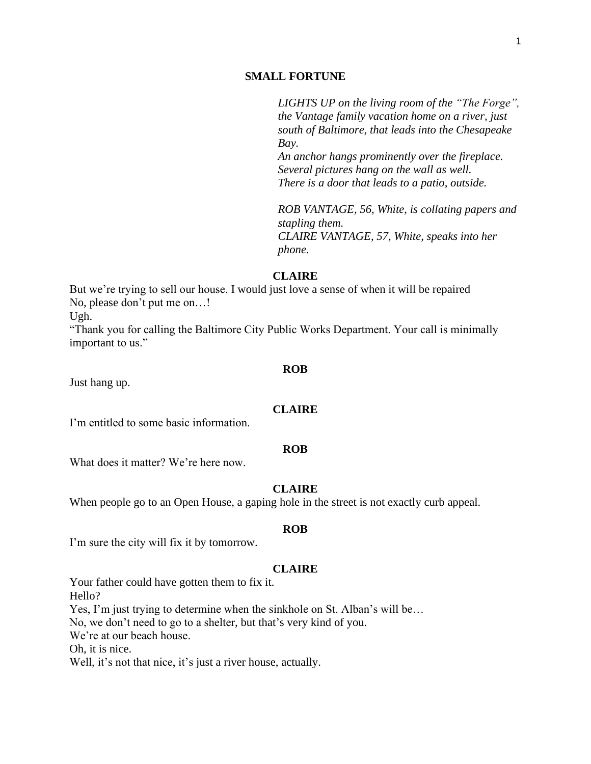# SMALL FORTUNE

*LIGHTS UP on the living room of the "The Forge", the Vantage family vacation home on a river, just south of Baltimore, that leads into the Chesapeake Bay.*
*An anchor hangs prominently over the fireplace.*
*Several pictures hang on the wall as well.*
*There is a door that leads to a patio, outside.*

*ROB VANTAGE, 56, White, is collating papers and stapling them.*
*CLAIRE VANTAGE, 57, White, speaks into her phone.*

**CLAIRE**

But we're trying to sell our house. I would just love a sense of when it will be repaired
No, please don't put me on…!
Ugh.
"Thank you for calling the Baltimore City Public Works Department. Your call is minimally important to us."

**ROB**

Just hang up.

**CLAIRE**

I'm entitled to some basic information.

**ROB**

What does it matter? We're here now.

**CLAIRE**

When people go to an Open House, a gaping hole in the street is not exactly curb appeal.

**ROB**

I'm sure the city will fix it by tomorrow.

**CLAIRE**

Your father could have gotten them to fix it.
Hello?
Yes, I'm just trying to determine when the sinkhole on St. Alban's will be…
No, we don't need to go to a shelter, but that's very kind of you.
We're at our beach house.
Oh, it is nice.
Well, it's not that nice, it's just a river house, actually.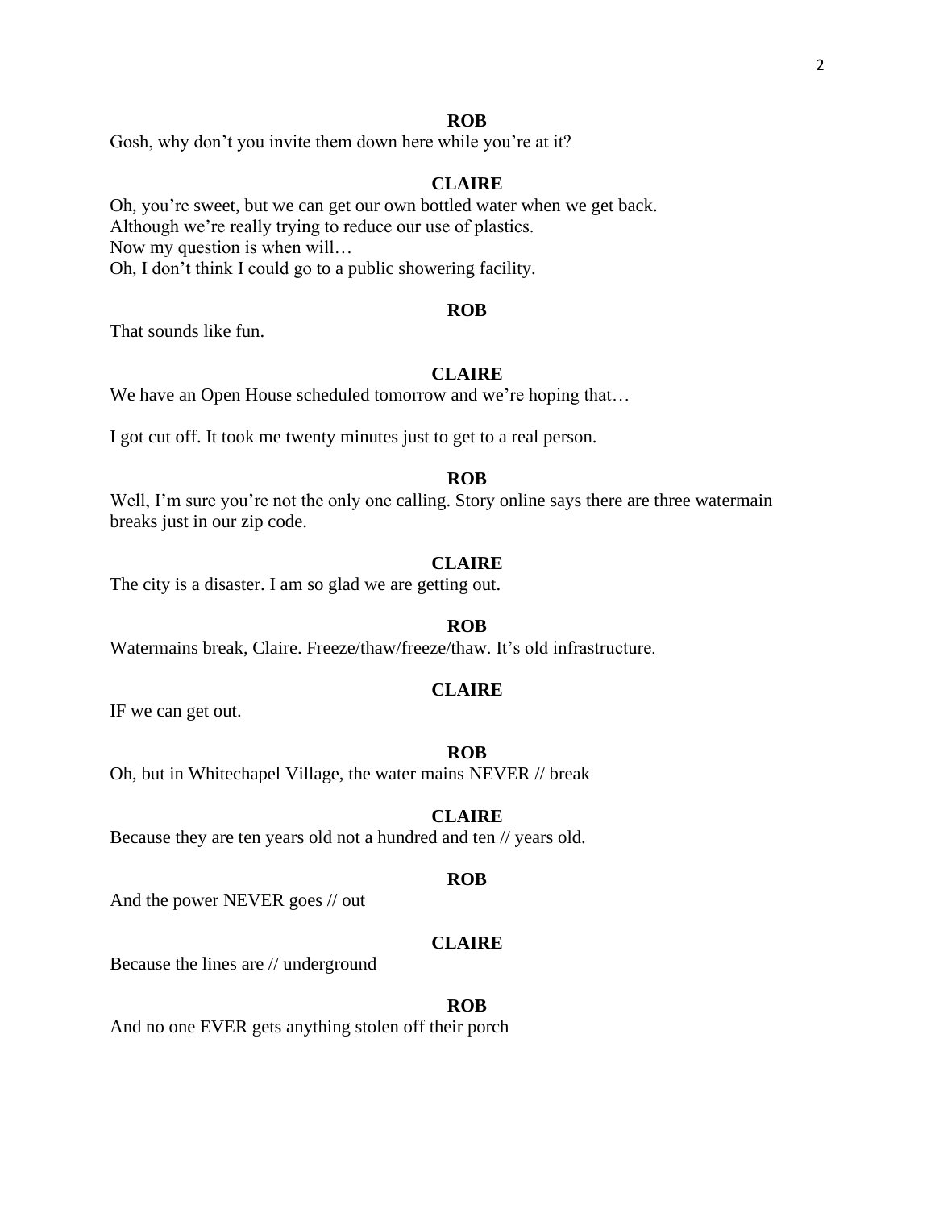**ROB**

Gosh, why don't you invite them down here while you're at it?

**CLAIRE**

Oh, you're sweet, but we can get our own bottled water when we get back.
Although we're really trying to reduce our use of plastics.
Now my question is when will…
Oh, I don't think I could go to a public showering facility.

**ROB**

That sounds like fun.

**CLAIRE**

We have an Open House scheduled tomorrow and we're hoping that…

I got cut off. It took me twenty minutes just to get to a real person.

**ROB**

Well, I'm sure you're not the only one calling. Story online says there are three watermain breaks just in our zip code.

**CLAIRE**

The city is a disaster. I am so glad we are getting out.

**ROB**

Watermains break, Claire. Freeze/thaw/freeze/thaw. It's old infrastructure.

**CLAIRE**

IF we can get out.

**ROB**

Oh, but in Whitechapel Village, the water mains NEVER // break

**CLAIRE**

Because they are ten years old not a hundred and ten // years old.

**ROB**

And the power NEVER goes // out

**CLAIRE**

Because the lines are // underground

**ROB**

And no one EVER gets anything stolen off their porch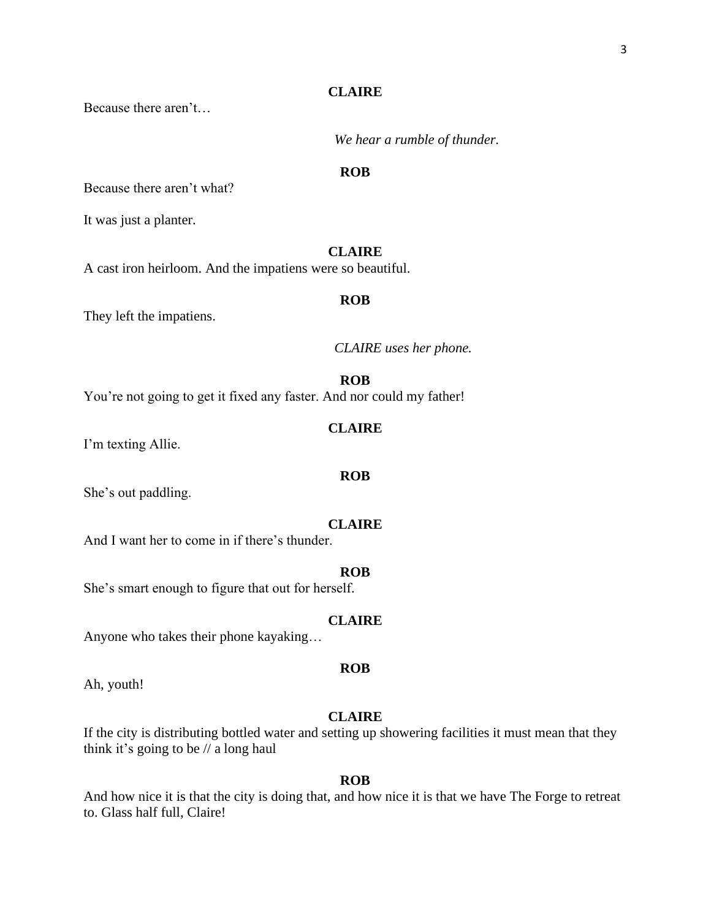**CLAIRE**

Because there aren't…

*We hear a rumble of thunder.*

**ROB**

Because there aren't what?

It was just a planter.

**CLAIRE**

A cast iron heirloom. And the impatiens were so beautiful.

**ROB**

They left the impatiens.

*CLAIRE uses her phone.*

**ROB**

You're not going to get it fixed any faster. And nor could my father!

**CLAIRE**

I'm texting Allie.

**ROB**

She's out paddling.

**CLAIRE**

And I want her to come in if there's thunder.

**ROB**

She's smart enough to figure that out for herself.

**CLAIRE**

Anyone who takes their phone kayaking…

**ROB**

Ah, youth!

**CLAIRE**

If the city is distributing bottled water and setting up showering facilities it must mean that they think it's going to be // a long haul

**ROB**

And how nice it is that the city is doing that, and how nice it is that we have The Forge to retreat to. Glass half full, Claire!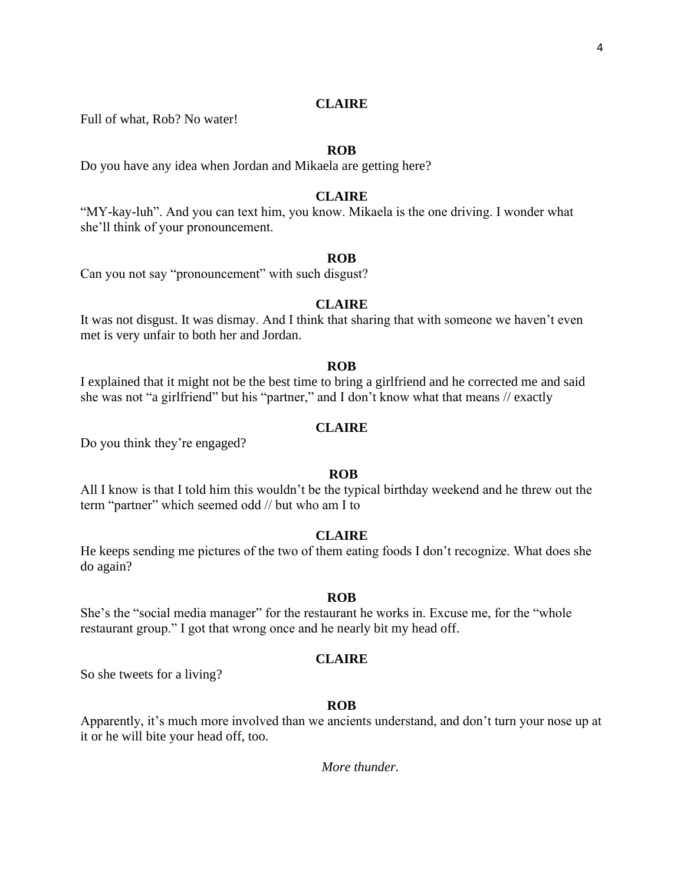**CLAIRE**

Full of what, Rob? No water!

**ROB**

Do you have any idea when Jordan and Mikaela are getting here?

**CLAIRE**

"MY-kay-luh". And you can text him, you know. Mikaela is the one driving. I wonder what she'll think of your pronouncement.

**ROB**

Can you not say "pronouncement" with such disgust?

**CLAIRE**

It was not disgust. It was dismay. And I think that sharing that with someone we haven't even met is very unfair to both her and Jordan.

**ROB**

I explained that it might not be the best time to bring a girlfriend and he corrected me and said she was not "a girlfriend" but his "partner," and I don't know what that means // exactly

**CLAIRE**

Do you think they're engaged?

**ROB**

All I know is that I told him this wouldn't be the typical birthday weekend and he threw out the term "partner" which seemed odd // but who am I to

**CLAIRE**

He keeps sending me pictures of the two of them eating foods I don't recognize. What does she do again?

**ROB**

She's the "social media manager" for the restaurant he works in. Excuse me, for the "whole restaurant group." I got that wrong once and he nearly bit my head off.

**CLAIRE**

So she tweets for a living?

**ROB**

Apparently, it's much more involved than we ancients understand, and don't turn your nose up at it or he will bite your head off, too.

*More thunder.*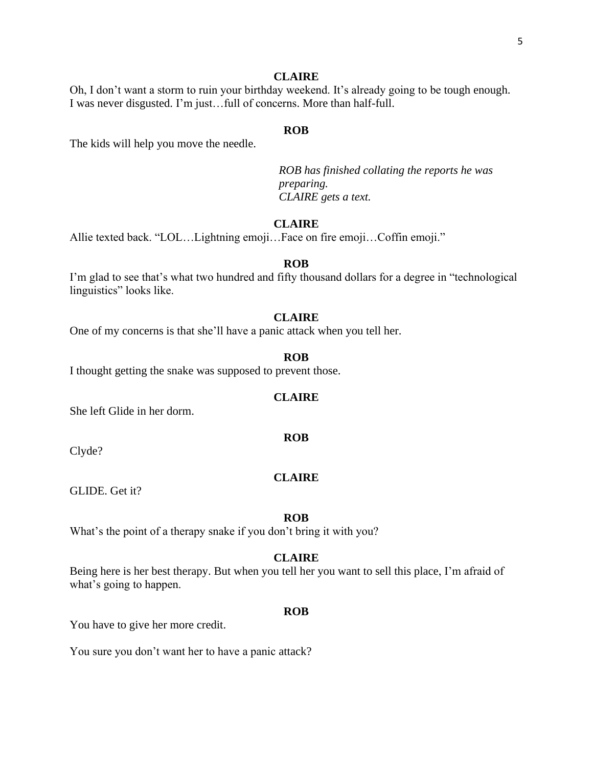**CLAIRE**

Oh, I don't want a storm to ruin your birthday weekend. It's already going to be tough enough. I was never disgusted. I'm just…full of concerns. More than half-full.

**ROB**

The kids will help you move the needle.

*ROB has finished collating the reports he was preparing.*
*CLAIRE gets a text.*

**CLAIRE**

Allie texted back. "LOL…Lightning emoji…Face on fire emoji…Coffin emoji."

**ROB**

I'm glad to see that's what two hundred and fifty thousand dollars for a degree in "technological linguistics" looks like.

**CLAIRE**

One of my concerns is that she'll have a panic attack when you tell her.

**ROB**

I thought getting the snake was supposed to prevent those.

**CLAIRE**

She left Glide in her dorm.

**ROB**

Clyde?

**CLAIRE**

GLIDE. Get it?

**ROB**

What's the point of a therapy snake if you don't bring it with you?

**CLAIRE**

Being here is her best therapy. But when you tell her you want to sell this place, I'm afraid of what's going to happen.

**ROB**

You have to give her more credit.

You sure you don't want her to have a panic attack?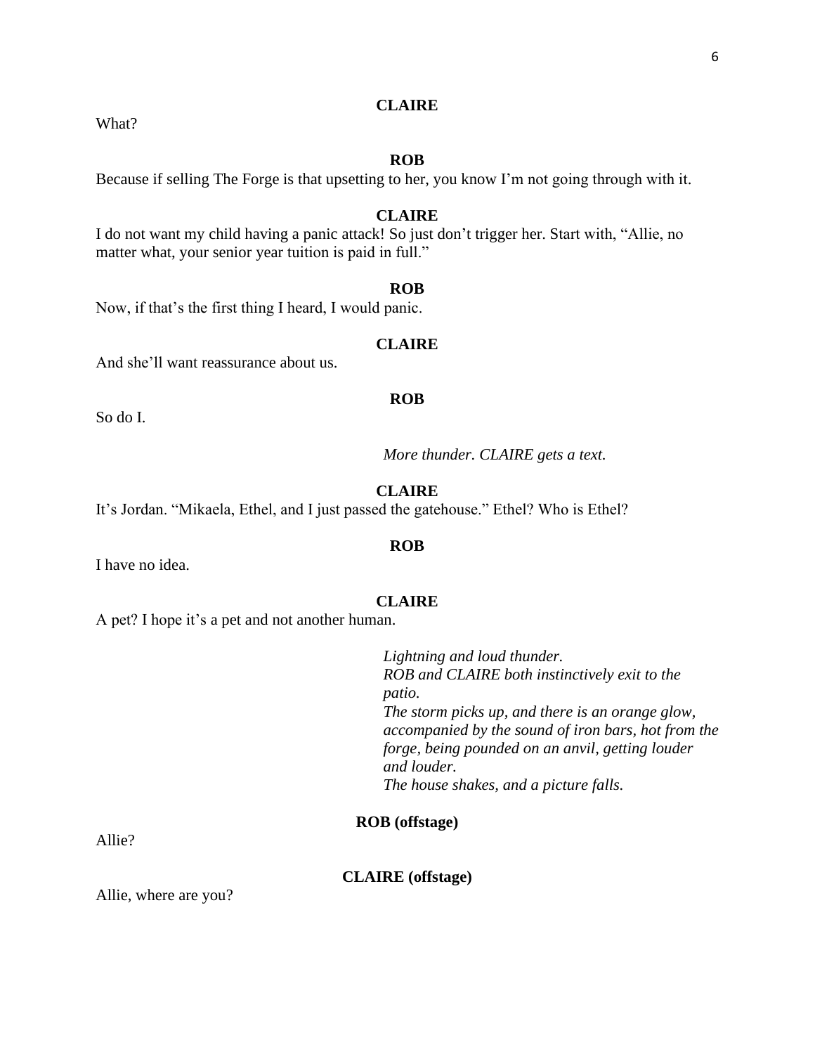**CLAIRE**

What?

**ROB**

Because if selling The Forge is that upsetting to her, you know I'm not going through with it.

**CLAIRE**

I do not want my child having a panic attack! So just don't trigger her. Start with, "Allie, no matter what, your senior year tuition is paid in full."

**ROB**

Now, if that's the first thing I heard, I would panic.

**CLAIRE**

And she'll want reassurance about us.

**ROB**

So do I.

*More thunder. CLAIRE gets a text.*

**CLAIRE**

It's Jordan. "Mikaela, Ethel, and I just passed the gatehouse." Ethel? Who is Ethel?

**ROB**

I have no idea.

**CLAIRE**

A pet? I hope it's a pet and not another human.

*Lightning and loud thunder.*
*ROB and CLAIRE both instinctively exit to the patio.*
*The storm picks up, and there is an orange glow, accompanied by the sound of iron bars, hot from the forge, being pounded on an anvil, getting louder and louder.*
*The house shakes, and a picture falls.*

**ROB (offstage)**

Allie?

**CLAIRE (offstage)**

Allie, where are you?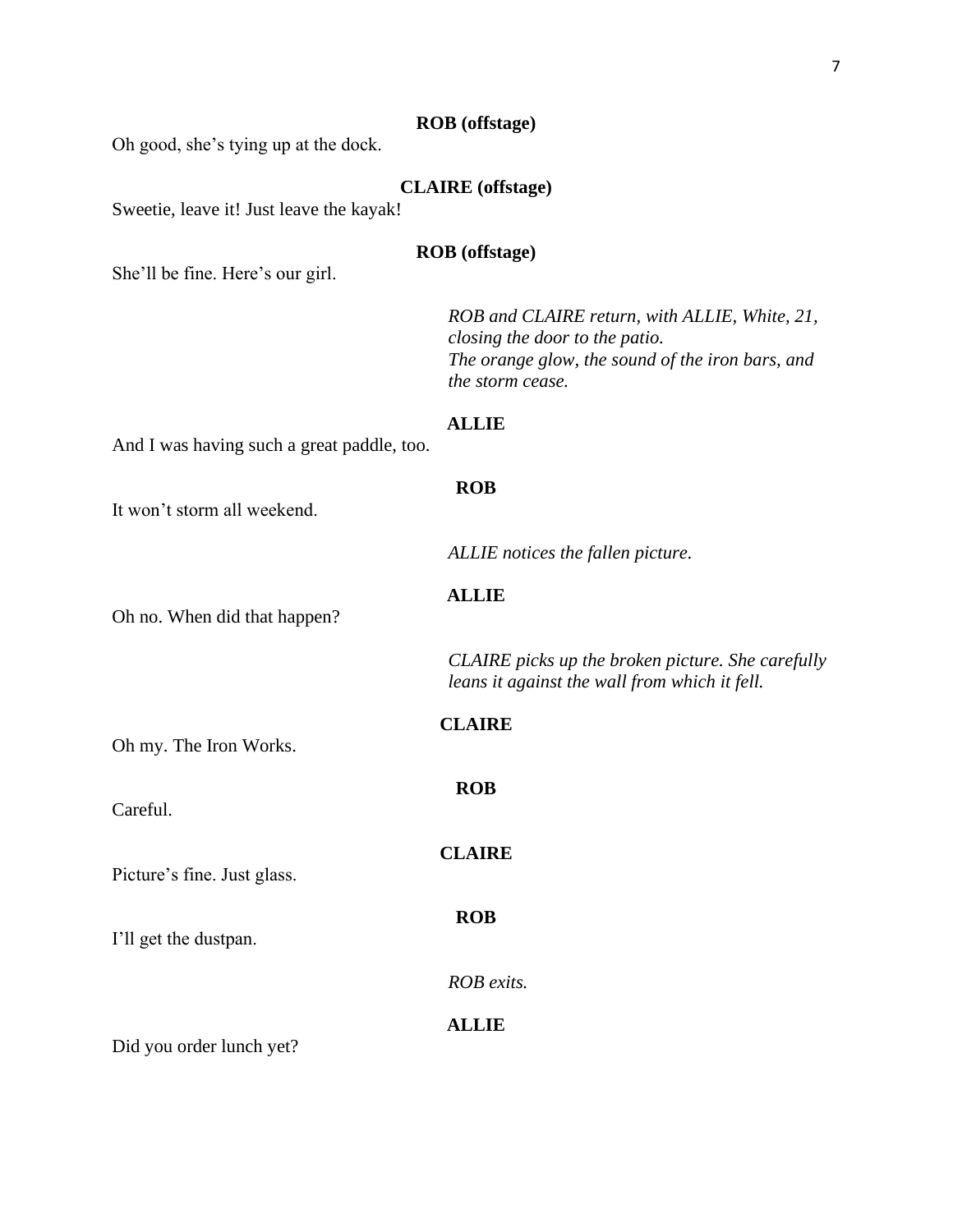**ROB (offstage)**

Oh good, she's tying up at the dock.

**CLAIRE (offstage)**

Sweetie, leave it! Just leave the kayak!

**ROB (offstage)**

She'll be fine. Here's our girl.

*ROB and CLAIRE return, with ALLIE, White, 21, closing the door to the patio.*
*The orange glow, the sound of the iron bars, and the storm cease.*

**ALLIE**

And I was having such a great paddle, too.

**ROB**

It won't storm all weekend.

*ALLIE notices the fallen picture.*

**ALLIE**

Oh no. When did that happen?

*CLAIRE picks up the broken picture. She carefully leans it against the wall from which it fell.*

**CLAIRE**

Oh my. The Iron Works.

**ROB**

Careful.

**CLAIRE**

Picture's fine. Just glass.

**ROB**

I'll get the dustpan.

*ROB exits.*

**ALLIE**

Did you order lunch yet?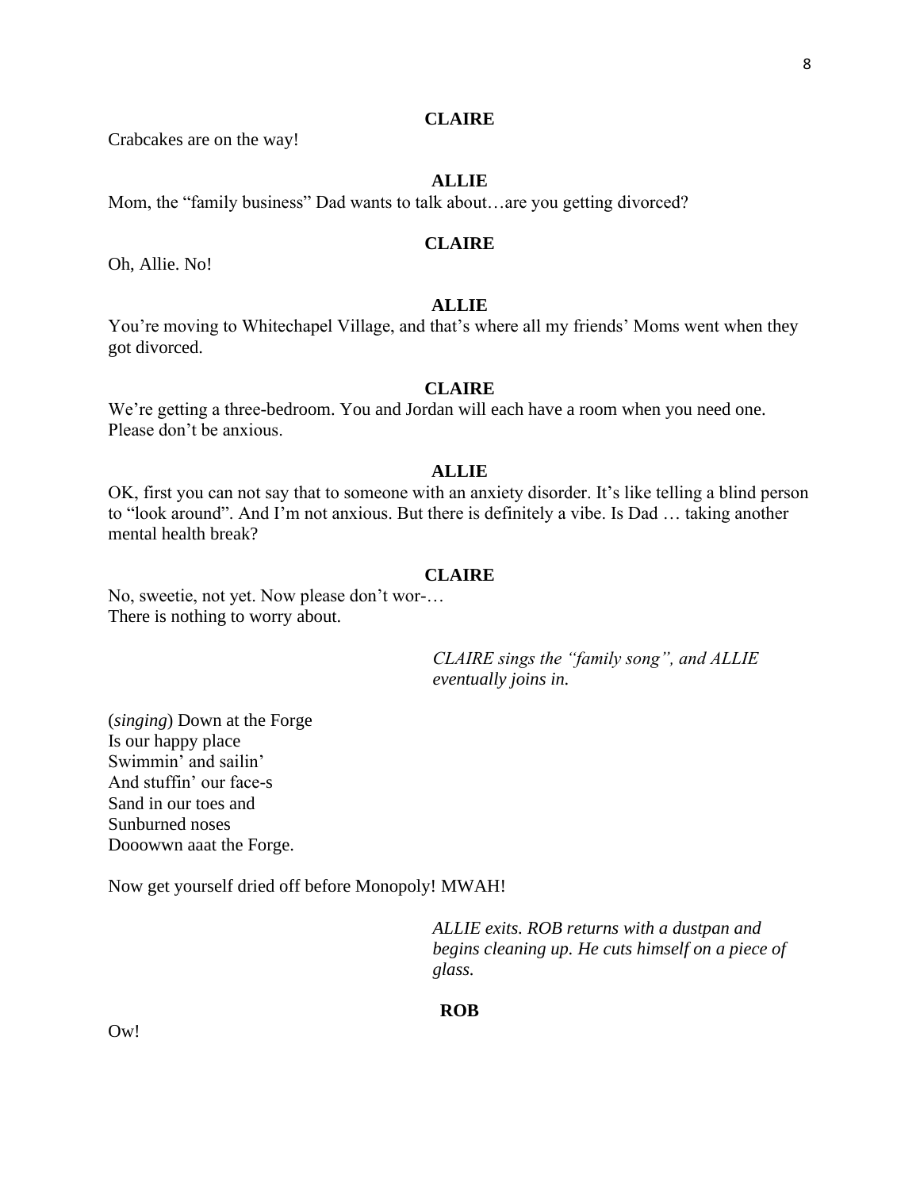**CLAIRE**

Crabcakes are on the way!

**ALLIE**

Mom, the “family business” Dad wants to talk about…are you getting divorced?

**CLAIRE**

Oh, Allie. No!

**ALLIE**

You’re moving to Whitechapel Village, and that’s where all my friends’ Moms went when they got divorced.

**CLAIRE**

We’re getting a three-bedroom. You and Jordan will each have a room when you need one. Please don’t be anxious.

**ALLIE**

OK, first you can not say that to someone with an anxiety disorder. It’s like telling a blind person to “look around”. And I’m not anxious. But there is definitely a vibe. Is Dad … taking another mental health break?

**CLAIRE**

No, sweetie, not yet. Now please don’t wor-…
There is nothing to worry about.

*CLAIRE sings the “family song”, and ALLIE eventually joins in.*

(*singing*) Down at the Forge
Is our happy place
Swimmin’ and sailin’
And stuffin’ our face-s
Sand in our toes and
Sunburned noses
Dooowwn aaat the Forge.

Now get yourself dried off before Monopoly! MWAH!

*ALLIE exits. ROB returns with a dustpan and begins cleaning up. He cuts himself on a piece of glass.*

**ROB**

Ow!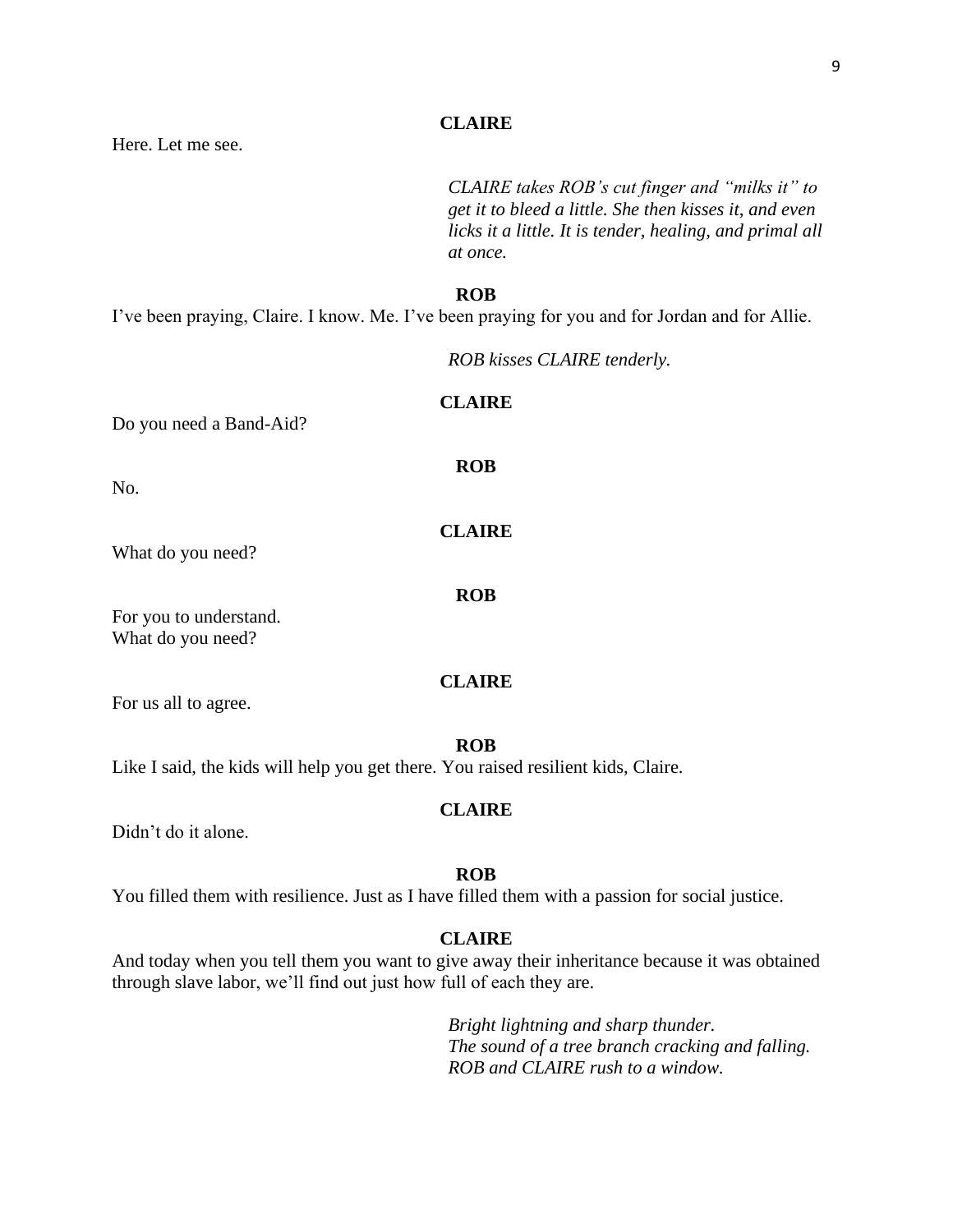**CLAIRE**

Here. Let me see.

*CLAIRE takes ROB's cut finger and "milks it" to get it to bleed a little. She then kisses it, and even licks it a little. It is tender, healing, and primal all at once.*

**ROB**

I've been praying, Claire. I know. Me. I've been praying for you and for Jordan and for Allie.

*ROB kisses CLAIRE tenderly.*

**CLAIRE**

Do you need a Band-Aid?

**ROB**

No.

**CLAIRE**

What do you need?

**ROB**

For you to understand.
What do you need?

**CLAIRE**

For us all to agree.

**ROB**

Like I said, the kids will help you get there. You raised resilient kids, Claire.

**CLAIRE**

Didn't do it alone.

**ROB**

You filled them with resilience. Just as I have filled them with a passion for social justice.

**CLAIRE**

And today when you tell them you want to give away their inheritance because it was obtained through slave labor, we'll find out just how full of each they are.

*Bright lightning and sharp thunder.*
*The sound of a tree branch cracking and falling.*
*ROB and CLAIRE rush to a window.*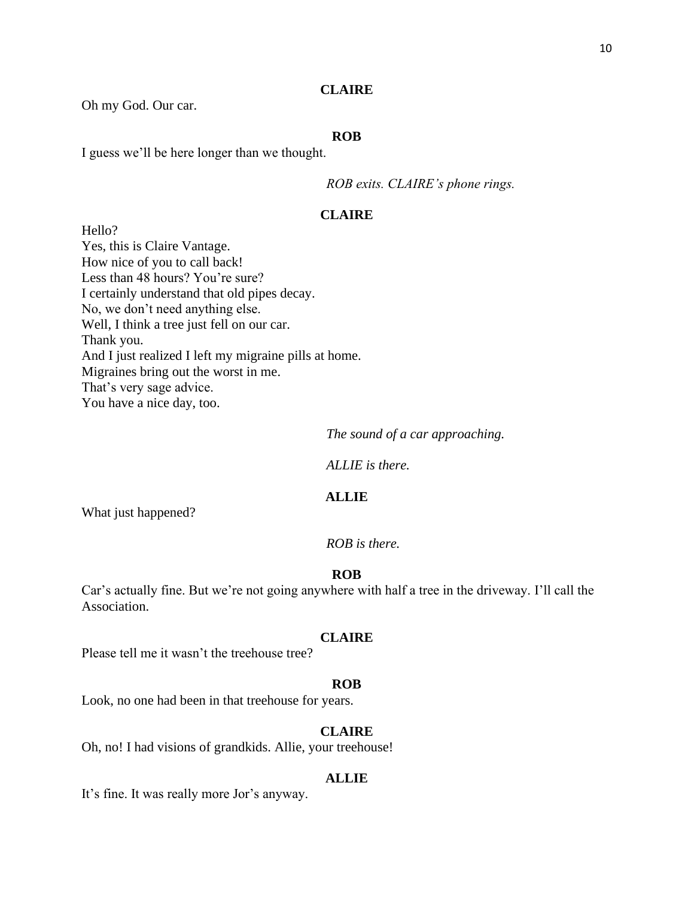**CLAIRE**

Oh my God. Our car.

**ROB**

I guess we'll be here longer than we thought.

*ROB exits. CLAIRE's phone rings.*

**CLAIRE**

Hello?
Yes, this is Claire Vantage.
How nice of you to call back!
Less than 48 hours? You're sure?
I certainly understand that old pipes decay.
No, we don't need anything else.
Well, I think a tree just fell on our car.
Thank you.
And I just realized I left my migraine pills at home.
Migraines bring out the worst in me.
That's very sage advice.
You have a nice day, too.

*The sound of a car approaching.*

*ALLIE is there.*

**ALLIE**

What just happened?

*ROB is there.*

**ROB**

Car's actually fine. But we're not going anywhere with half a tree in the driveway. I'll call the Association.

**CLAIRE**

Please tell me it wasn't the treehouse tree?

**ROB**

Look, no one had been in that treehouse for years.

**CLAIRE**

Oh, no! I had visions of grandkids. Allie, your treehouse!

**ALLIE**

It's fine. It was really more Jor's anyway.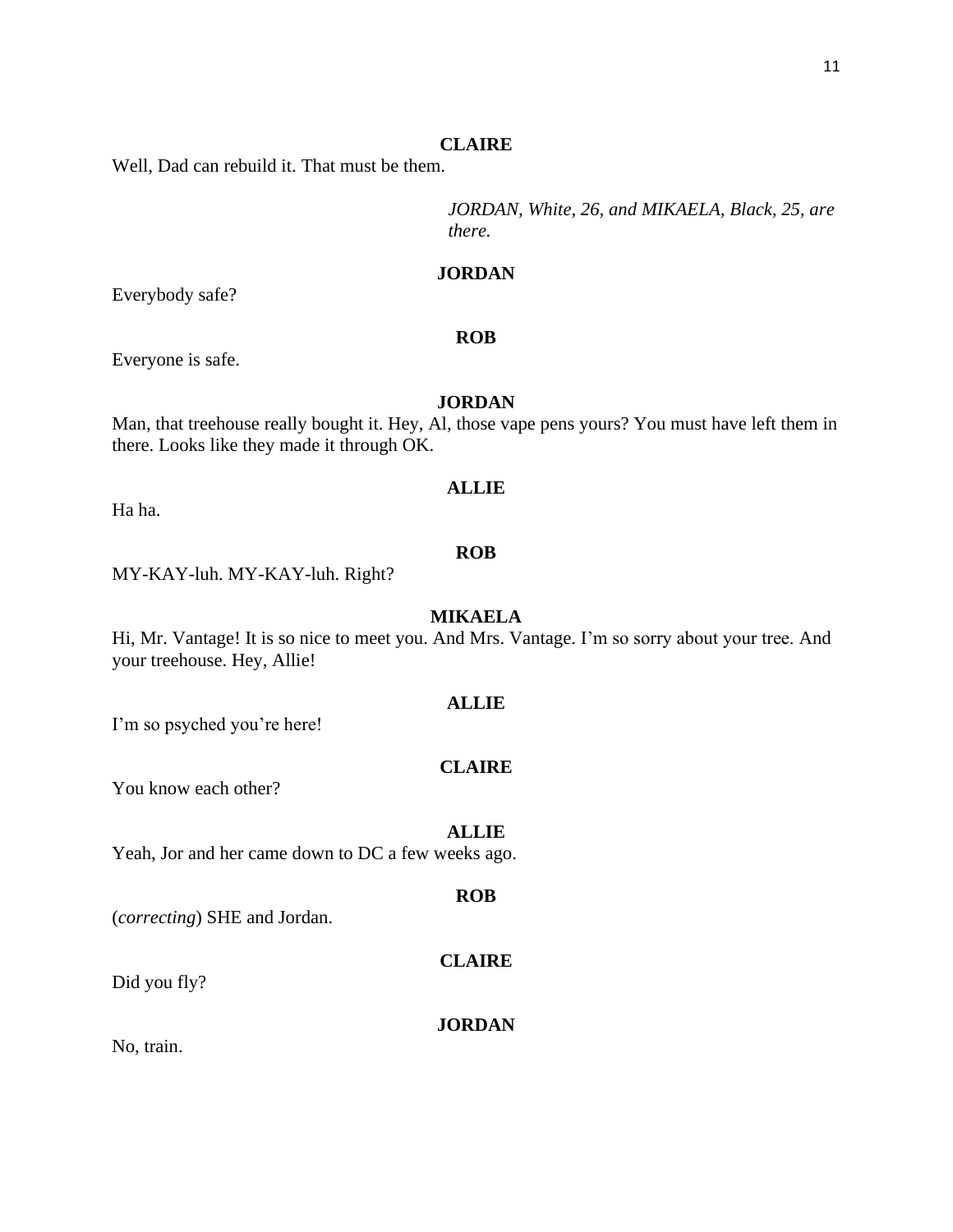**CLAIRE**

Well, Dad can rebuild it. That must be them.

*JORDAN, White, 26, and MIKAELA, Black, 25, are there.*

**JORDAN**

Everybody safe?

**ROB**

Everyone is safe.

**JORDAN**

Man, that treehouse really bought it. Hey, Al, those vape pens yours? You must have left them in there. Looks like they made it through OK.

**ALLIE**

Ha ha.

**ROB**

MY-KAY-luh. MY-KAY-luh. Right?

**MIKAELA**

Hi, Mr. Vantage! It is so nice to meet you. And Mrs. Vantage. I'm so sorry about your tree. And your treehouse. Hey, Allie!

**ALLIE**

I'm so psyched you're here!

**CLAIRE**

You know each other?

**ALLIE**

Yeah, Jor and her came down to DC a few weeks ago.

**ROB**

(*correcting*) SHE and Jordan.

**CLAIRE**

Did you fly?

**JORDAN**

No, train.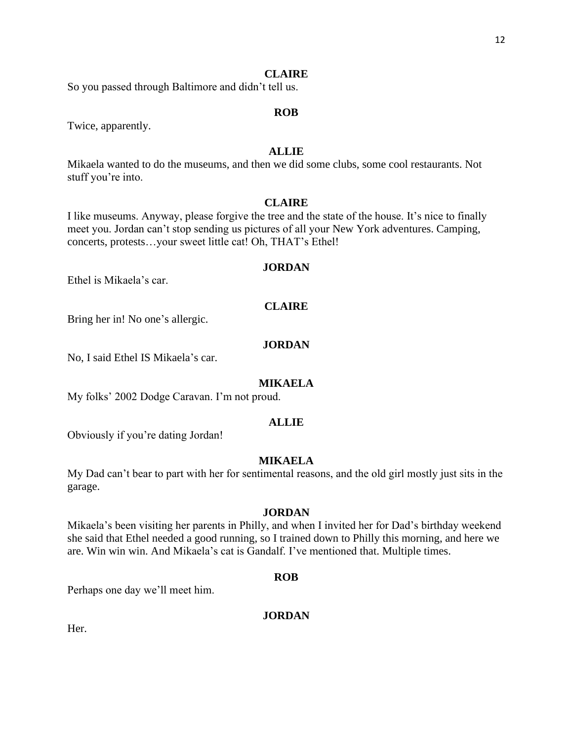**CLAIRE**

So you passed through Baltimore and didn't tell us.

**ROB**

Twice, apparently.

**ALLIE**

Mikaela wanted to do the museums, and then we did some clubs, some cool restaurants. Not stuff you're into.

**CLAIRE**

I like museums. Anyway, please forgive the tree and the state of the house. It's nice to finally meet you. Jordan can't stop sending us pictures of all your New York adventures. Camping, concerts, protests…your sweet little cat! Oh, THAT's Ethel!

**JORDAN**

Ethel is Mikaela's car.

**CLAIRE**

Bring her in! No one's allergic.

**JORDAN**

No, I said Ethel IS Mikaela's car.

**MIKAELA**

My folks' 2002 Dodge Caravan. I'm not proud.

**ALLIE**

Obviously if you're dating Jordan!

**MIKAELA**

My Dad can't bear to part with her for sentimental reasons, and the old girl mostly just sits in the garage.

**JORDAN**

Mikaela's been visiting her parents in Philly, and when I invited her for Dad's birthday weekend she said that Ethel needed a good running, so I trained down to Philly this morning, and here we are. Win win win. And Mikaela's cat is Gandalf. I've mentioned that. Multiple times.

**ROB**

Perhaps one day we'll meet him.

**JORDAN**

Her.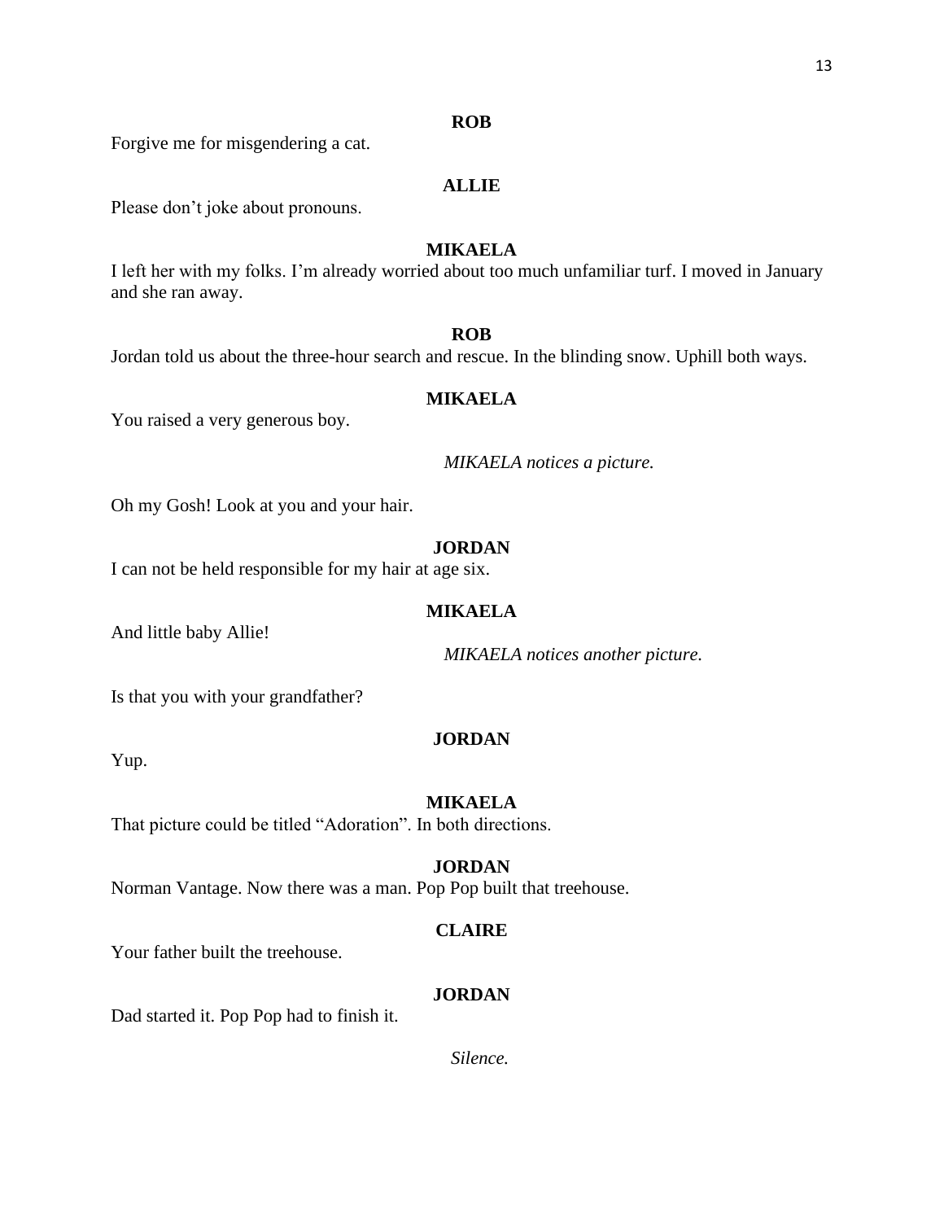**ROB**

Forgive me for misgendering a cat.

**ALLIE**

Please don't joke about pronouns.

**MIKAELA**

I left her with my folks. I'm already worried about too much unfamiliar turf. I moved in January and she ran away.

**ROB**

Jordan told us about the three-hour search and rescue. In the blinding snow. Uphill both ways.

**MIKAELA**

You raised a very generous boy.

*MIKAELA notices a picture.*

Oh my Gosh! Look at you and your hair.

**JORDAN**

I can not be held responsible for my hair at age six.

**MIKAELA**

And little baby Allie!

*MIKAELA notices another picture.*

Is that you with your grandfather?

**JORDAN**

Yup.

**MIKAELA**

That picture could be titled "Adoration". In both directions.

**JORDAN**

Norman Vantage. Now there was a man. Pop Pop built that treehouse.

**CLAIRE**

Your father built the treehouse.

**JORDAN**

Dad started it. Pop Pop had to finish it.

*Silence.*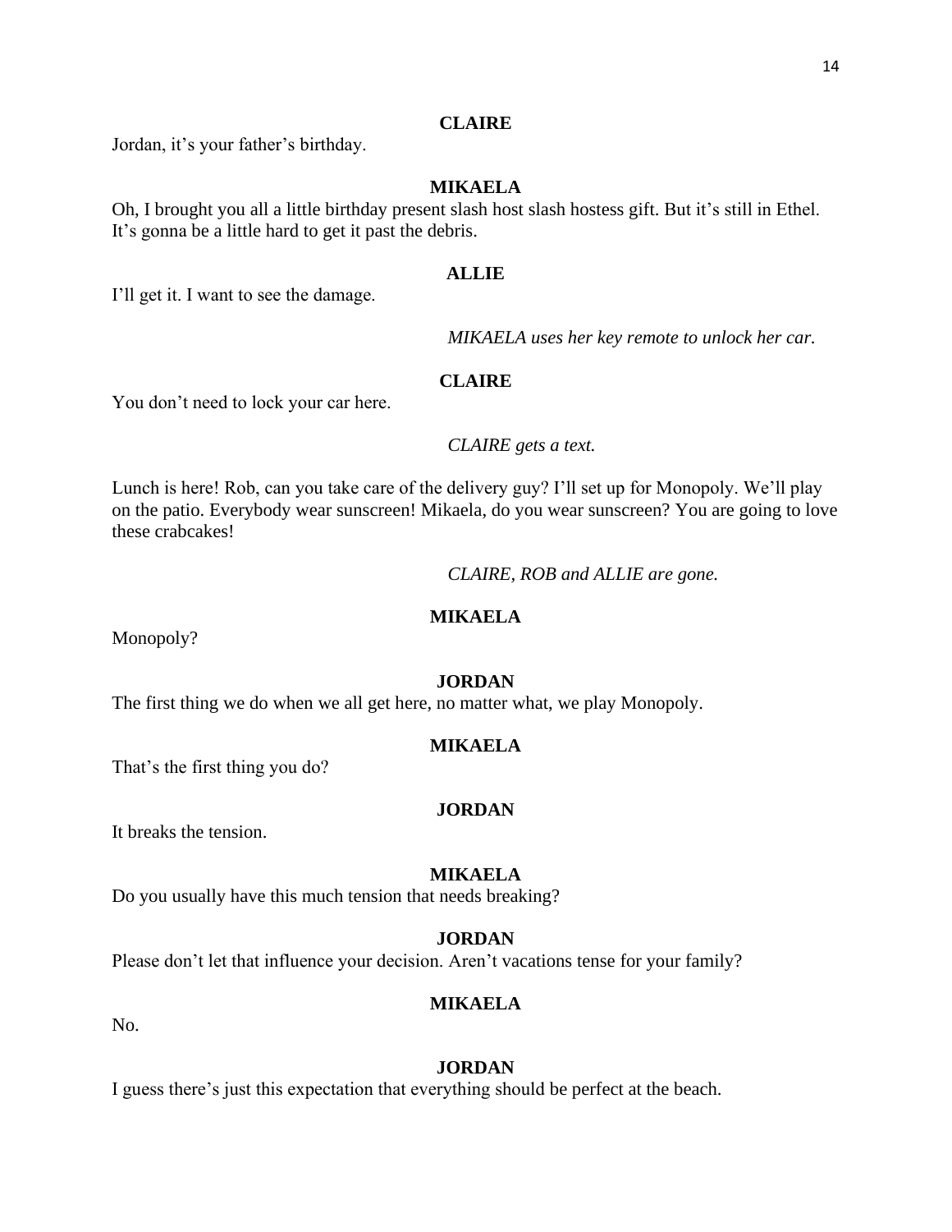**CLAIRE**

Jordan, it's your father's birthday.

**MIKAELA**

Oh, I brought you all a little birthday present slash host slash hostess gift. But it's still in Ethel. It's gonna be a little hard to get it past the debris.

**ALLIE**

I'll get it. I want to see the damage.

*MIKAELA uses her key remote to unlock her car.*

**CLAIRE**

You don't need to lock your car here.

*CLAIRE gets a text.*

Lunch is here! Rob, can you take care of the delivery guy? I'll set up for Monopoly. We'll play on the patio. Everybody wear sunscreen! Mikaela, do you wear sunscreen? You are going to love these crabcakes!

*CLAIRE, ROB and ALLIE are gone.*

**MIKAELA**

Monopoly?

**JORDAN**

The first thing we do when we all get here, no matter what, we play Monopoly.

**MIKAELA**

That's the first thing you do?

**JORDAN**

It breaks the tension.

**MIKAELA**

Do you usually have this much tension that needs breaking?

**JORDAN**

Please don't let that influence your decision. Aren't vacations tense for your family?

**MIKAELA**

No.

**JORDAN**

I guess there's just this expectation that everything should be perfect at the beach.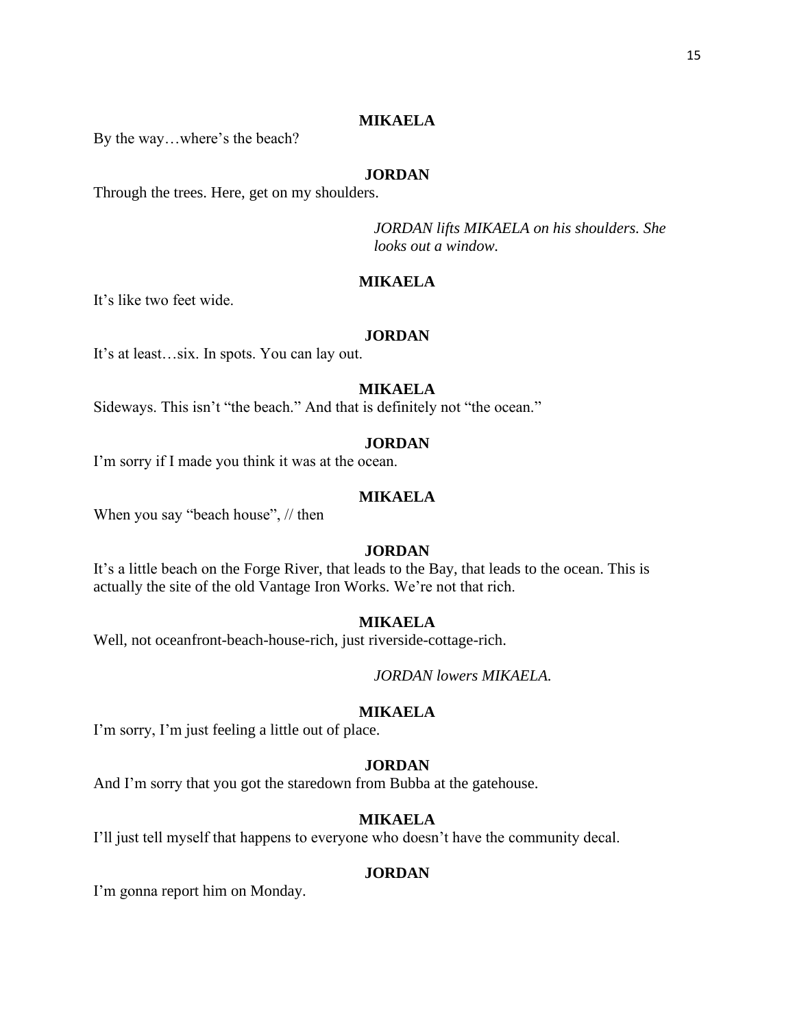**MIKAELA**

By the way…where's the beach?

**JORDAN**

Through the trees. Here, get on my shoulders.

*JORDAN lifts MIKAELA on his shoulders. She looks out a window.*

**MIKAELA**

It's like two feet wide.

**JORDAN**

It's at least…six. In spots. You can lay out.

**MIKAELA**

Sideways. This isn't "the beach." And that is definitely not "the ocean."

**JORDAN**

I'm sorry if I made you think it was at the ocean.

**MIKAELA**

When you say "beach house", // then

**JORDAN**

It's a little beach on the Forge River, that leads to the Bay, that leads to the ocean. This is actually the site of the old Vantage Iron Works. We're not that rich.

**MIKAELA**

Well, not oceanfront-beach-house-rich, just riverside-cottage-rich.

*JORDAN lowers MIKAELA.*

**MIKAELA**

I'm sorry, I'm just feeling a little out of place.

**JORDAN**

And I'm sorry that you got the staredown from Bubba at the gatehouse.

**MIKAELA**

I'll just tell myself that happens to everyone who doesn't have the community decal.

**JORDAN**

I'm gonna report him on Monday.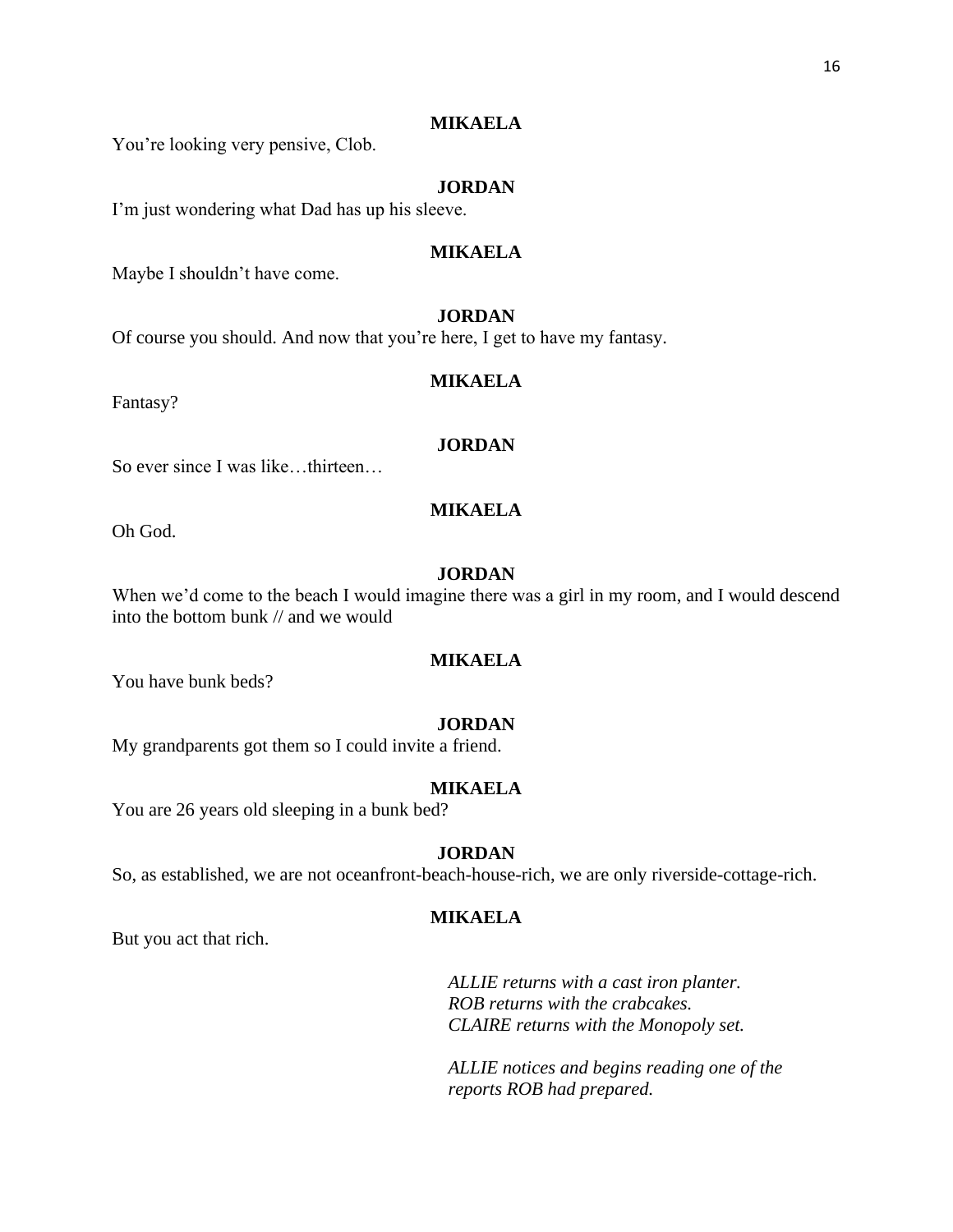**MIKAELA**

You're looking very pensive, Clob.

**JORDAN**

I'm just wondering what Dad has up his sleeve.

**MIKAELA**

Maybe I shouldn't have come.

**JORDAN**

Of course you should. And now that you're here, I get to have my fantasy.

**MIKAELA**

Fantasy?

**JORDAN**

So ever since I was like…thirteen…

**MIKAELA**

Oh God.

**JORDAN**

When we'd come to the beach I would imagine there was a girl in my room, and I would descend into the bottom bunk // and we would

**MIKAELA**

You have bunk beds?

**JORDAN**

My grandparents got them so I could invite a friend.

**MIKAELA**

You are 26 years old sleeping in a bunk bed?

**JORDAN**

So, as established, we are not oceanfront-beach-house-rich, we are only riverside-cottage-rich.

**MIKAELA**

But you act that rich.

*ALLIE returns with a cast iron planter.*
*ROB returns with the crabcakes.*
*CLAIRE returns with the Monopoly set.*

*ALLIE notices and begins reading one of the reports ROB had prepared.*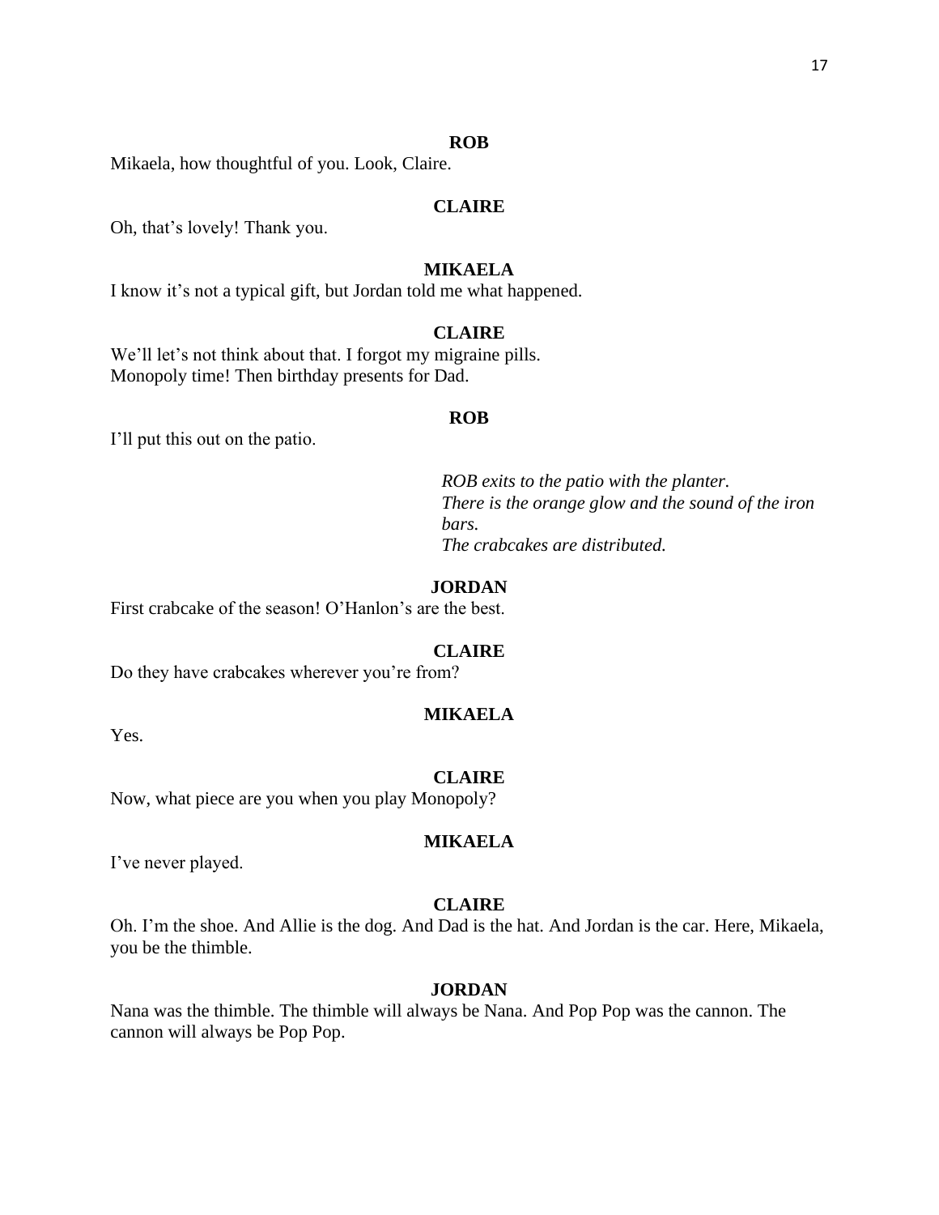**ROB**

Mikaela, how thoughtful of you. Look, Claire.

**CLAIRE**

Oh, that's lovely! Thank you.

**MIKAELA**

I know it's not a typical gift, but Jordan told me what happened.

**CLAIRE**

We'll let's not think about that. I forgot my migraine pills.
Monopoly time! Then birthday presents for Dad.

**ROB**

I'll put this out on the patio.

*ROB exits to the patio with the planter.*
*There is the orange glow and the sound of the iron bars.*
*The crabcakes are distributed.*

**JORDAN**

First crabcake of the season! O'Hanlon's are the best.

**CLAIRE**

Do they have crabcakes wherever you're from?

**MIKAELA**

Yes.

**CLAIRE**

Now, what piece are you when you play Monopoly?

**MIKAELA**

I've never played.

**CLAIRE**

Oh. I'm the shoe. And Allie is the dog. And Dad is the hat. And Jordan is the car. Here, Mikaela, you be the thimble.

**JORDAN**

Nana was the thimble. The thimble will always be Nana. And Pop Pop was the cannon. The cannon will always be Pop Pop.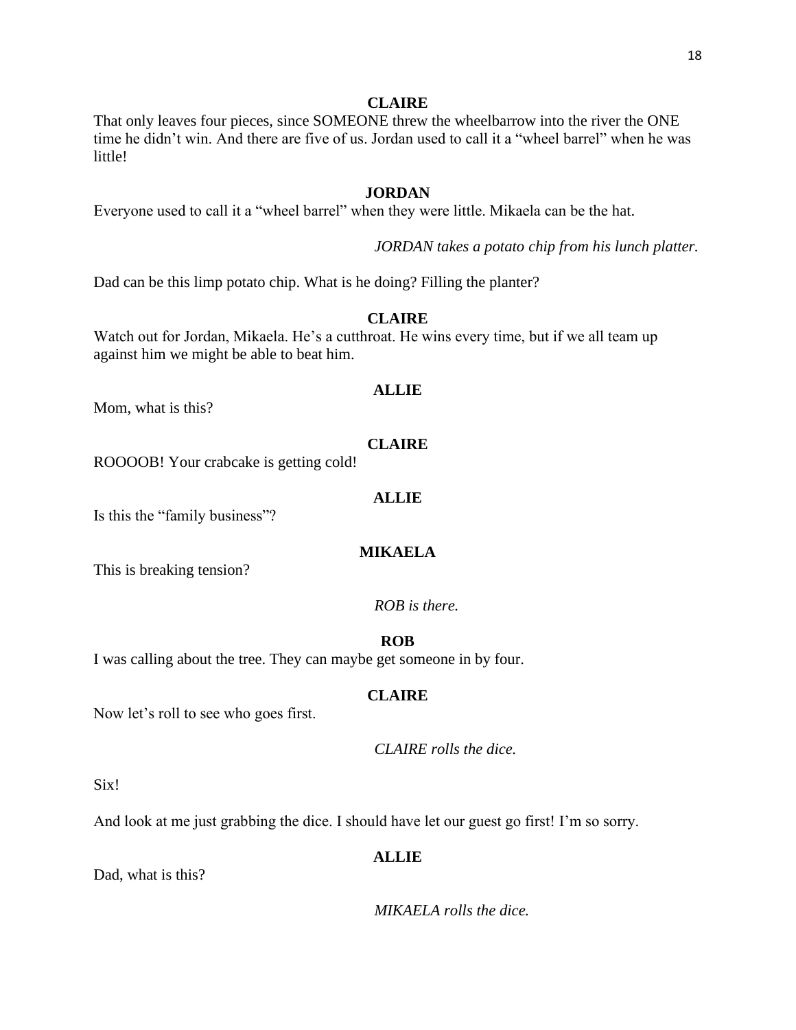**CLAIRE**

That only leaves four pieces, since SOMEONE threw the wheelbarrow into the river the ONE time he didn't win. And there are five of us. Jordan used to call it a "wheel barrel" when he was little!

**JORDAN**

Everyone used to call it a "wheel barrel" when they were little. Mikaela can be the hat.

*JORDAN takes a potato chip from his lunch platter.*

Dad can be this limp potato chip. What is he doing? Filling the planter?

**CLAIRE**

Watch out for Jordan, Mikaela. He's a cutthroat. He wins every time, but if we all team up against him we might be able to beat him.

**ALLIE**

Mom, what is this?

**CLAIRE**

ROOOOB! Your crabcake is getting cold!

**ALLIE**

Is this the "family business"?

**MIKAELA**

This is breaking tension?

*ROB is there.*

**ROB**

I was calling about the tree. They can maybe get someone in by four.

**CLAIRE**

Now let's roll to see who goes first.

*CLAIRE rolls the dice.*

Six!

And look at me just grabbing the dice. I should have let our guest go first! I'm so sorry.

**ALLIE**

Dad, what is this?

*MIKAELA rolls the dice.*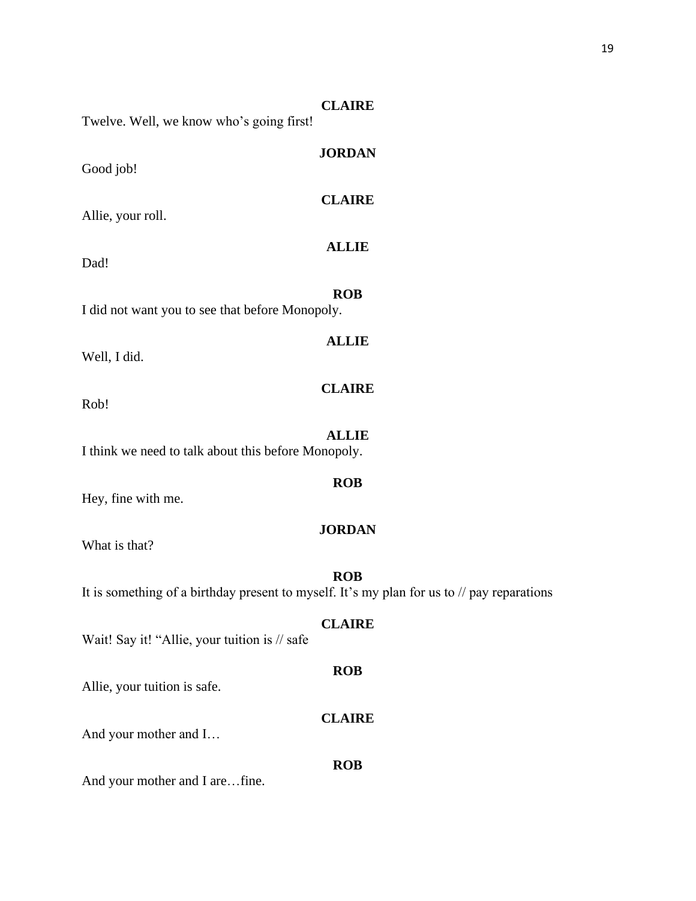**CLAIRE**

Twelve. Well, we know who's going first!

**JORDAN**

Good job!

**CLAIRE**

Allie, your roll.

**ALLIE**

Dad!

**ROB**

I did not want you to see that before Monopoly.

**ALLIE**

Well, I did.

**CLAIRE**

Rob!

**ALLIE**

I think we need to talk about this before Monopoly.

**ROB**

Hey, fine with me.

**JORDAN**

What is that?

**ROB**

It is something of a birthday present to myself. It's my plan for us to // pay reparations

**CLAIRE**

Wait! Say it! "Allie, your tuition is // safe

**ROB**

Allie, your tuition is safe.

**CLAIRE**

And your mother and I…

**ROB**

And your mother and I are…fine.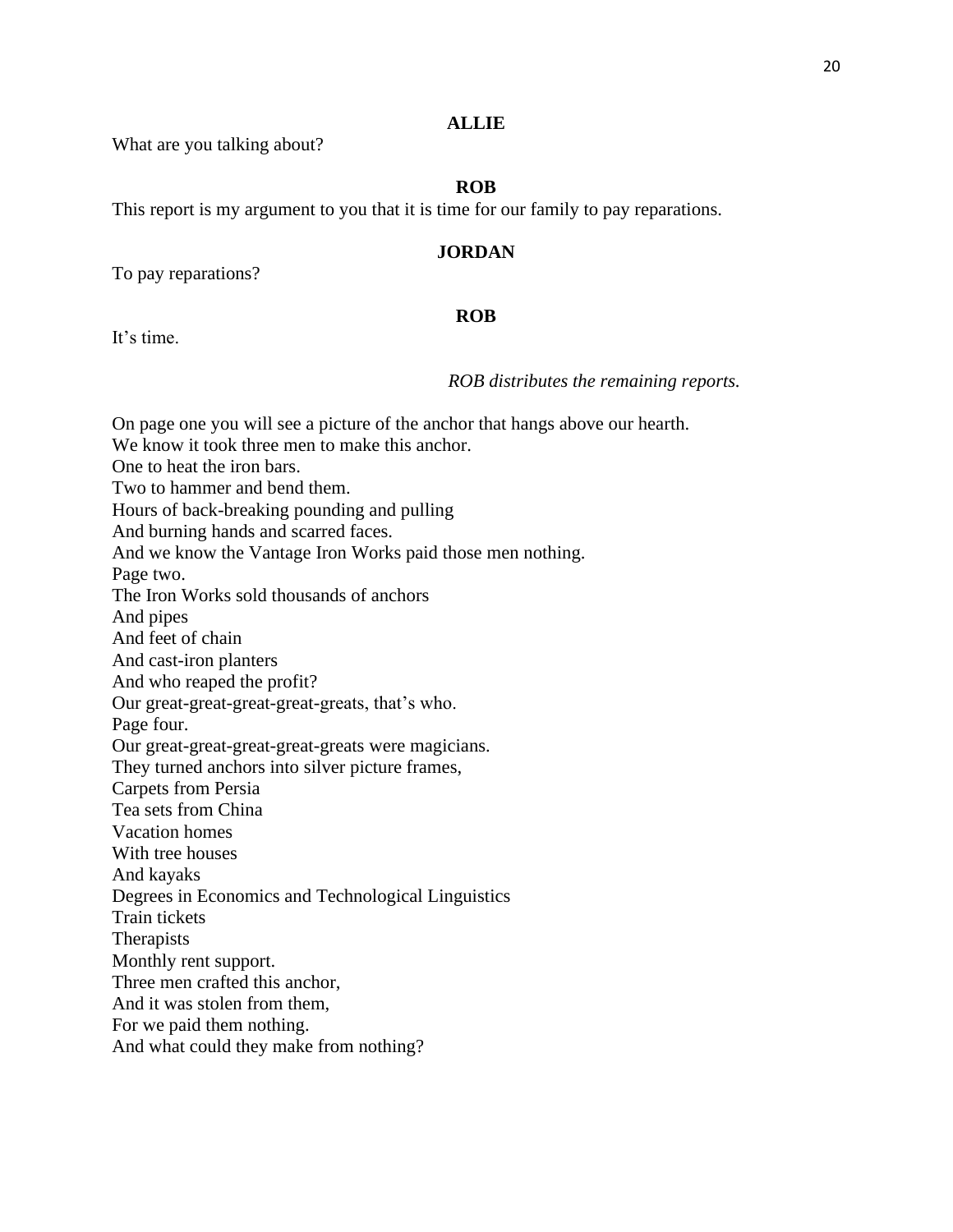**ALLIE**

What are you talking about?

**ROB**

This report is my argument to you that it is time for our family to pay reparations.

**JORDAN**

To pay reparations?

**ROB**

It's time.

*ROB distributes the remaining reports.*

On page one you will see a picture of the anchor that hangs above our hearth.  
We know it took three men to make this anchor.  
One to heat the iron bars.  
Two to hammer and bend them.  
Hours of back-breaking pounding and pulling  
And burning hands and scarred faces.  
And we know the Vantage Iron Works paid those men nothing.  
Page two.  
The Iron Works sold thousands of anchors  
And pipes  
And feet of chain  
And cast-iron planters  
And who reaped the profit?  
Our great-great-great-great-greats, that's who.  
Page four.  
Our great-great-great-great-greats were magicians.  
They turned anchors into silver picture frames,  
Carpets from Persia  
Tea sets from China  
Vacation homes  
With tree houses  
And kayaks  
Degrees in Economics and Technological Linguistics  
Train tickets  
Therapists  
Monthly rent support.  
Three men crafted this anchor,  
And it was stolen from them,  
For we paid them nothing.  
And what could they make from nothing?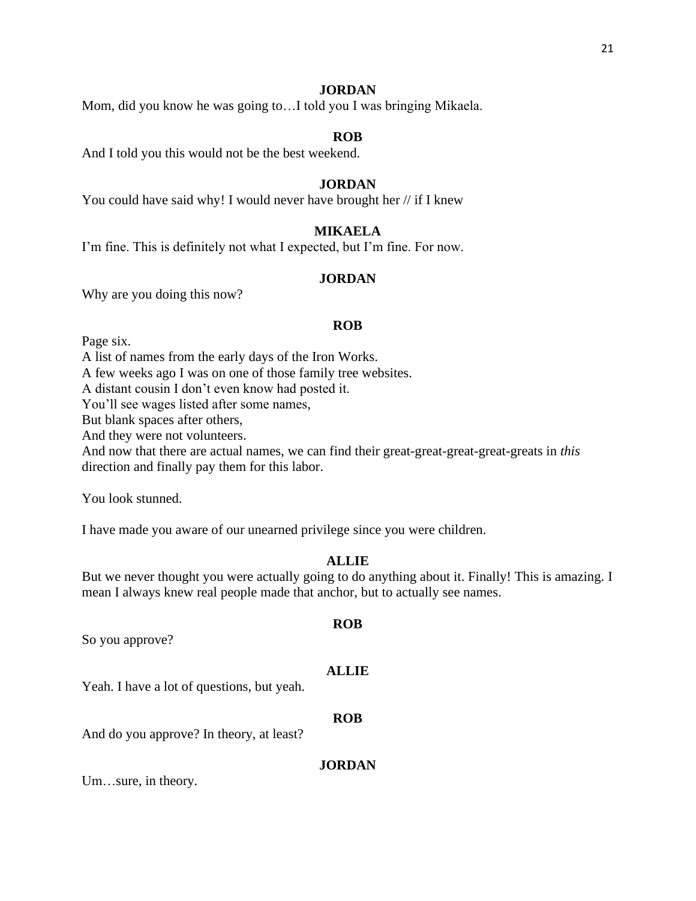**JORDAN**

Mom, did you know he was going to…I told you I was bringing Mikaela.

**ROB**

And I told you this would not be the best weekend.

**JORDAN**

You could have said why! I would never have brought her // if I knew

**MIKAELA**

I'm fine. This is definitely not what I expected, but I'm fine. For now.

**JORDAN**

Why are you doing this now?

**ROB**

Page six.
A list of names from the early days of the Iron Works.
A few weeks ago I was on one of those family tree websites.
A distant cousin I don't even know had posted it.
You'll see wages listed after some names,
But blank spaces after others,
And they were not volunteers.
And now that there are actual names, we can find their great-great-great-great-greats in *this* direction and finally pay them for this labor.

You look stunned.

I have made you aware of our unearned privilege since you were children.

**ALLIE**

But we never thought you were actually going to do anything about it. Finally! This is amazing. I mean I always knew real people made that anchor, but to actually see names.

**ROB**

So you approve?

**ALLIE**

Yeah. I have a lot of questions, but yeah.

**ROB**

And do you approve? In theory, at least?

**JORDAN**

Um…sure, in theory.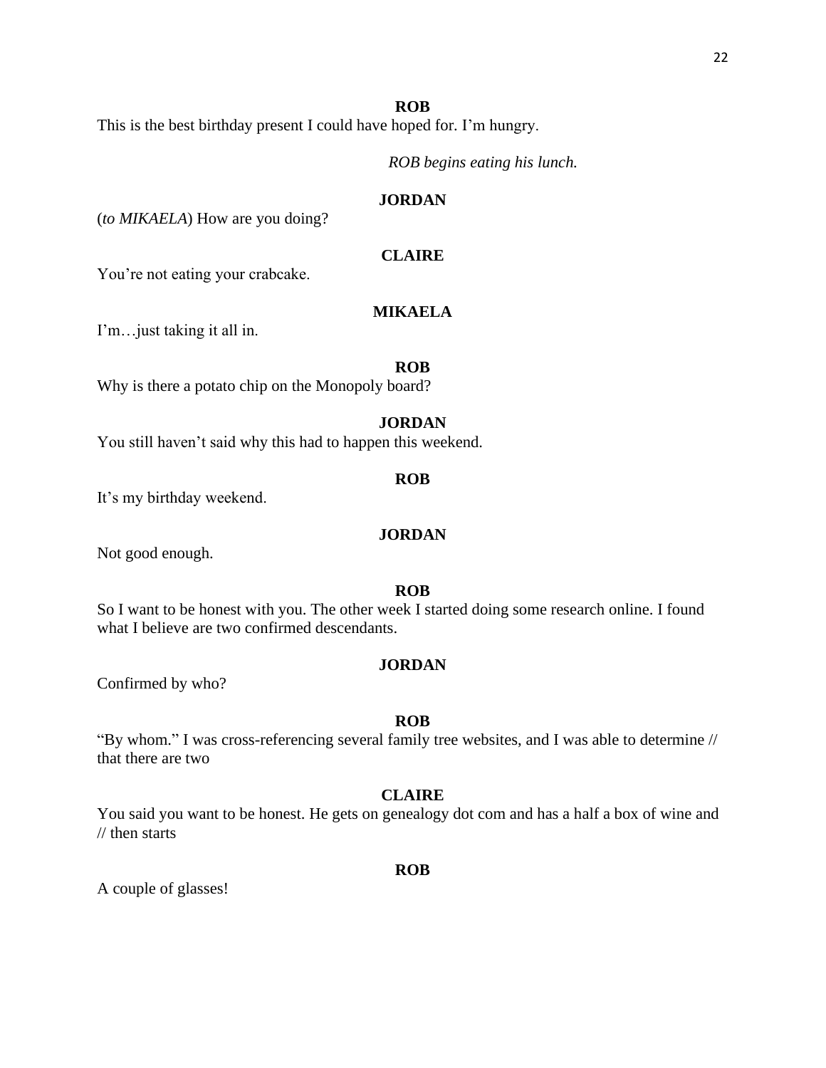**ROB**

This is the best birthday present I could have hoped for. I'm hungry.

*ROB begins eating his lunch.*

**JORDAN**

(*to MIKAELA*) How are you doing?

**CLAIRE**

You're not eating your crabcake.

**MIKAELA**

I'm…just taking it all in.

**ROB**

Why is there a potato chip on the Monopoly board?

**JORDAN**

You still haven't said why this had to happen this weekend.

**ROB**

It's my birthday weekend.

**JORDAN**

Not good enough.

**ROB**

So I want to be honest with you. The other week I started doing some research online. I found what I believe are two confirmed descendants.

**JORDAN**

Confirmed by who?

**ROB**

"By whom." I was cross-referencing several family tree websites, and I was able to determine // that there are two

**CLAIRE**

You said you want to be honest. He gets on genealogy dot com and has a half a box of wine and // then starts

**ROB**

A couple of glasses!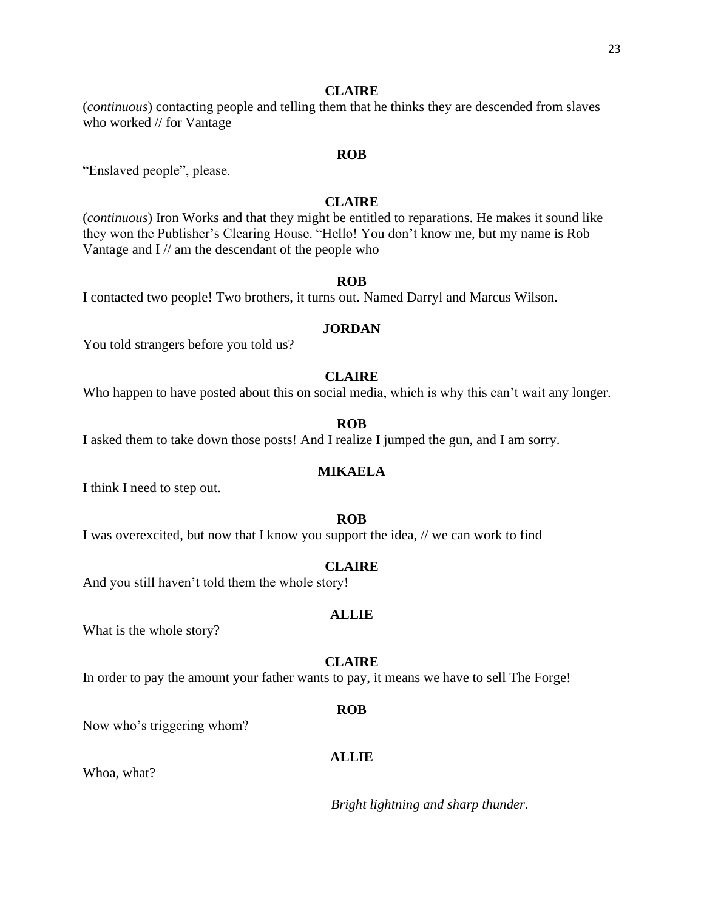**CLAIRE**

(*continuous*) contacting people and telling them that he thinks they are descended from slaves who worked // for Vantage

**ROB**

"Enslaved people", please.

**CLAIRE**

(*continuous*) Iron Works and that they might be entitled to reparations. He makes it sound like they won the Publisher's Clearing House. "Hello! You don't know me, but my name is Rob Vantage and I // am the descendant of the people who

**ROB**

I contacted two people! Two brothers, it turns out. Named Darryl and Marcus Wilson.

**JORDAN**

You told strangers before you told us?

**CLAIRE**

Who happen to have posted about this on social media, which is why this can't wait any longer.

**ROB**

I asked them to take down those posts! And I realize I jumped the gun, and I am sorry.

**MIKAELA**

I think I need to step out.

**ROB**

I was overexcited, but now that I know you support the idea, // we can work to find

**CLAIRE**

And you still haven't told them the whole story!

**ALLIE**

What is the whole story?

**CLAIRE**

In order to pay the amount your father wants to pay, it means we have to sell The Forge!

**ROB**

Now who's triggering whom?

**ALLIE**

Whoa, what?

*Bright lightning and sharp thunder.*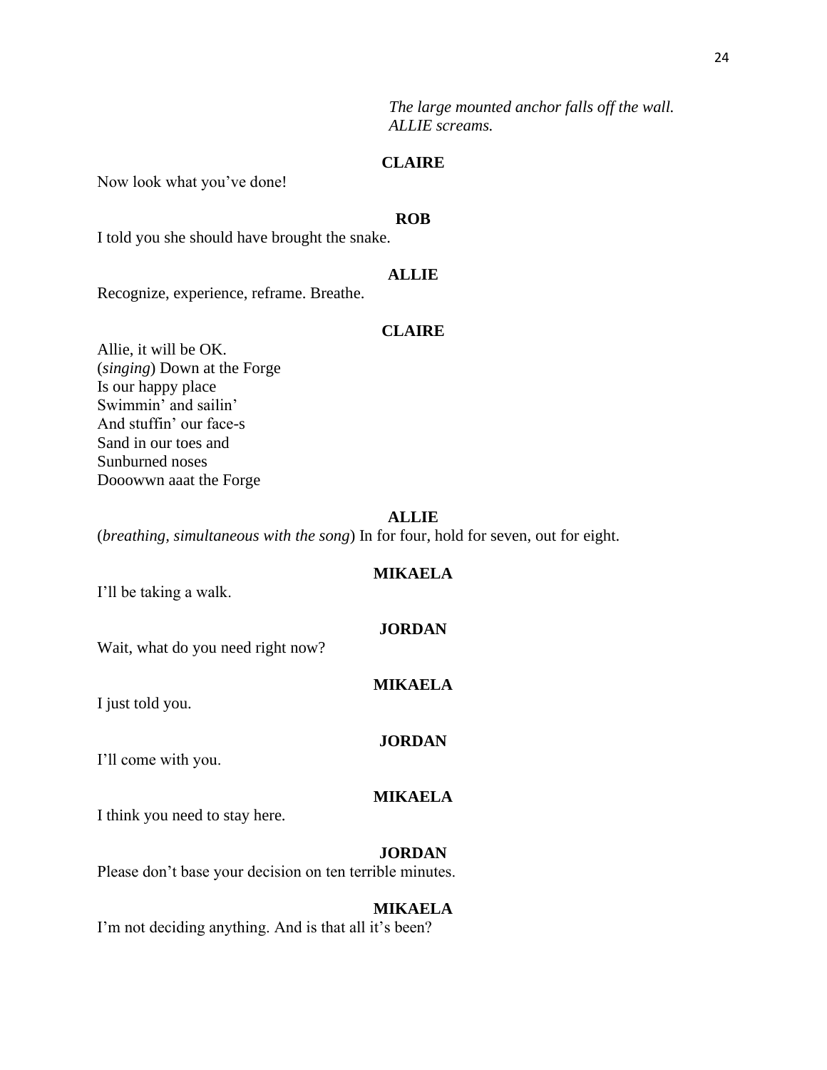*The large mounted anchor falls off the wall. ALLIE screams.*

**CLAIRE**

Now look what you've done!

**ROB**

I told you she should have brought the snake.

**ALLIE**

Recognize, experience, reframe. Breathe.

**CLAIRE**

Allie, it will be OK.
(*singing*) Down at the Forge
Is our happy place
Swimmin' and sailin'
And stuffin' our face-s
Sand in our toes and
Sunburned noses
Dooowwn aaat the Forge

**ALLIE**

(*breathing, simultaneous with the song*) In for four, hold for seven, out for eight.

**MIKAELA**

I'll be taking a walk.

**JORDAN**

Wait, what do you need right now?

**MIKAELA**

I just told you.

**JORDAN**

I'll come with you.

**MIKAELA**

I think you need to stay here.

**JORDAN**

Please don't base your decision on ten terrible minutes.

**MIKAELA**

I'm not deciding anything. And is that all it's been?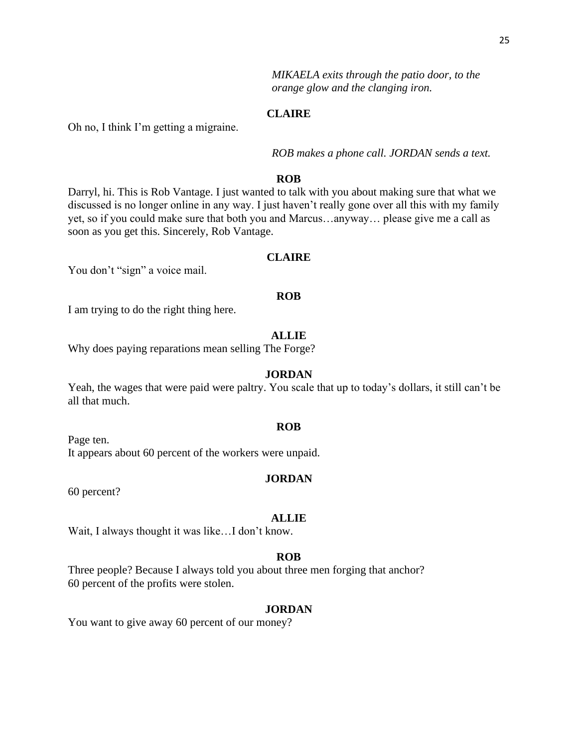*MIKAELA exits through the patio door, to the orange glow and the clanging iron.*

**CLAIRE**

Oh no, I think I'm getting a migraine.

*ROB makes a phone call. JORDAN sends a text.*

**ROB**

Darryl, hi. This is Rob Vantage. I just wanted to talk with you about making sure that what we discussed is no longer online in any way. I just haven't really gone over all this with my family yet, so if you could make sure that both you and Marcus…anyway… please give me a call as soon as you get this. Sincerely, Rob Vantage.

**CLAIRE**

You don't "sign" a voice mail.

**ROB**

I am trying to do the right thing here.

**ALLIE**

Why does paying reparations mean selling The Forge?

**JORDAN**

Yeah, the wages that were paid were paltry. You scale that up to today's dollars, it still can't be all that much.

**ROB**

Page ten.
It appears about 60 percent of the workers were unpaid.

**JORDAN**

60 percent?

**ALLIE**

Wait, I always thought it was like…I don't know.

**ROB**

Three people? Because I always told you about three men forging that anchor?
60 percent of the profits were stolen.

**JORDAN**

You want to give away 60 percent of our money?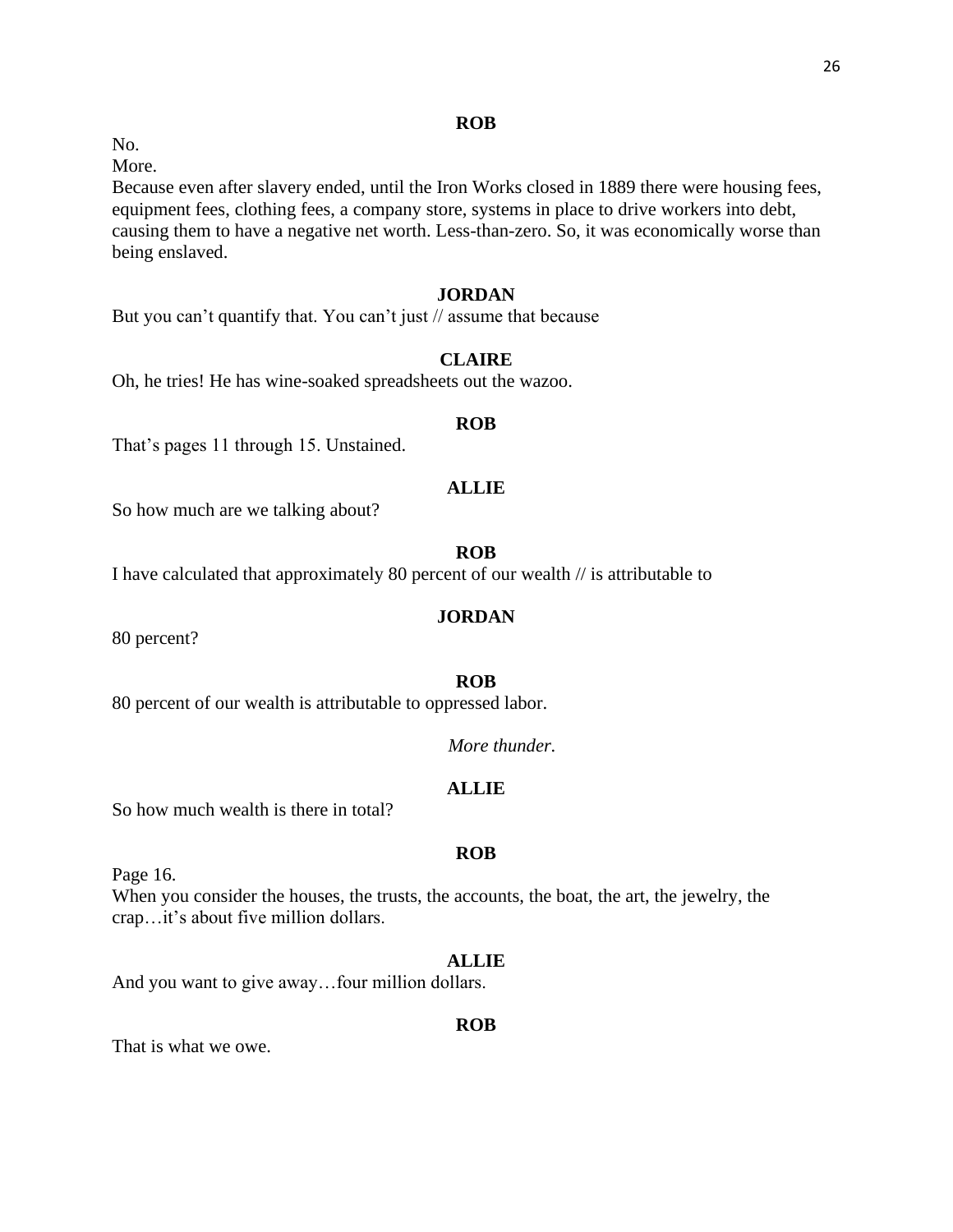**ROB**

No.
More.
Because even after slavery ended, until the Iron Works closed in 1889 there were housing fees, equipment fees, clothing fees, a company store, systems in place to drive workers into debt, causing them to have a negative net worth. Less-than-zero. So, it was economically worse than being enslaved.

**JORDAN**

But you can't quantify that. You can't just // assume that because

**CLAIRE**

Oh, he tries! He has wine-soaked spreadsheets out the wazoo.

**ROB**

That's pages 11 through 15. Unstained.

**ALLIE**

So how much are we talking about?

**ROB**

I have calculated that approximately 80 percent of our wealth // is attributable to

**JORDAN**

80 percent?

**ROB**

80 percent of our wealth is attributable to oppressed labor.

*More thunder.*

**ALLIE**

So how much wealth is there in total?

**ROB**

Page 16.
When you consider the houses, the trusts, the accounts, the boat, the art, the jewelry, the crap…it's about five million dollars.

**ALLIE**

And you want to give away…four million dollars.

**ROB**

That is what we owe.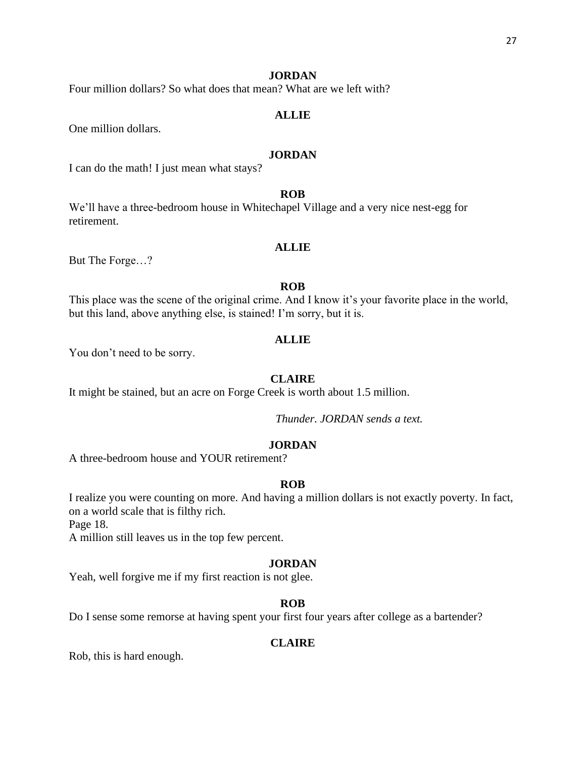**JORDAN**

Four million dollars? So what does that mean? What are we left with?

**ALLIE**

One million dollars.

**JORDAN**

I can do the math! I just mean what stays?

**ROB**

We'll have a three-bedroom house in Whitechapel Village and a very nice nest-egg for retirement.

**ALLIE**

But The Forge…?

**ROB**

This place was the scene of the original crime. And I know it's your favorite place in the world, but this land, above anything else, is stained! I'm sorry, but it is.

**ALLIE**

You don't need to be sorry.

**CLAIRE**

It might be stained, but an acre on Forge Creek is worth about 1.5 million.

*Thunder. JORDAN sends a text.*

**JORDAN**

A three-bedroom house and YOUR retirement?

**ROB**

I realize you were counting on more. And having a million dollars is not exactly poverty. In fact, on a world scale that is filthy rich.
Page 18.
A million still leaves us in the top few percent.

**JORDAN**

Yeah, well forgive me if my first reaction is not glee.

**ROB**

Do I sense some remorse at having spent your first four years after college as a bartender?

**CLAIRE**

Rob, this is hard enough.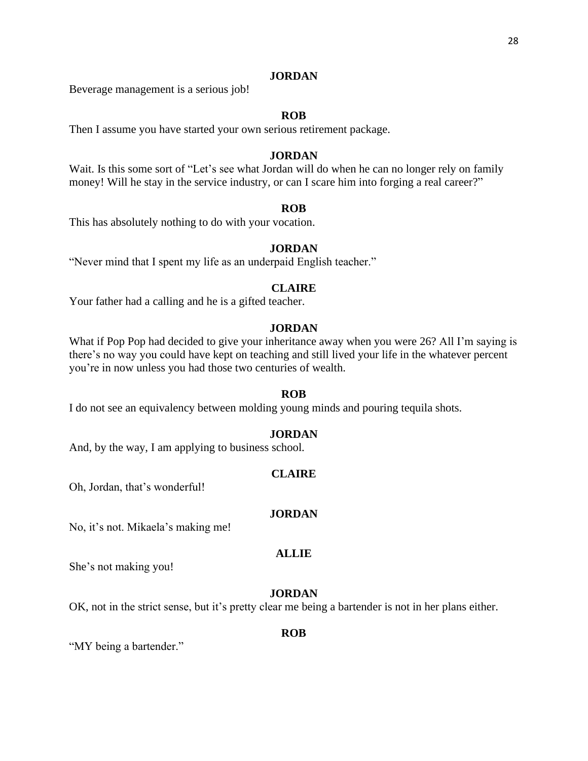**JORDAN**

Beverage management is a serious job!

**ROB**

Then I assume you have started your own serious retirement package.

**JORDAN**

Wait. Is this some sort of "Let's see what Jordan will do when he can no longer rely on family money! Will he stay in the service industry, or can I scare him into forging a real career?"

**ROB**

This has absolutely nothing to do with your vocation.

**JORDAN**

"Never mind that I spent my life as an underpaid English teacher."

**CLAIRE**

Your father had a calling and he is a gifted teacher.

**JORDAN**

What if Pop Pop had decided to give your inheritance away when you were 26? All I'm saying is there's no way you could have kept on teaching and still lived your life in the whatever percent you're in now unless you had those two centuries of wealth.

**ROB**

I do not see an equivalency between molding young minds and pouring tequila shots.

**JORDAN**

And, by the way, I am applying to business school.

**CLAIRE**

Oh, Jordan, that's wonderful!

**JORDAN**

No, it's not. Mikaela's making me!

**ALLIE**

She's not making you!

**JORDAN**

OK, not in the strict sense, but it's pretty clear me being a bartender is not in her plans either.

**ROB**

"MY being a bartender."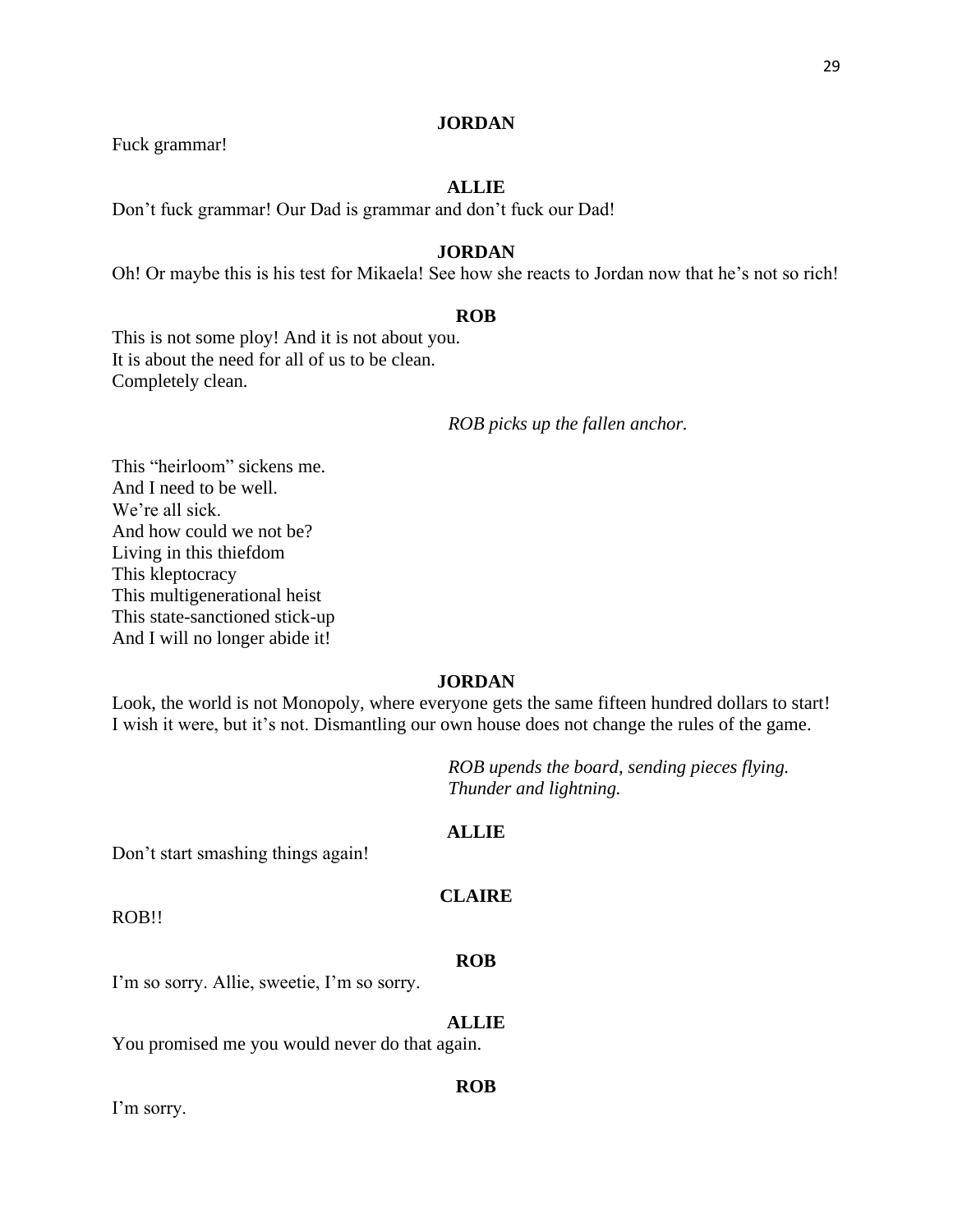**JORDAN**

Fuck grammar!

**ALLIE**

Don't fuck grammar! Our Dad is grammar and don't fuck our Dad!

**JORDAN**

Oh! Or maybe this is his test for Mikaela! See how she reacts to Jordan now that he's not so rich!

**ROB**

This is not some ploy! And it is not about you.
It is about the need for all of us to be clean.
Completely clean.

*ROB picks up the fallen anchor.*

This "heirloom" sickens me.
And I need to be well.
We're all sick.
And how could we not be?
Living in this thiefdom
This kleptocracy
This multigenerational heist
This state-sanctioned stick-up
And I will no longer abide it!

**JORDAN**

Look, the world is not Monopoly, where everyone gets the same fifteen hundred dollars to start! I wish it were, but it's not. Dismantling our own house does not change the rules of the game.

*ROB upends the board, sending pieces flying.*
*Thunder and lightning.*

**ALLIE**

Don't start smashing things again!

**CLAIRE**

ROB!!

**ROB**

I'm so sorry. Allie, sweetie, I'm so sorry.

**ALLIE**

You promised me you would never do that again.

**ROB**

I'm sorry.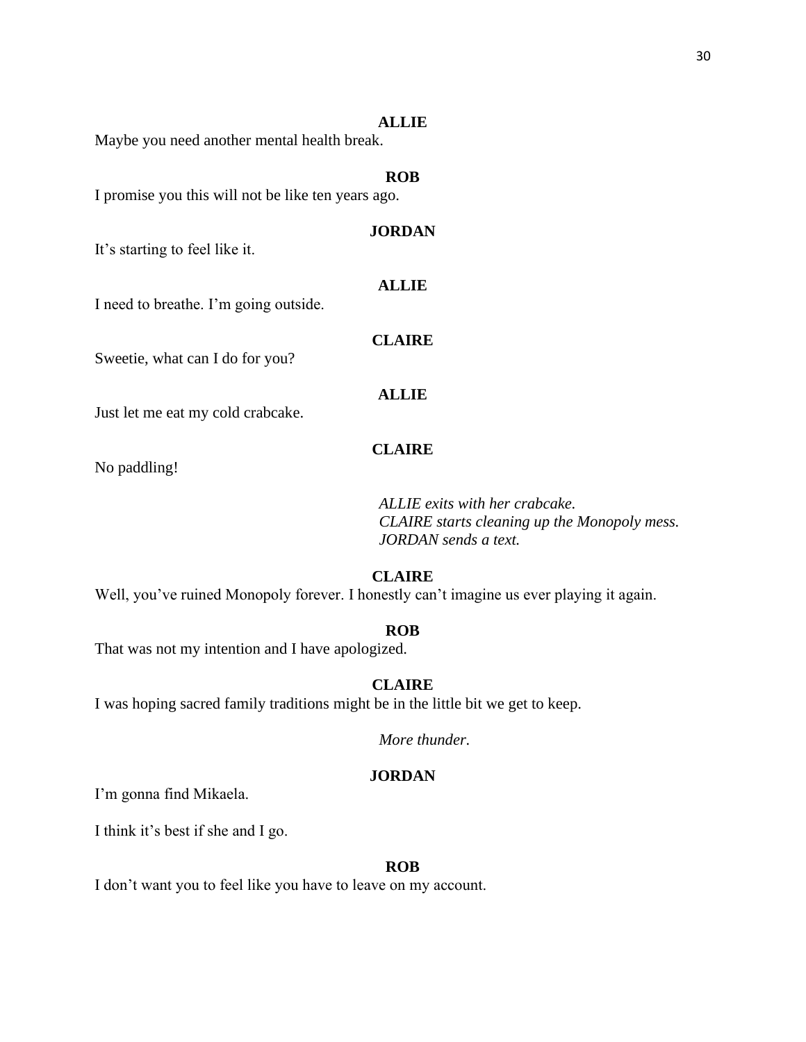**ALLIE**

Maybe you need another mental health break.

**ROB**

I promise you this will not be like ten years ago.

**JORDAN**

It's starting to feel like it.

**ALLIE**

I need to breathe. I'm going outside.

**CLAIRE**

Sweetie, what can I do for you?

**ALLIE**

Just let me eat my cold crabcake.

**CLAIRE**

No paddling!

*ALLIE exits with her crabcake.*
*CLAIRE starts cleaning up the Monopoly mess.*
*JORDAN sends a text.*

**CLAIRE**

Well, you've ruined Monopoly forever. I honestly can't imagine us ever playing it again.

**ROB**

That was not my intention and I have apologized.

**CLAIRE**

I was hoping sacred family traditions might be in the little bit we get to keep.

*More thunder.*

**JORDAN**

I'm gonna find Mikaela.

I think it's best if she and I go.

**ROB**

I don't want you to feel like you have to leave on my account.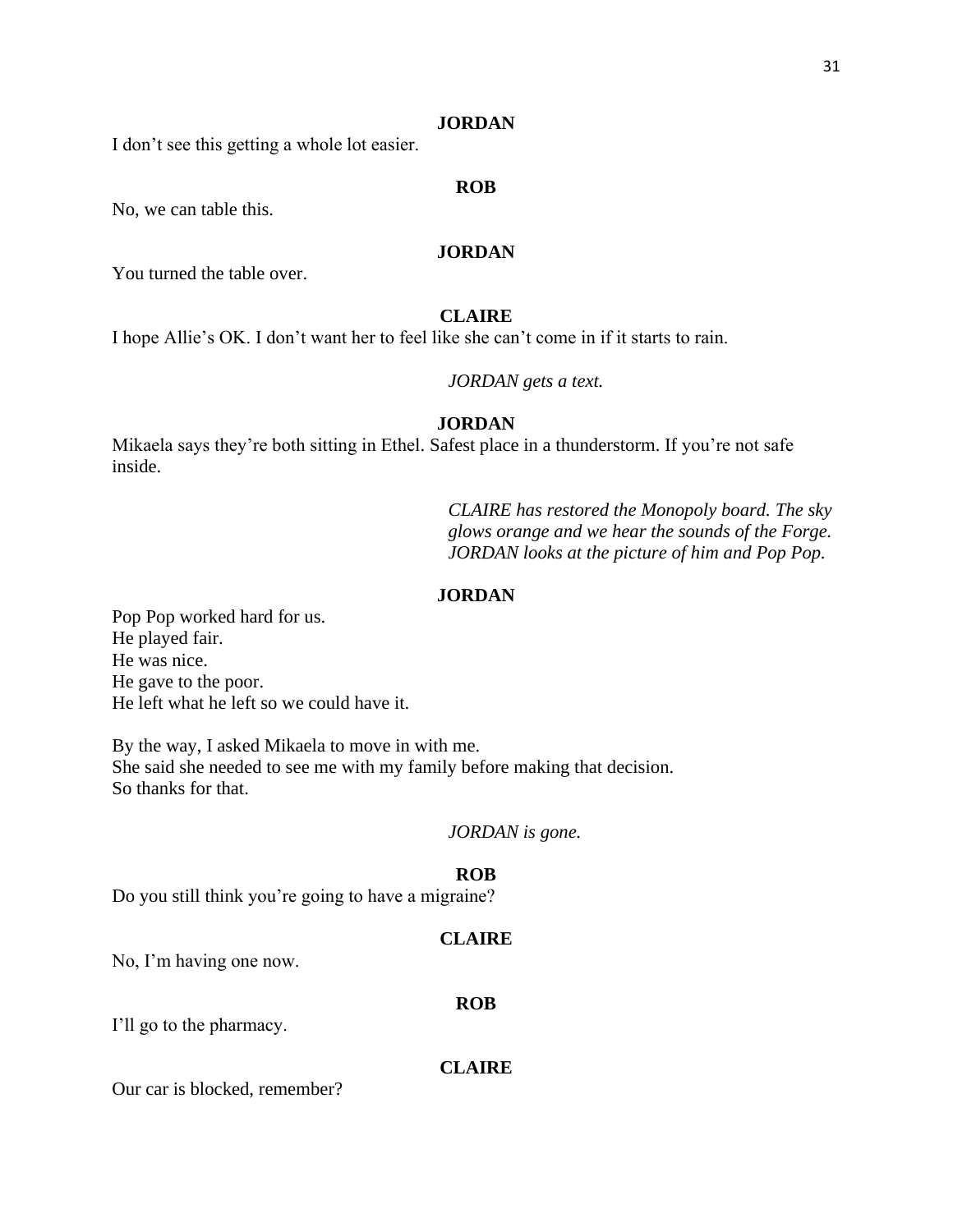**JORDAN**

I don't see this getting a whole lot easier.

**ROB**

No, we can table this.

**JORDAN**

You turned the table over.

**CLAIRE**

I hope Allie's OK. I don't want her to feel like she can't come in if it starts to rain.

*JORDAN gets a text.*

**JORDAN**

Mikaela says they're both sitting in Ethel. Safest place in a thunderstorm. If you're not safe inside.

*CLAIRE has restored the Monopoly board. The sky glows orange and we hear the sounds of the Forge. JORDAN looks at the picture of him and Pop Pop.*

**JORDAN**

Pop Pop worked hard for us.
He played fair.
He was nice.
He gave to the poor.
He left what he left so we could have it.

By the way, I asked Mikaela to move in with me.
She said she needed to see me with my family before making that decision.
So thanks for that.

*JORDAN is gone.*

**ROB**

Do you still think you're going to have a migraine?

**CLAIRE**

No, I'm having one now.

**ROB**

I'll go to the pharmacy.

**CLAIRE**

Our car is blocked, remember?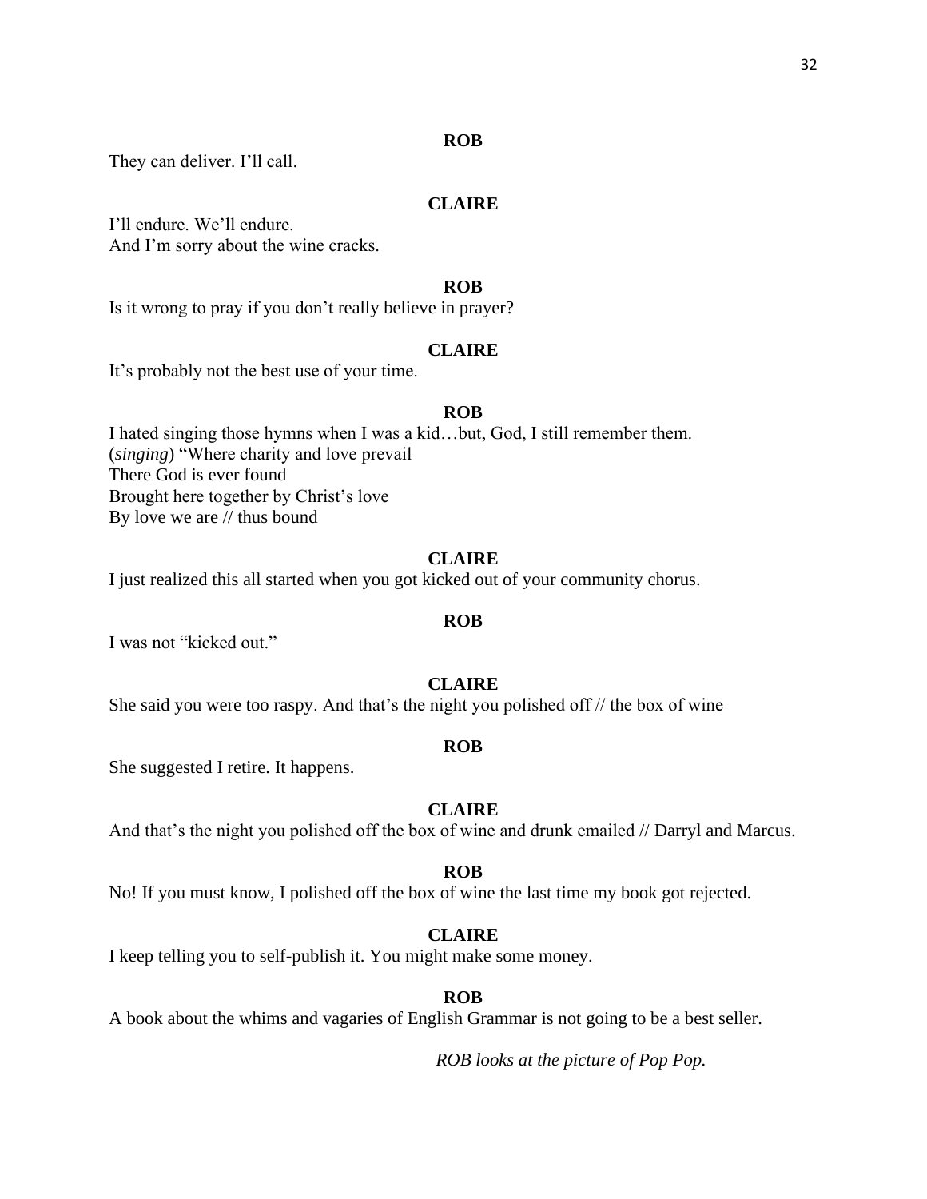**ROB**

They can deliver. I'll call.

**CLAIRE**

I'll endure. We'll endure.
And I'm sorry about the wine cracks.

**ROB**

Is it wrong to pray if you don't really believe in prayer?

**CLAIRE**

It's probably not the best use of your time.

**ROB**

I hated singing those hymns when I was a kid…but, God, I still remember them.
(*singing*) "Where charity and love prevail
There God is ever found
Brought here together by Christ's love
By love we are // thus bound

**CLAIRE**

I just realized this all started when you got kicked out of your community chorus.

**ROB**

I was not "kicked out."

**CLAIRE**

She said you were too raspy. And that's the night you polished off // the box of wine

**ROB**

She suggested I retire. It happens.

**CLAIRE**

And that's the night you polished off the box of wine and drunk emailed // Darryl and Marcus.

**ROB**

No! If you must know, I polished off the box of wine the last time my book got rejected.

**CLAIRE**

I keep telling you to self-publish it. You might make some money.

**ROB**

A book about the whims and vagaries of English Grammar is not going to be a best seller.

*ROB looks at the picture of Pop Pop.*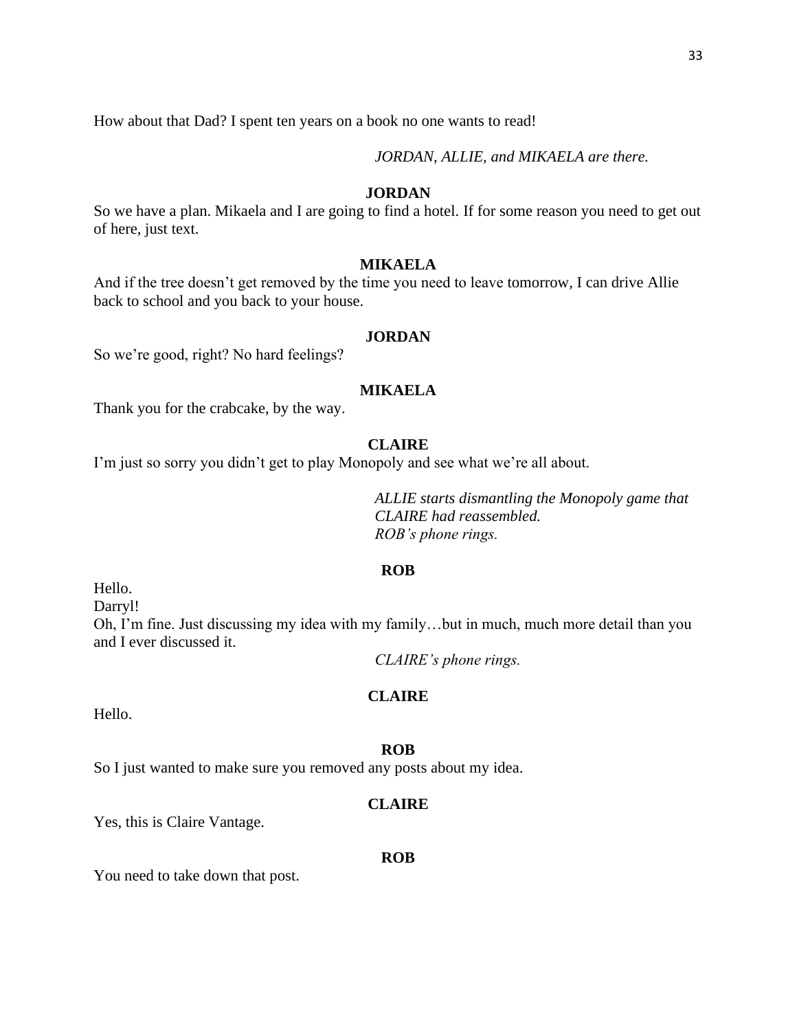How about that Dad? I spent ten years on a book no one wants to read!

*JORDAN, ALLIE, and MIKAELA are there.*

**JORDAN**

So we have a plan. Mikaela and I are going to find a hotel. If for some reason you need to get out of here, just text.

**MIKAELA**

And if the tree doesn't get removed by the time you need to leave tomorrow, I can drive Allie back to school and you back to your house.

**JORDAN**

So we're good, right? No hard feelings?

**MIKAELA**

Thank you for the crabcake, by the way.

**CLAIRE**

I'm just so sorry you didn't get to play Monopoly and see what we're all about.

*ALLIE starts dismantling the Monopoly game that CLAIRE had reassembled.*
*ROB's phone rings.*

**ROB**

Hello.
Darryl!
Oh, I'm fine. Just discussing my idea with my family…but in much, much more detail than you and I ever discussed it.

*CLAIRE's phone rings.*

**CLAIRE**

Hello.

**ROB**

So I just wanted to make sure you removed any posts about my idea.

**CLAIRE**

Yes, this is Claire Vantage.

**ROB**

You need to take down that post.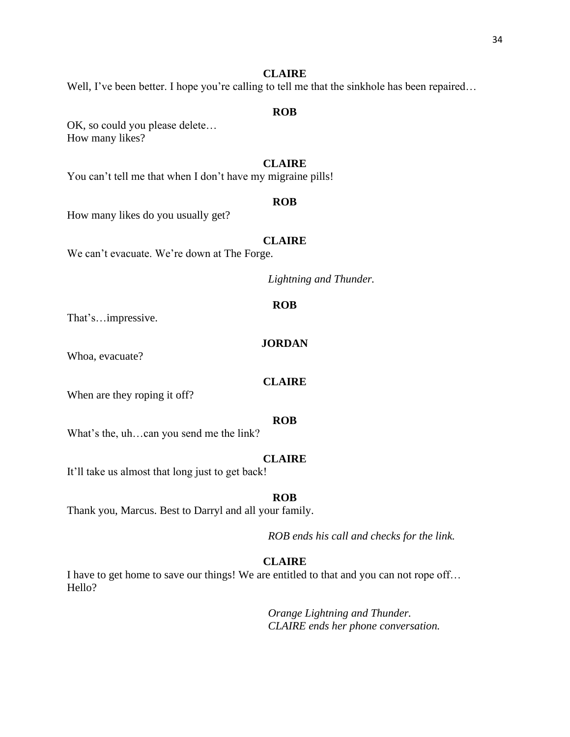**CLAIRE**

Well, I've been better. I hope you're calling to tell me that the sinkhole has been repaired…

**ROB**

OK, so could you please delete…
How many likes?

**CLAIRE**

You can't tell me that when I don't have my migraine pills!

**ROB**

How many likes do you usually get?

**CLAIRE**

We can't evacuate. We're down at The Forge.

*Lightning and Thunder.*

**ROB**

That's…impressive.

**JORDAN**

Whoa, evacuate?

**CLAIRE**

When are they roping it off?

**ROB**

What's the, uh…can you send me the link?

**CLAIRE**

It'll take us almost that long just to get back!

**ROB**

Thank you, Marcus. Best to Darryl and all your family.

*ROB ends his call and checks for the link.*

**CLAIRE**

I have to get home to save our things! We are entitled to that and you can not rope off…
Hello?

*Orange Lightning and Thunder.*
*CLAIRE ends her phone conversation.*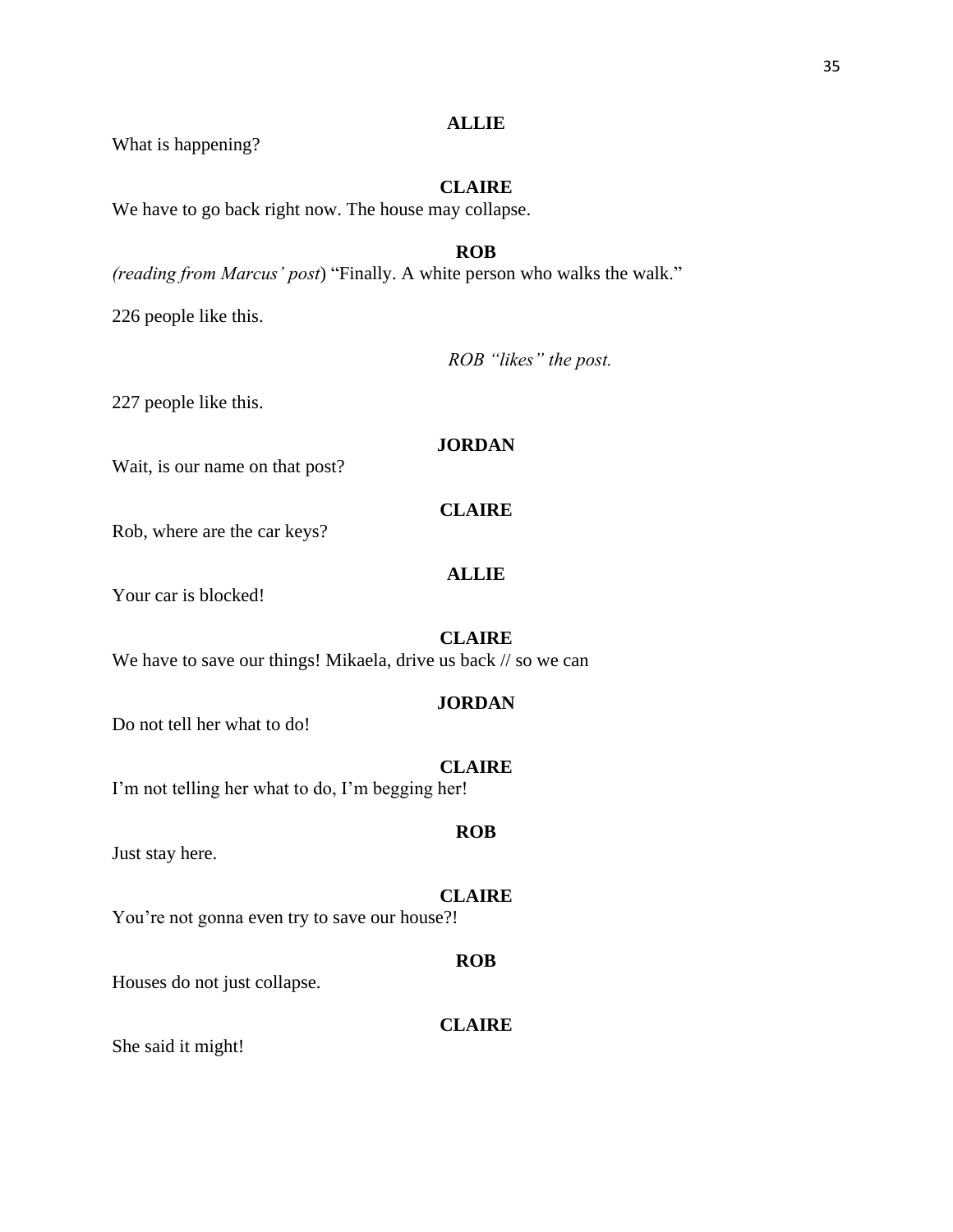**ALLIE**

What is happening?

**CLAIRE**

We have to go back right now. The house may collapse.

**ROB**

*(reading from Marcus' post*) "Finally. A white person who walks the walk."

226 people like this.

*ROB "likes" the post.*

227 people like this.

**JORDAN**

Wait, is our name on that post?

**CLAIRE**

Rob, where are the car keys?

**ALLIE**

Your car is blocked!

**CLAIRE**

We have to save our things! Mikaela, drive us back // so we can

**JORDAN**

Do not tell her what to do!

**CLAIRE**

I'm not telling her what to do, I'm begging her!

**ROB**

Just stay here.

**CLAIRE**

You're not gonna even try to save our house?!

**ROB**

Houses do not just collapse.

**CLAIRE**

She said it might!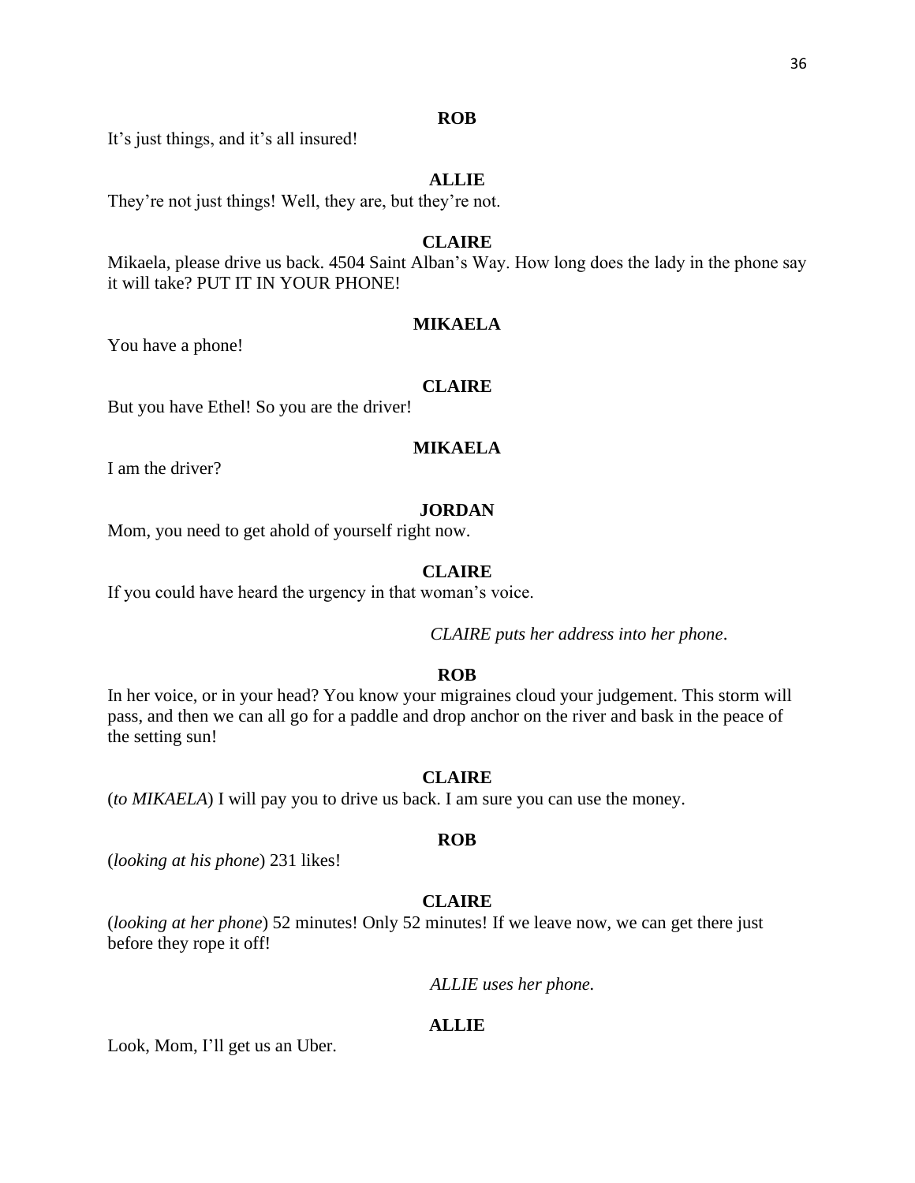**ROB**

It's just things, and it's all insured!

**ALLIE**

They're not just things! Well, they are, but they're not.

**CLAIRE**

Mikaela, please drive us back. 4504 Saint Alban's Way. How long does the lady in the phone say it will take? PUT IT IN YOUR PHONE!

**MIKAELA**

You have a phone!

**CLAIRE**

But you have Ethel! So you are the driver!

**MIKAELA**

I am the driver?

**JORDAN**

Mom, you need to get ahold of yourself right now.

**CLAIRE**

If you could have heard the urgency in that woman's voice.

*CLAIRE puts her address into her phone*.

**ROB**

In her voice, or in your head? You know your migraines cloud your judgement. This storm will pass, and then we can all go for a paddle and drop anchor on the river and bask in the peace of the setting sun!

**CLAIRE**

(*to MIKAELA*) I will pay you to drive us back. I am sure you can use the money.

**ROB**

(*looking at his phone*) 231 likes!

**CLAIRE**

(*looking at her phone*) 52 minutes! Only 52 minutes! If we leave now, we can get there just before they rope it off!

*ALLIE uses her phone.*

**ALLIE**

Look, Mom, I'll get us an Uber.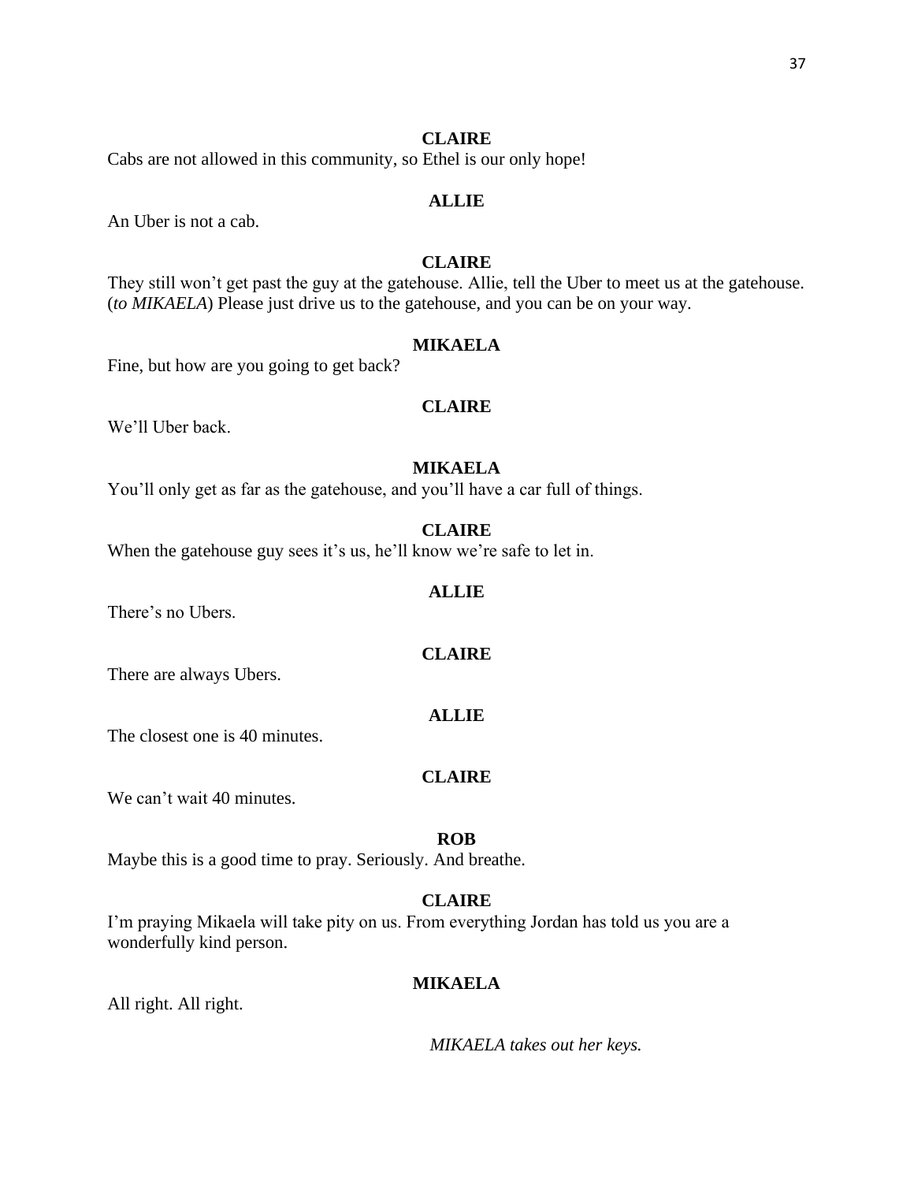**CLAIRE**

Cabs are not allowed in this community, so Ethel is our only hope!

**ALLIE**

An Uber is not a cab.

**CLAIRE**

They still won't get past the guy at the gatehouse. Allie, tell the Uber to meet us at the gatehouse. (*to MIKAELA*) Please just drive us to the gatehouse, and you can be on your way.

**MIKAELA**

Fine, but how are you going to get back?

**CLAIRE**

We'll Uber back.

**MIKAELA**

You'll only get as far as the gatehouse, and you'll have a car full of things.

**CLAIRE**

When the gatehouse guy sees it's us, he'll know we're safe to let in.

**ALLIE**

There's no Ubers.

**CLAIRE**

There are always Ubers.

**ALLIE**

The closest one is 40 minutes.

**CLAIRE**

We can't wait 40 minutes.

**ROB**

Maybe this is a good time to pray. Seriously. And breathe.

**CLAIRE**

I'm praying Mikaela will take pity on us. From everything Jordan has told us you are a wonderfully kind person.

**MIKAELA**

All right. All right.

*MIKAELA takes out her keys.*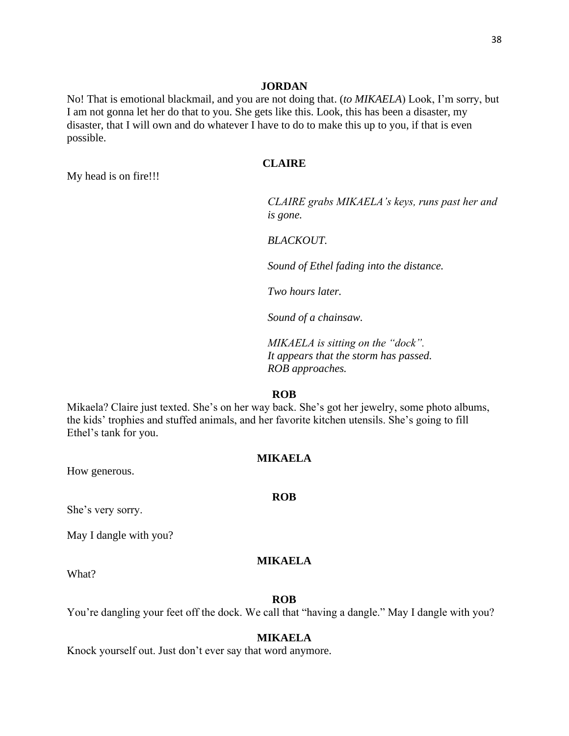**JORDAN**

No! That is emotional blackmail, and you are not doing that. (*to MIKAELA*) Look, I'm sorry, but I am not gonna let her do that to you. She gets like this. Look, this has been a disaster, my disaster, that I will own and do whatever I have to do to make this up to you, if that is even possible.

**CLAIRE**

My head is on fire!!!

*CLAIRE grabs MIKAELA's keys, runs past her and is gone.*

*BLACKOUT.*

*Sound of Ethel fading into the distance.*

*Two hours later.*

*Sound of a chainsaw.*

*MIKAELA is sitting on the "dock".*
*It appears that the storm has passed.*
*ROB approaches.*

**ROB**

Mikaela? Claire just texted. She's on her way back. She's got her jewelry, some photo albums, the kids' trophies and stuffed animals, and her favorite kitchen utensils. She's going to fill Ethel's tank for you.

**MIKAELA**

How generous.

**ROB**

She's very sorry.

May I dangle with you?

**MIKAELA**

What?

**ROB**

You're dangling your feet off the dock. We call that "having a dangle." May I dangle with you?

**MIKAELA**

Knock yourself out. Just don't ever say that word anymore.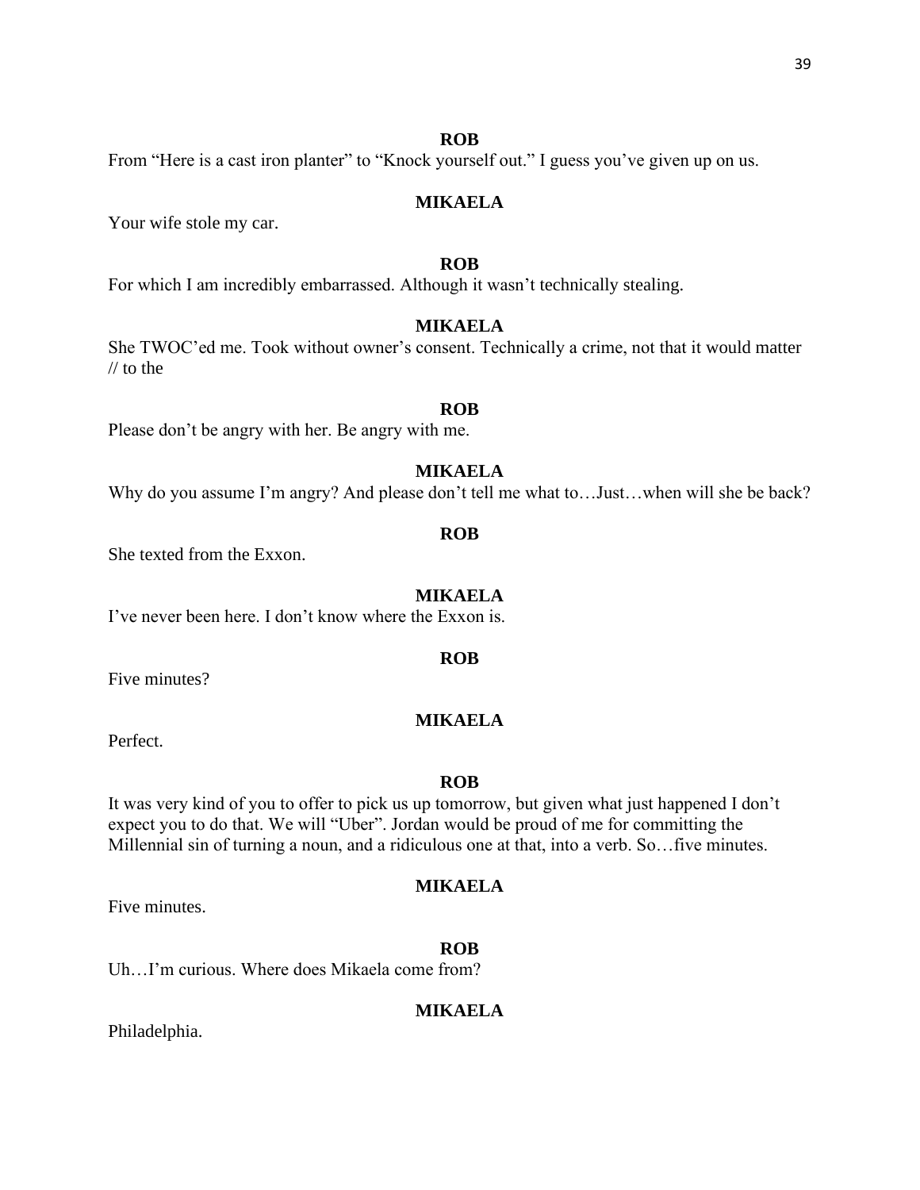**ROB**

From "Here is a cast iron planter" to "Knock yourself out." I guess you've given up on us.

**MIKAELA**

Your wife stole my car.

**ROB**

For which I am incredibly embarrassed. Although it wasn't technically stealing.

**MIKAELA**

She TWOC'ed me. Took without owner's consent. Technically a crime, not that it would matter // to the

**ROB**

Please don't be angry with her. Be angry with me.

**MIKAELA**

Why do you assume I'm angry? And please don't tell me what to…Just…when will she be back?

**ROB**

She texted from the Exxon.

**MIKAELA**

I've never been here. I don't know where the Exxon is.

**ROB**

Five minutes?

**MIKAELA**

Perfect.

**ROB**

It was very kind of you to offer to pick us up tomorrow, but given what just happened I don't expect you to do that. We will "Uber". Jordan would be proud of me for committing the Millennial sin of turning a noun, and a ridiculous one at that, into a verb. So…five minutes.

**MIKAELA**

Five minutes.

**ROB**

Uh…I'm curious. Where does Mikaela come from?

**MIKAELA**

Philadelphia.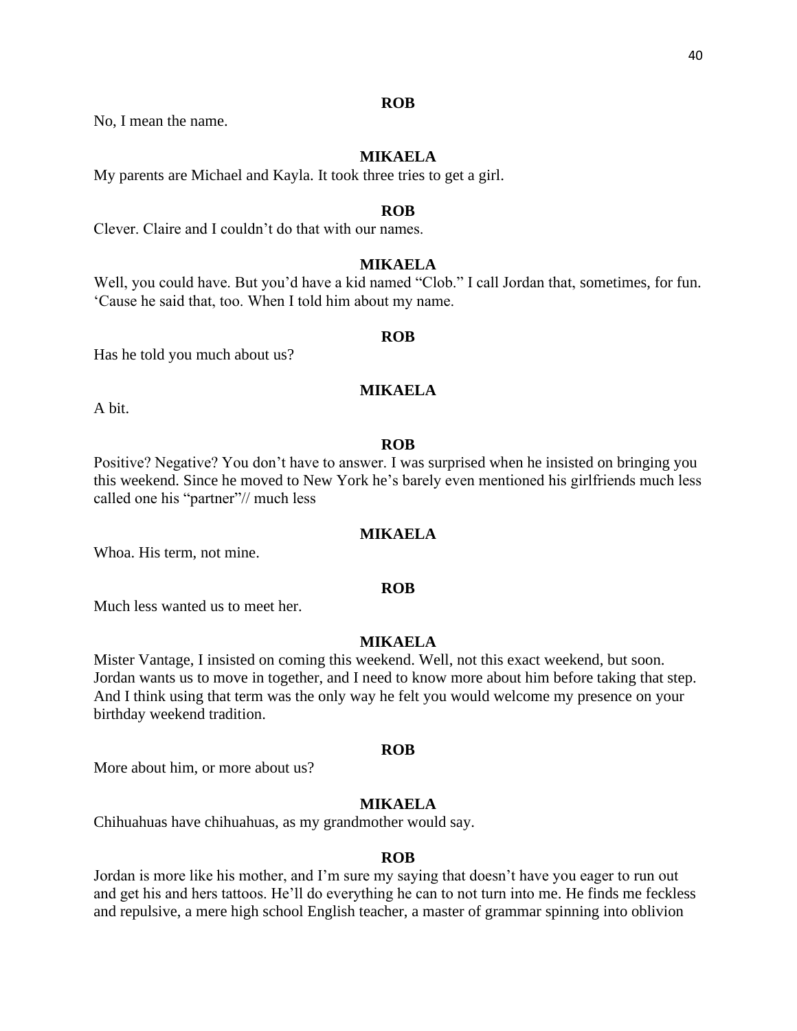**ROB**

No, I mean the name.

**MIKAELA**

My parents are Michael and Kayla. It took three tries to get a girl.

**ROB**

Clever. Claire and I couldn't do that with our names.

**MIKAELA**

Well, you could have. But you'd have a kid named "Clob." I call Jordan that, sometimes, for fun. 'Cause he said that, too. When I told him about my name.

**ROB**

Has he told you much about us?

**MIKAELA**

A bit.

**ROB**

Positive? Negative? You don't have to answer. I was surprised when he insisted on bringing you this weekend. Since he moved to New York he's barely even mentioned his girlfriends much less called one his "partner"// much less

**MIKAELA**

Whoa. His term, not mine.

**ROB**

Much less wanted us to meet her.

**MIKAELA**

Mister Vantage, I insisted on coming this weekend. Well, not this exact weekend, but soon. Jordan wants us to move in together, and I need to know more about him before taking that step. And I think using that term was the only way he felt you would welcome my presence on your birthday weekend tradition.

**ROB**

More about him, or more about us?

**MIKAELA**

Chihuahuas have chihuahuas, as my grandmother would say.

**ROB**

Jordan is more like his mother, and I'm sure my saying that doesn't have you eager to run out and get his and hers tattoos. He'll do everything he can to not turn into me. He finds me feckless and repulsive, a mere high school English teacher, a master of grammar spinning into oblivion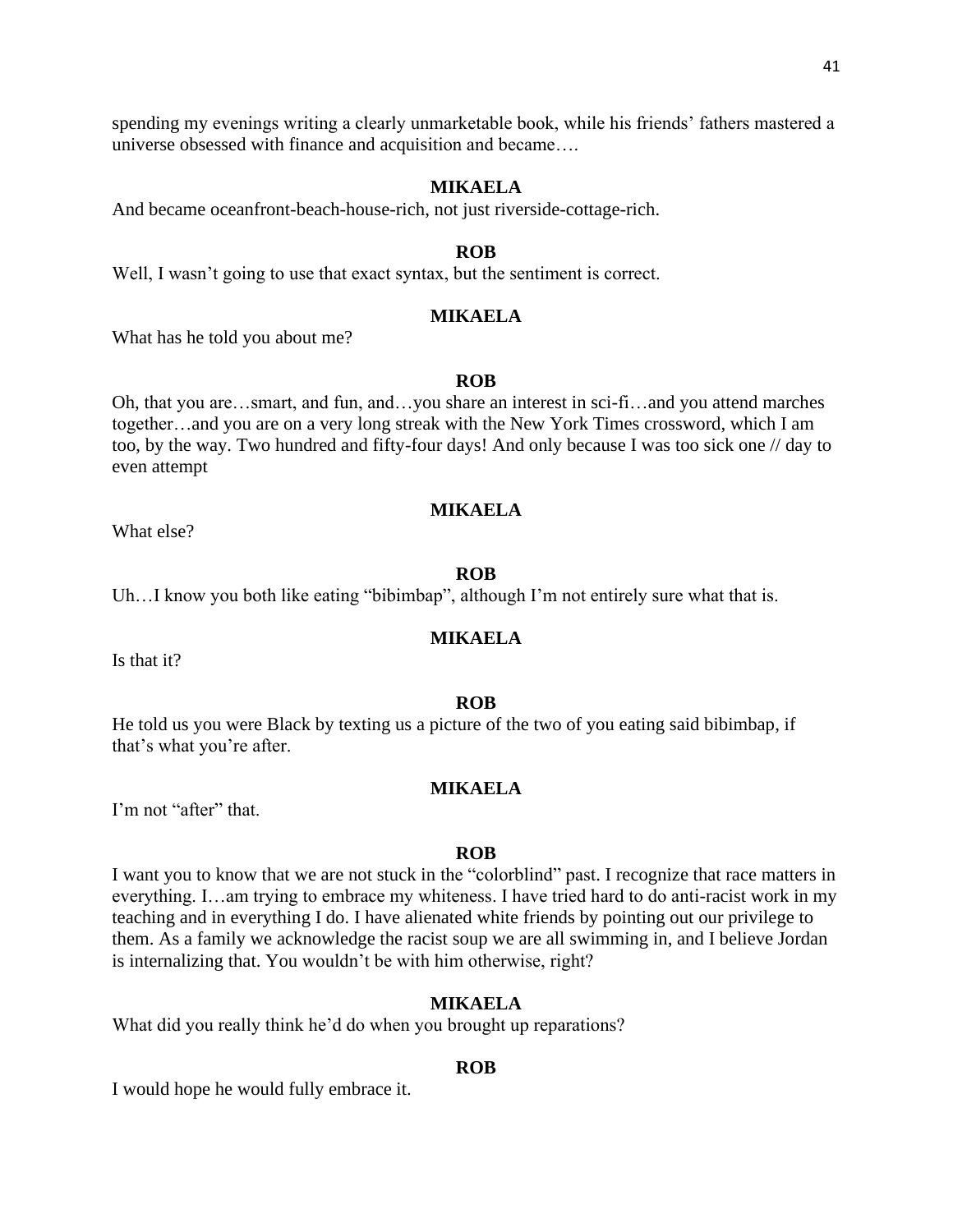spending my evenings writing a clearly unmarketable book, while his friends' fathers mastered a universe obsessed with finance and acquisition and became….

**MIKAELA**

And became oceanfront-beach-house-rich, not just riverside-cottage-rich.

**ROB**

Well, I wasn't going to use that exact syntax, but the sentiment is correct.

**MIKAELA**

What has he told you about me?

**ROB**

Oh, that you are…smart, and fun, and…you share an interest in sci-fi…and you attend marches together…and you are on a very long streak with the New York Times crossword, which I am too, by the way. Two hundred and fifty-four days! And only because I was too sick one // day to even attempt

**MIKAELA**

What else?

**ROB**

Uh…I know you both like eating "bibimbap", although I'm not entirely sure what that is.

**MIKAELA**

Is that it?

**ROB**

He told us you were Black by texting us a picture of the two of you eating said bibimbap, if that's what you're after.

**MIKAELA**

I'm not "after" that.

**ROB**

I want you to know that we are not stuck in the "colorblind" past. I recognize that race matters in everything. I…am trying to embrace my whiteness. I have tried hard to do anti-racist work in my teaching and in everything I do. I have alienated white friends by pointing out our privilege to them. As a family we acknowledge the racist soup we are all swimming in, and I believe Jordan is internalizing that. You wouldn't be with him otherwise, right?

**MIKAELA**

What did you really think he'd do when you brought up reparations?

**ROB**

I would hope he would fully embrace it.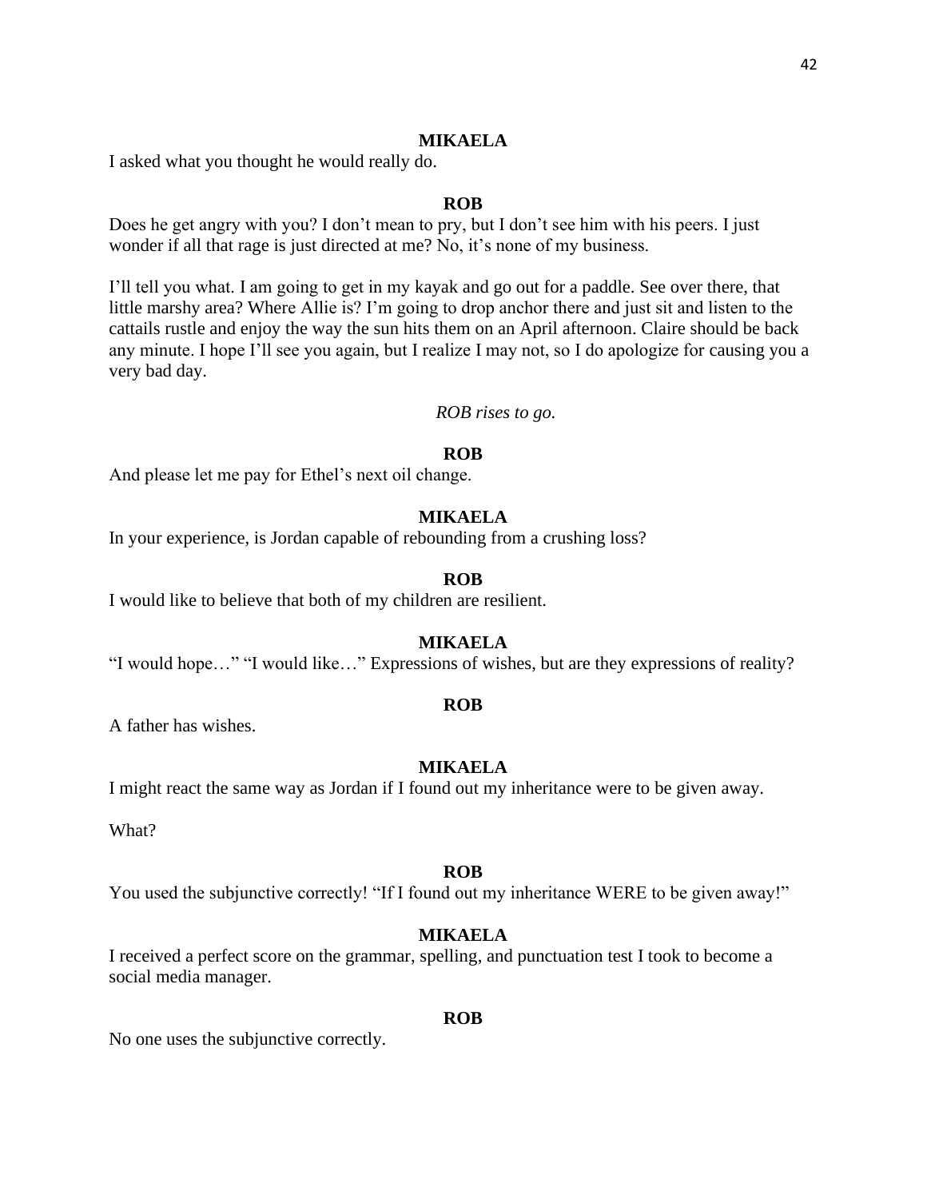**MIKAELA**

I asked what you thought he would really do.

**ROB**

Does he get angry with you? I don't mean to pry, but I don't see him with his peers. I just wonder if all that rage is just directed at me? No, it's none of my business.

I'll tell you what. I am going to get in my kayak and go out for a paddle. See over there, that little marshy area? Where Allie is? I'm going to drop anchor there and just sit and listen to the cattails rustle and enjoy the way the sun hits them on an April afternoon. Claire should be back any minute. I hope I'll see you again, but I realize I may not, so I do apologize for causing you a very bad day.

*ROB rises to go.*

**ROB**

And please let me pay for Ethel's next oil change.

**MIKAELA**

In your experience, is Jordan capable of rebounding from a crushing loss?

**ROB**

I would like to believe that both of my children are resilient.

**MIKAELA**

"I would hope…" "I would like…" Expressions of wishes, but are they expressions of reality?

**ROB**

A father has wishes.

**MIKAELA**

I might react the same way as Jordan if I found out my inheritance were to be given away.

What?

**ROB**

You used the subjunctive correctly! "If I found out my inheritance WERE to be given away!"

**MIKAELA**

I received a perfect score on the grammar, spelling, and punctuation test I took to become a social media manager.

**ROB**

No one uses the subjunctive correctly.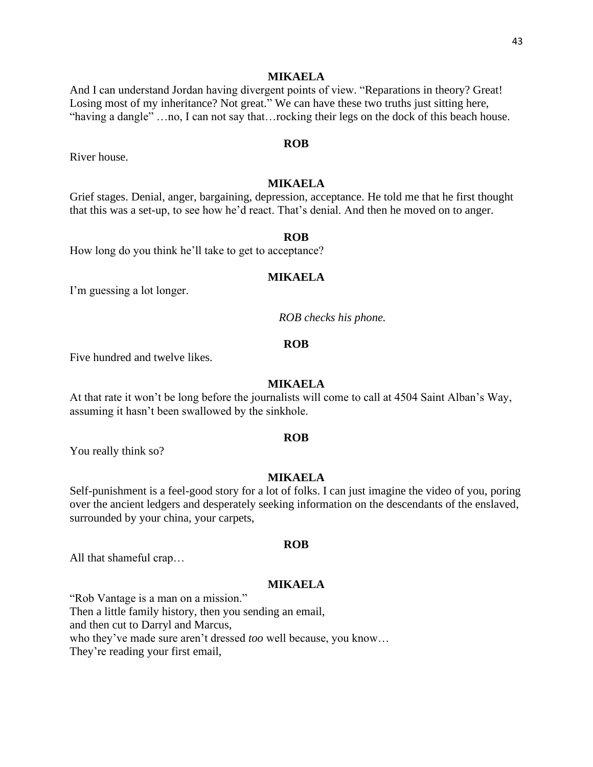**MIKAELA**

And I can understand Jordan having divergent points of view. "Reparations in theory? Great! Losing most of my inheritance? Not great." We can have these two truths just sitting here, "having a dangle" …no, I can not say that…rocking their legs on the dock of this beach house.

**ROB**

River house.

**MIKAELA**

Grief stages. Denial, anger, bargaining, depression, acceptance. He told me that he first thought that this was a set-up, to see how he'd react. That's denial. And then he moved on to anger.

**ROB**

How long do you think he'll take to get to acceptance?

**MIKAELA**

I'm guessing a lot longer.

*ROB checks his phone.*

**ROB**

Five hundred and twelve likes.

**MIKAELA**

At that rate it won't be long before the journalists will come to call at 4504 Saint Alban's Way, assuming it hasn't been swallowed by the sinkhole.

**ROB**

You really think so?

**MIKAELA**

Self-punishment is a feel-good story for a lot of folks. I can just imagine the video of you, poring over the ancient ledgers and desperately seeking information on the descendants of the enslaved, surrounded by your china, your carpets,

**ROB**

All that shameful crap…

**MIKAELA**

"Rob Vantage is a man on a mission."
Then a little family history, then you sending an email,
and then cut to Darryl and Marcus,
who they've made sure aren't dressed *too* well because, you know…
They're reading your first email,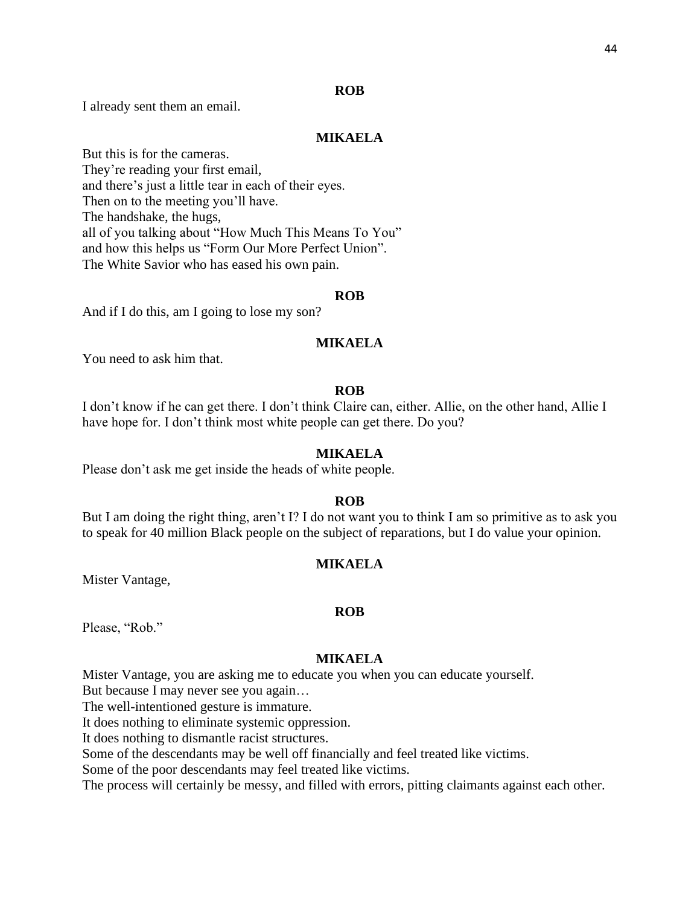**ROB**

I already sent them an email.

**MIKAELA**

But this is for the cameras.
They're reading your first email,
and there's just a little tear in each of their eyes.
Then on to the meeting you'll have.
The handshake, the hugs,
all of you talking about "How Much This Means To You"
and how this helps us "Form Our More Perfect Union".
The White Savior who has eased his own pain.

**ROB**

And if I do this, am I going to lose my son?

**MIKAELA**

You need to ask him that.

**ROB**

I don't know if he can get there. I don't think Claire can, either. Allie, on the other hand, Allie I have hope for. I don't think most white people can get there. Do you?

**MIKAELA**

Please don't ask me get inside the heads of white people.

**ROB**

But I am doing the right thing, aren't I? I do not want you to think I am so primitive as to ask you to speak for 40 million Black people on the subject of reparations, but I do value your opinion.

**MIKAELA**

Mister Vantage,

**ROB**

Please, "Rob."

**MIKAELA**

Mister Vantage, you are asking me to educate you when you can educate yourself.
But because I may never see you again…
The well-intentioned gesture is immature.
It does nothing to eliminate systemic oppression.
It does nothing to dismantle racist structures.
Some of the descendants may be well off financially and feel treated like victims.
Some of the poor descendants may feel treated like victims.
The process will certainly be messy, and filled with errors, pitting claimants against each other.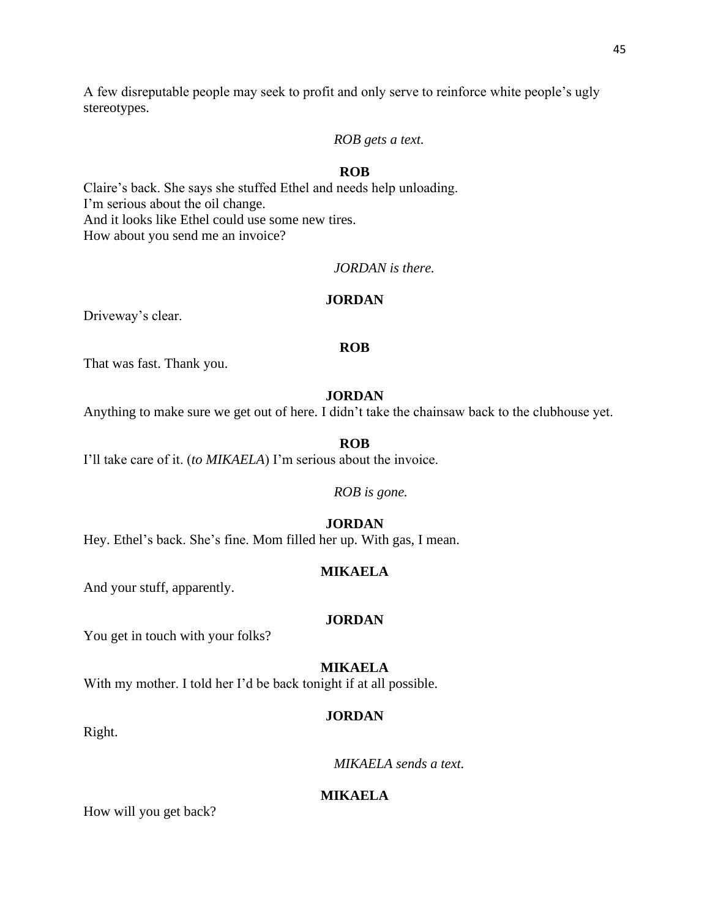A few disreputable people may seek to profit and only serve to reinforce white people's ugly stereotypes.

*ROB gets a text.*

**ROB**

Claire's back. She says she stuffed Ethel and needs help unloading.
I'm serious about the oil change.
And it looks like Ethel could use some new tires.
How about you send me an invoice?

*JORDAN is there.*

**JORDAN**

Driveway's clear.

**ROB**

That was fast. Thank you.

**JORDAN**

Anything to make sure we get out of here. I didn't take the chainsaw back to the clubhouse yet.

**ROB**

I'll take care of it. (*to MIKAELA*) I'm serious about the invoice.

*ROB is gone.*

**JORDAN**

Hey. Ethel's back. She's fine. Mom filled her up. With gas, I mean.

**MIKAELA**

And your stuff, apparently.

**JORDAN**

You get in touch with your folks?

**MIKAELA**

With my mother. I told her I'd be back tonight if at all possible.

**JORDAN**

Right.

*MIKAELA sends a text.*

**MIKAELA**

How will you get back?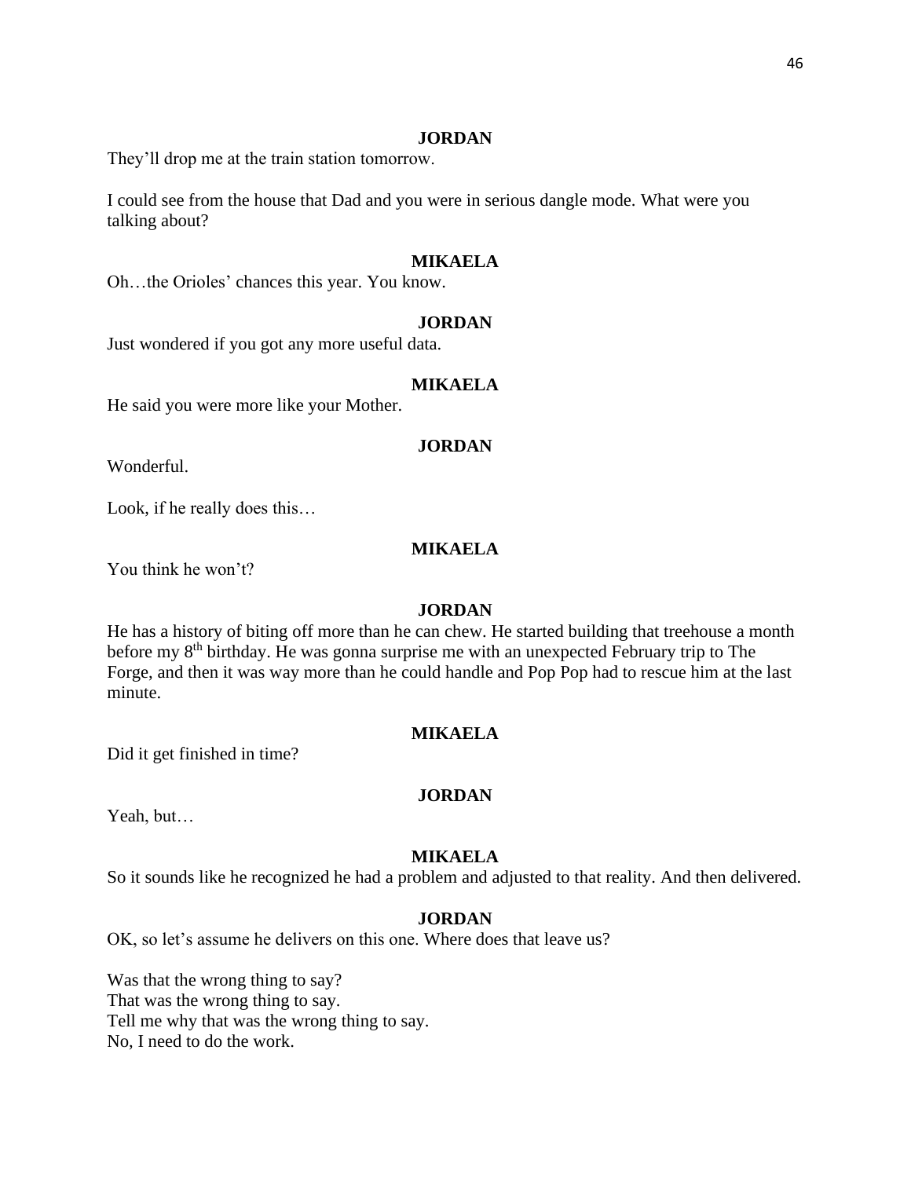**JORDAN**

They'll drop me at the train station tomorrow.

I could see from the house that Dad and you were in serious dangle mode. What were you talking about?

**MIKAELA**

Oh…the Orioles' chances this year. You know.

**JORDAN**

Just wondered if you got any more useful data.

**MIKAELA**

He said you were more like your Mother.

**JORDAN**

Wonderful.

Look, if he really does this…

**MIKAELA**

You think he won't?

**JORDAN**

He has a history of biting off more than he can chew. He started building that treehouse a month before my 8th birthday. He was gonna surprise me with an unexpected February trip to The Forge, and then it was way more than he could handle and Pop Pop had to rescue him at the last minute.

**MIKAELA**

Did it get finished in time?

**JORDAN**

Yeah, but…

**MIKAELA**

So it sounds like he recognized he had a problem and adjusted to that reality. And then delivered.

**JORDAN**

OK, so let's assume he delivers on this one. Where does that leave us?

Was that the wrong thing to say?
That was the wrong thing to say.
Tell me why that was the wrong thing to say.
No, I need to do the work.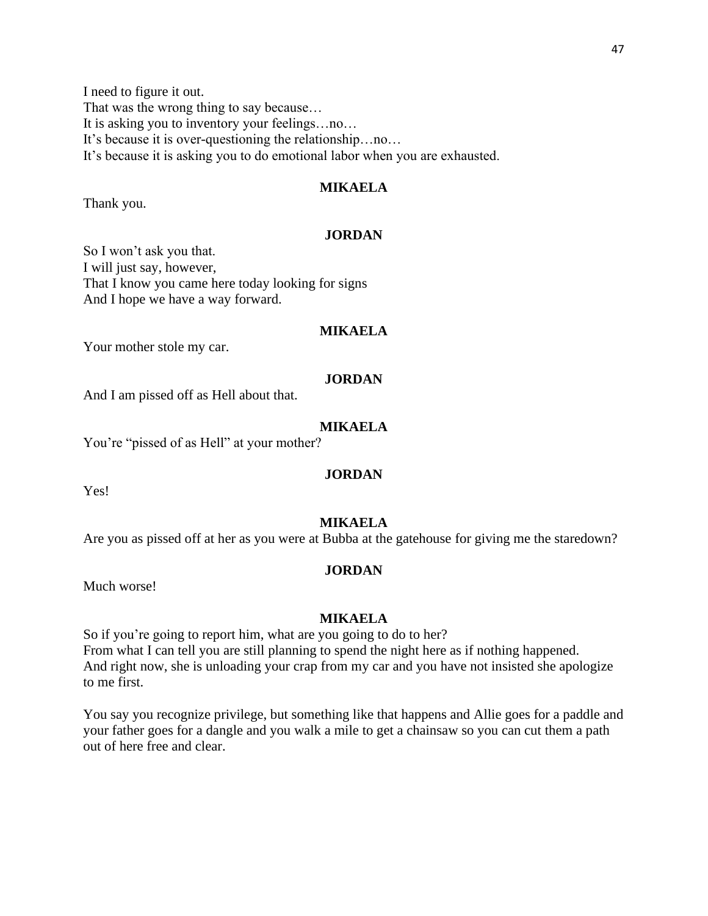I need to figure it out.
That was the wrong thing to say because…
It is asking you to inventory your feelings…no…
It's because it is over-questioning the relationship…no…
It's because it is asking you to do emotional labor when you are exhausted.

**MIKAELA**

Thank you.

**JORDAN**

So I won't ask you that.
I will just say, however,
That I know you came here today looking for signs
And I hope we have a way forward.

**MIKAELA**

Your mother stole my car.

**JORDAN**

And I am pissed off as Hell about that.

**MIKAELA**

You're "pissed of as Hell" at your mother?

**JORDAN**

Yes!

**MIKAELA**

Are you as pissed off at her as you were at Bubba at the gatehouse for giving me the staredown?

**JORDAN**

Much worse!

**MIKAELA**

So if you're going to report him, what are you going to do to her?
From what I can tell you are still planning to spend the night here as if nothing happened.
And right now, she is unloading your crap from my car and you have not insisted she apologize to me first.

You say you recognize privilege, but something like that happens and Allie goes for a paddle and your father goes for a dangle and you walk a mile to get a chainsaw so you can cut them a path out of here free and clear.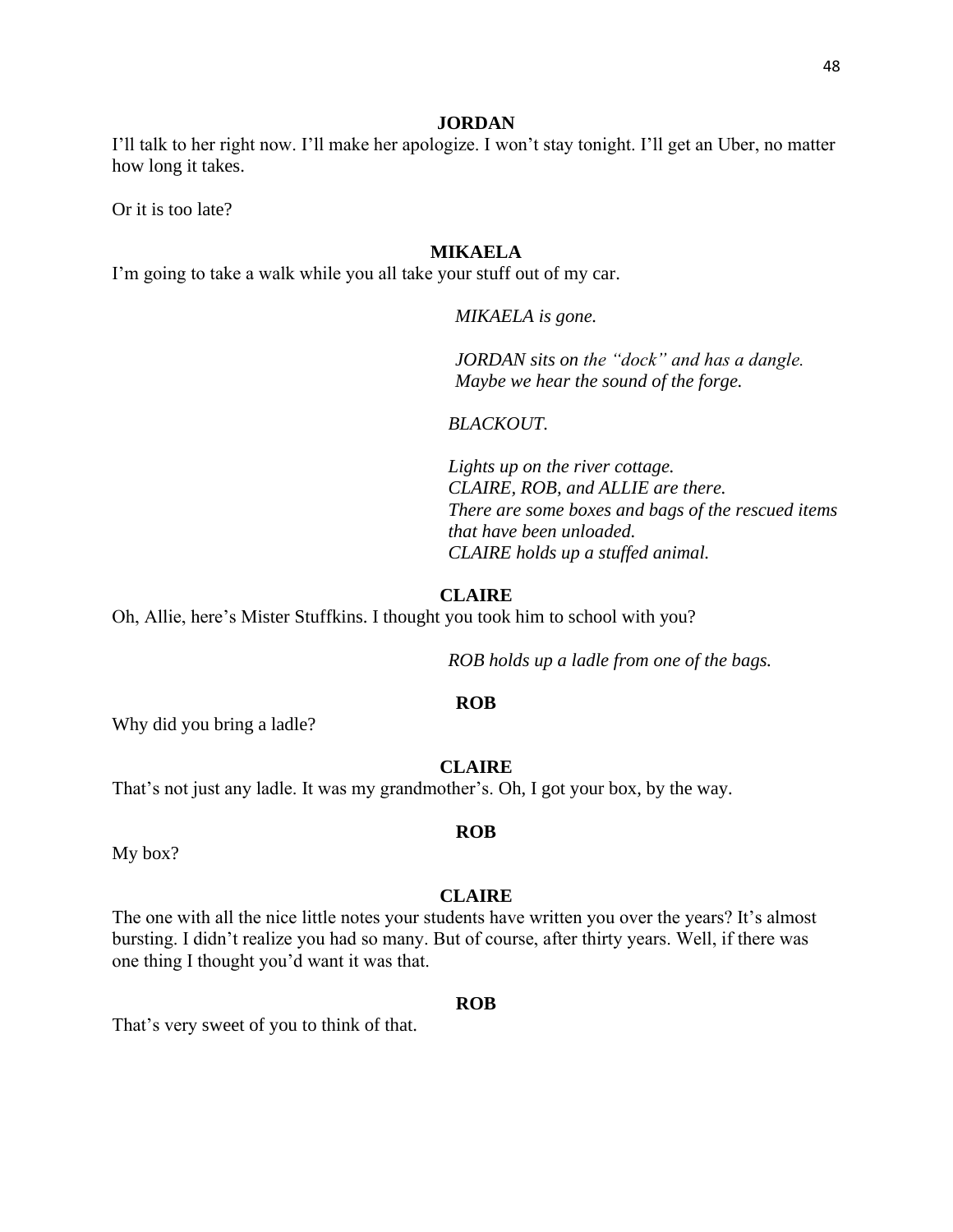**JORDAN**

I'll talk to her right now. I'll make her apologize. I won't stay tonight. I'll get an Uber, no matter how long it takes.

Or it is too late?

**MIKAELA**

I'm going to take a walk while you all take your stuff out of my car.

*MIKAELA is gone.*

*JORDAN sits on the "dock" and has a dangle. Maybe we hear the sound of the forge.*

*BLACKOUT.*

*Lights up on the river cottage. CLAIRE, ROB, and ALLIE are there. There are some boxes and bags of the rescued items that have been unloaded. CLAIRE holds up a stuffed animal.*

**CLAIRE**

Oh, Allie, here's Mister Stuffkins. I thought you took him to school with you?

*ROB holds up a ladle from one of the bags.*

**ROB**

Why did you bring a ladle?

**CLAIRE**

That's not just any ladle. It was my grandmother's. Oh, I got your box, by the way.

**ROB**

My box?

**CLAIRE**

The one with all the nice little notes your students have written you over the years? It's almost bursting. I didn't realize you had so many. But of course, after thirty years. Well, if there was one thing I thought you'd want it was that.

**ROB**

That's very sweet of you to think of that.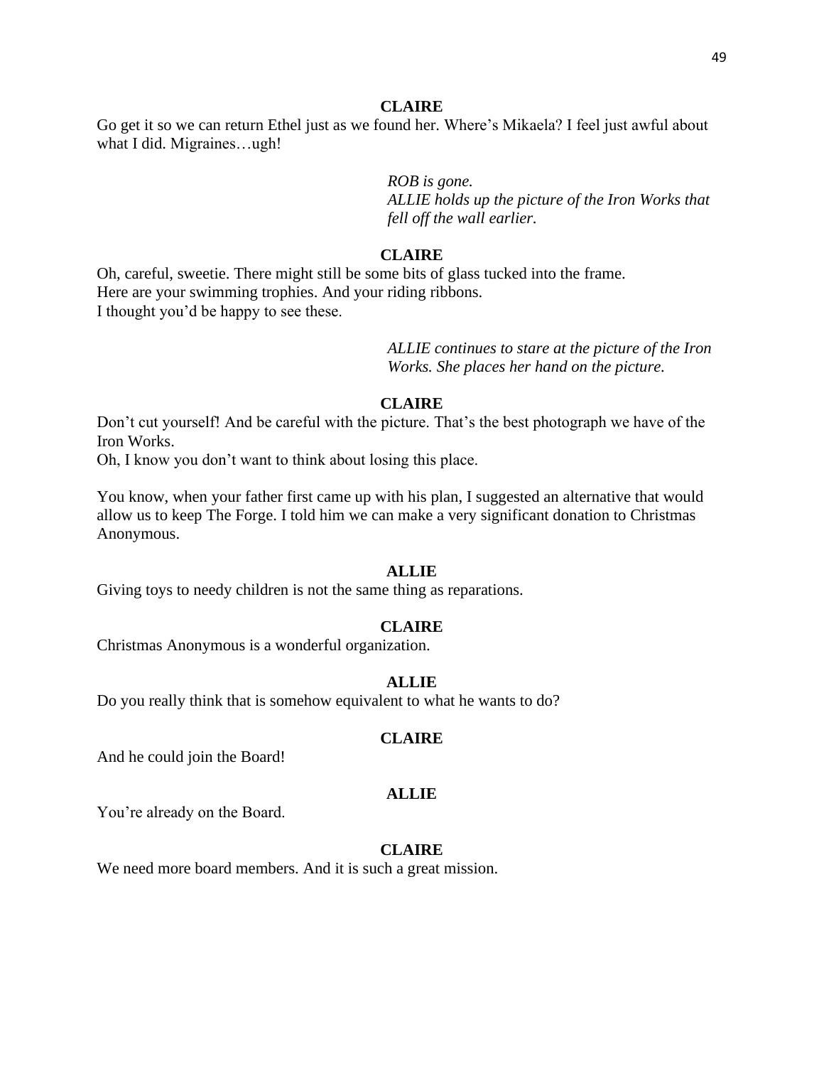**CLAIRE**

Go get it so we can return Ethel just as we found her. Where's Mikaela? I feel just awful about what I did. Migraines…ugh!

*ROB is gone.*
*ALLIE holds up the picture of the Iron Works that fell off the wall earlier.*

**CLAIRE**

Oh, careful, sweetie. There might still be some bits of glass tucked into the frame.
Here are your swimming trophies. And your riding ribbons.
I thought you'd be happy to see these.

*ALLIE continues to stare at the picture of the Iron Works. She places her hand on the picture.*

**CLAIRE**

Don't cut yourself! And be careful with the picture. That's the best photograph we have of the Iron Works.
Oh, I know you don't want to think about losing this place.

You know, when your father first came up with his plan, I suggested an alternative that would allow us to keep The Forge. I told him we can make a very significant donation to Christmas Anonymous.

**ALLIE**

Giving toys to needy children is not the same thing as reparations.

**CLAIRE**

Christmas Anonymous is a wonderful organization.

**ALLIE**

Do you really think that is somehow equivalent to what he wants to do?

**CLAIRE**

And he could join the Board!

**ALLIE**

You're already on the Board.

**CLAIRE**

We need more board members. And it is such a great mission.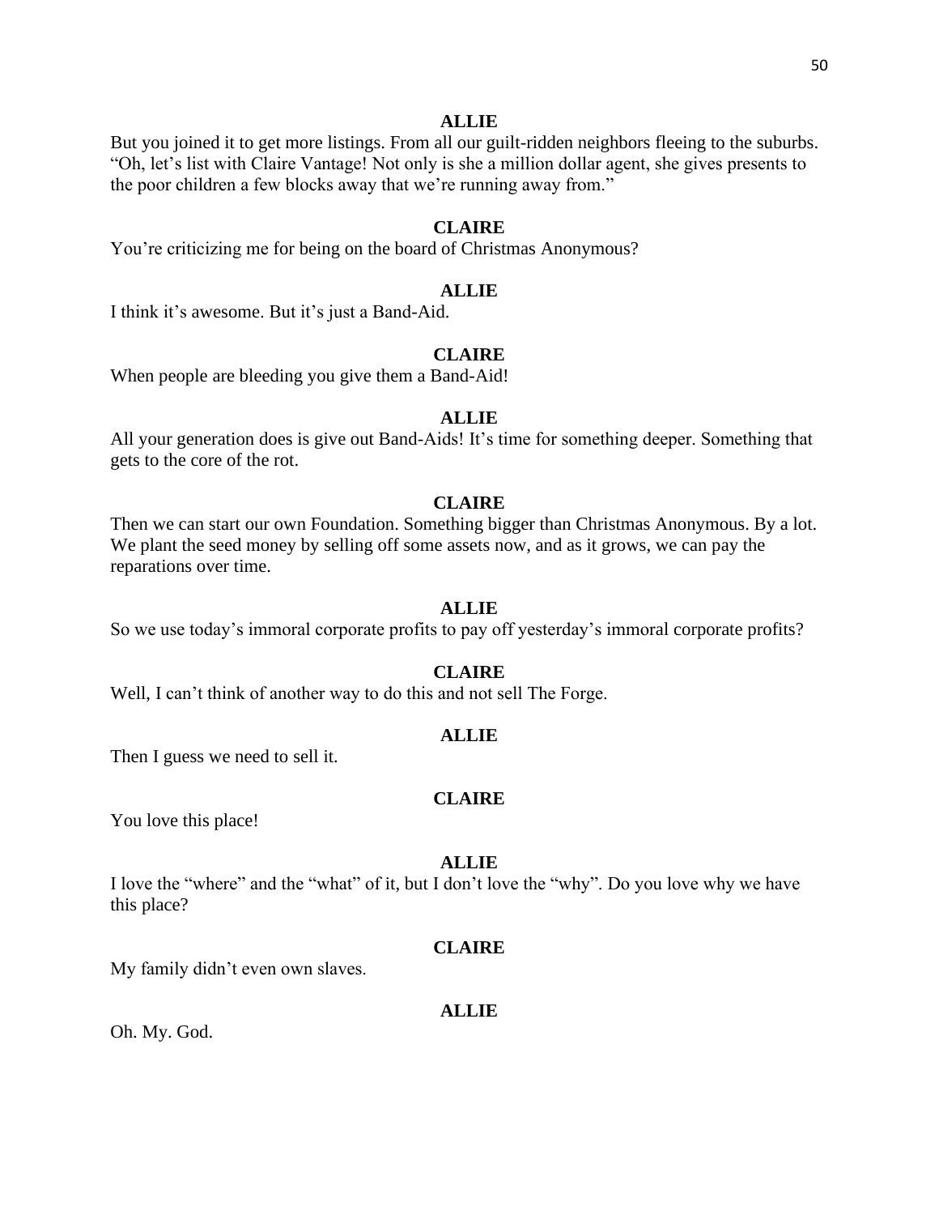**ALLIE**

But you joined it to get more listings. From all our guilt-ridden neighbors fleeing to the suburbs. "Oh, let's list with Claire Vantage! Not only is she a million dollar agent, she gives presents to the poor children a few blocks away that we're running away from."

**CLAIRE**

You're criticizing me for being on the board of Christmas Anonymous?

**ALLIE**

I think it's awesome. But it's just a Band-Aid.

**CLAIRE**

When people are bleeding you give them a Band-Aid!

**ALLIE**

All your generation does is give out Band-Aids! It's time for something deeper. Something that gets to the core of the rot.

**CLAIRE**

Then we can start our own Foundation. Something bigger than Christmas Anonymous. By a lot. We plant the seed money by selling off some assets now, and as it grows, we can pay the reparations over time.

**ALLIE**

So we use today's immoral corporate profits to pay off yesterday's immoral corporate profits?

**CLAIRE**

Well, I can't think of another way to do this and not sell The Forge.

**ALLIE**

Then I guess we need to sell it.

**CLAIRE**

You love this place!

**ALLIE**

I love the "where" and the "what" of it, but I don't love the "why". Do you love why we have this place?

**CLAIRE**

My family didn't even own slaves.

**ALLIE**

Oh. My. God.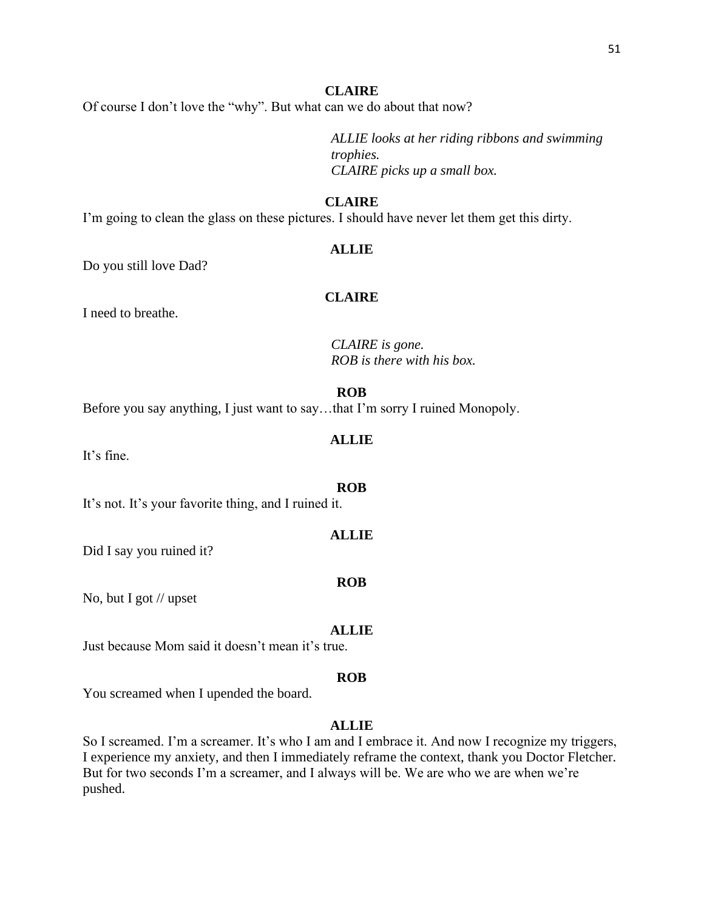**CLAIRE**

Of course I don't love the "why". But what can we do about that now?

*ALLIE looks at her riding ribbons and swimming trophies.*
*CLAIRE picks up a small box.*

**CLAIRE**

I'm going to clean the glass on these pictures. I should have never let them get this dirty.

**ALLIE**

Do you still love Dad?

**CLAIRE**

I need to breathe.

*CLAIRE is gone.*
*ROB is there with his box.*

**ROB**

Before you say anything, I just want to say…that I'm sorry I ruined Monopoly.

**ALLIE**

It's fine.

**ROB**

It's not. It's your favorite thing, and I ruined it.

**ALLIE**

Did I say you ruined it?

**ROB**

No, but I got // upset

**ALLIE**

Just because Mom said it doesn't mean it's true.

**ROB**

You screamed when I upended the board.

**ALLIE**

So I screamed. I'm a screamer. It's who I am and I embrace it. And now I recognize my triggers, I experience my anxiety, and then I immediately reframe the context, thank you Doctor Fletcher. But for two seconds I'm a screamer, and I always will be. We are who we are when we're pushed.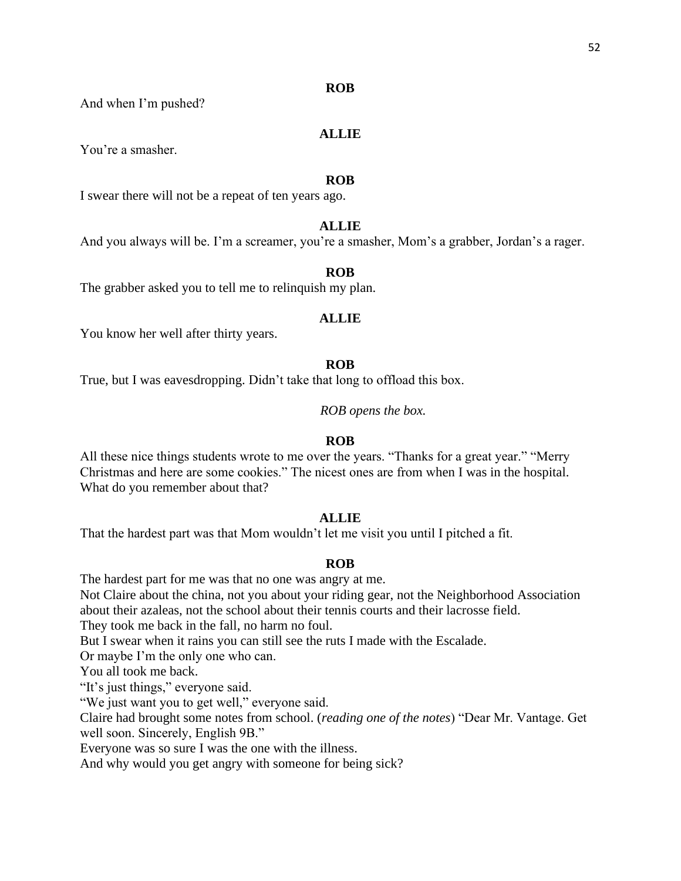**ROB**

And when I'm pushed?

**ALLIE**

You're a smasher.

**ROB**

I swear there will not be a repeat of ten years ago.

**ALLIE**

And you always will be. I'm a screamer, you're a smasher, Mom's a grabber, Jordan's a rager.

**ROB**

The grabber asked you to tell me to relinquish my plan.

**ALLIE**

You know her well after thirty years.

**ROB**

True, but I was eavesdropping. Didn't take that long to offload this box.

*ROB opens the box.*

**ROB**

All these nice things students wrote to me over the years. "Thanks for a great year." "Merry Christmas and here are some cookies." The nicest ones are from when I was in the hospital. What do you remember about that?

**ALLIE**

That the hardest part was that Mom wouldn't let me visit you until I pitched a fit.

**ROB**

The hardest part for me was that no one was angry at me.
Not Claire about the china, not you about your riding gear, not the Neighborhood Association about their azaleas, not the school about their tennis courts and their lacrosse field.
They took me back in the fall, no harm no foul.
But I swear when it rains you can still see the ruts I made with the Escalade.
Or maybe I'm the only one who can.
You all took me back.
"It's just things," everyone said.
"We just want you to get well," everyone said.
Claire had brought some notes from school. (*reading one of the notes*) "Dear Mr. Vantage. Get well soon. Sincerely, English 9B."
Everyone was so sure I was the one with the illness.
And why would you get angry with someone for being sick?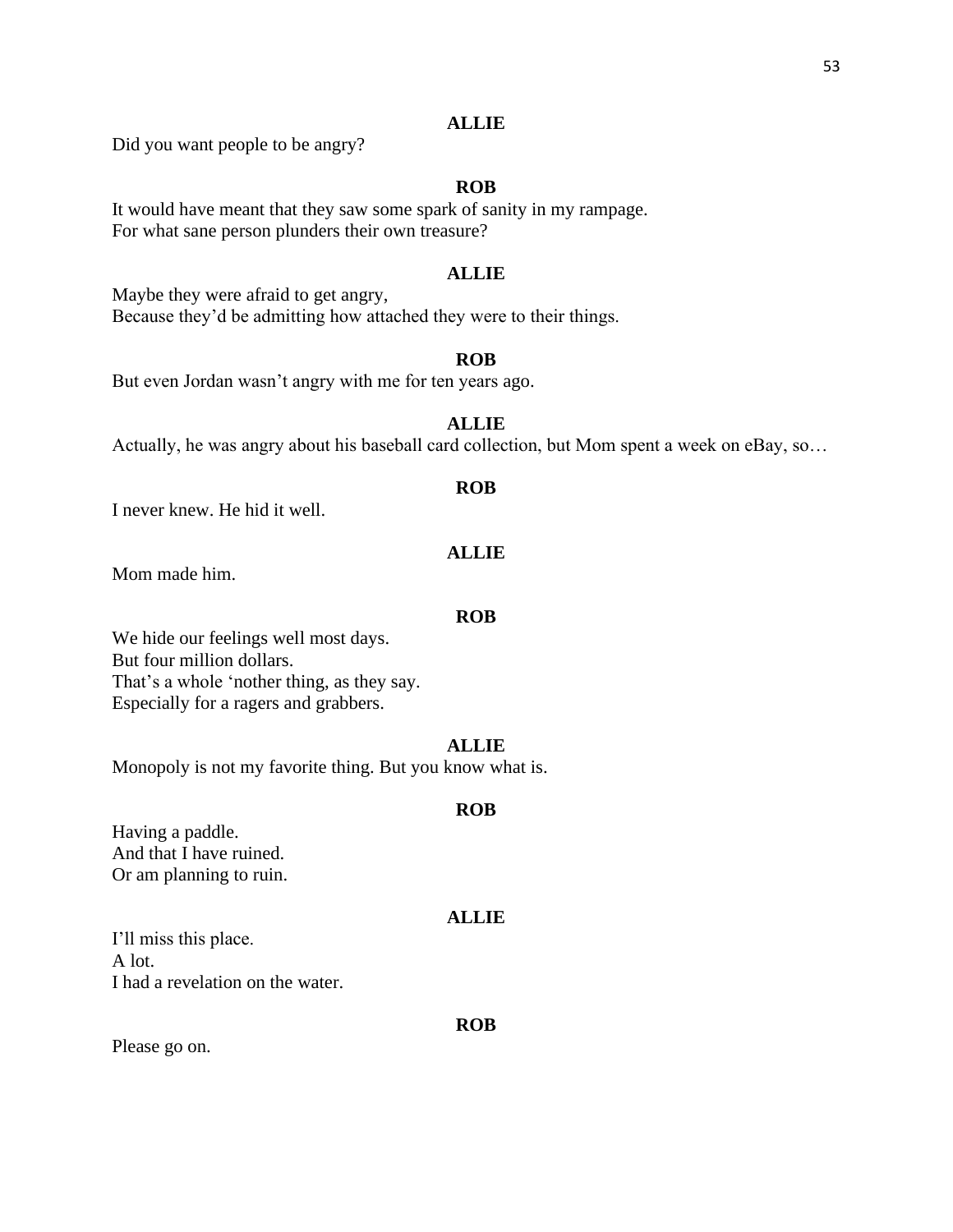**ALLIE**

Did you want people to be angry?

**ROB**

It would have meant that they saw some spark of sanity in my rampage.
For what sane person plunders their own treasure?

**ALLIE**

Maybe they were afraid to get angry,
Because they'd be admitting how attached they were to their things.

**ROB**

But even Jordan wasn't angry with me for ten years ago.

**ALLIE**

Actually, he was angry about his baseball card collection, but Mom spent a week on eBay, so…

**ROB**

I never knew. He hid it well.

**ALLIE**

Mom made him.

**ROB**

We hide our feelings well most days.
But four million dollars.
That's a whole 'nother thing, as they say.
Especially for a ragers and grabbers.

**ALLIE**

Monopoly is not my favorite thing. But you know what is.

**ROB**

Having a paddle.
And that I have ruined.
Or am planning to ruin.

**ALLIE**

I'll miss this place.
A lot.
I had a revelation on the water.

**ROB**

Please go on.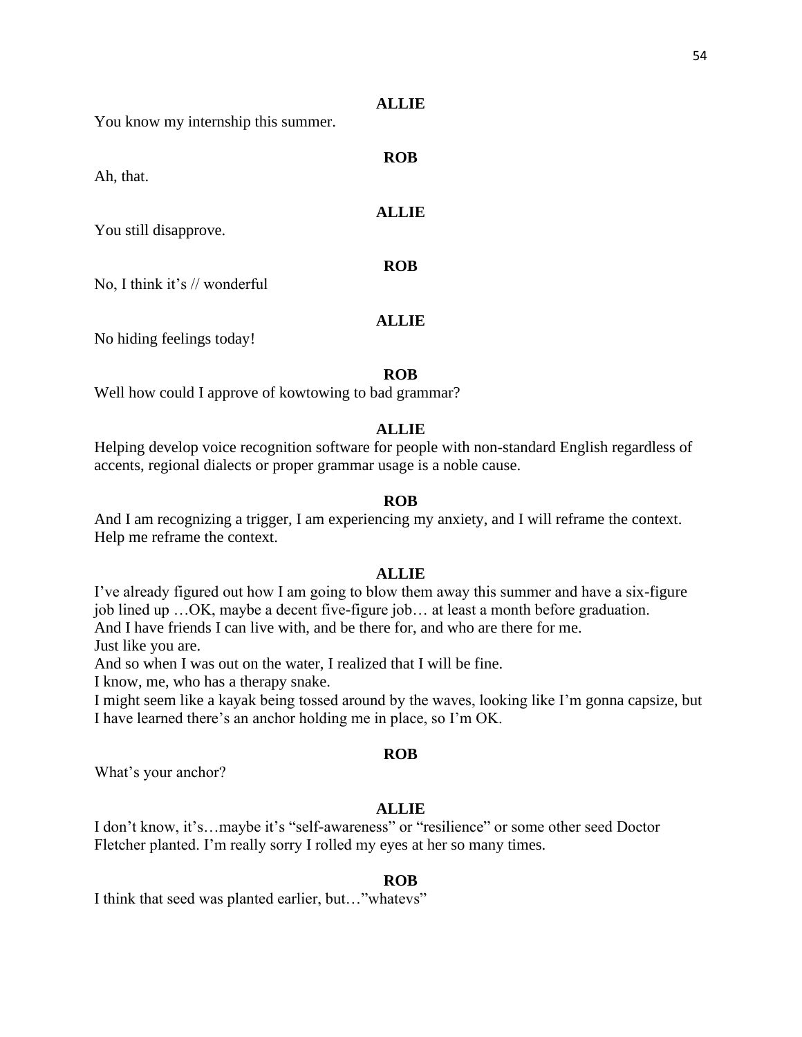**ALLIE**

You know my internship this summer.

**ROB**

Ah, that.

**ALLIE**

You still disapprove.

**ROB**

No, I think it's // wonderful

**ALLIE**

No hiding feelings today!

**ROB**

Well how could I approve of kowtowing to bad grammar?

**ALLIE**

Helping develop voice recognition software for people with non-standard English regardless of accents, regional dialects or proper grammar usage is a noble cause.

**ROB**

And I am recognizing a trigger, I am experiencing my anxiety, and I will reframe the context. Help me reframe the context.

**ALLIE**

I've already figured out how I am going to blow them away this summer and have a six-figure job lined up …OK, maybe a decent five-figure job… at least a month before graduation.
And I have friends I can live with, and be there for, and who are there for me.
Just like you are.
And so when I was out on the water, I realized that I will be fine.
I know, me, who has a therapy snake.
I might seem like a kayak being tossed around by the waves, looking like I'm gonna capsize, but I have learned there's an anchor holding me in place, so I'm OK.

**ROB**

What's your anchor?

**ALLIE**

I don't know, it's…maybe it's "self-awareness" or "resilience" or some other seed Doctor Fletcher planted. I'm really sorry I rolled my eyes at her so many times.

**ROB**

I think that seed was planted earlier, but…"whatevs"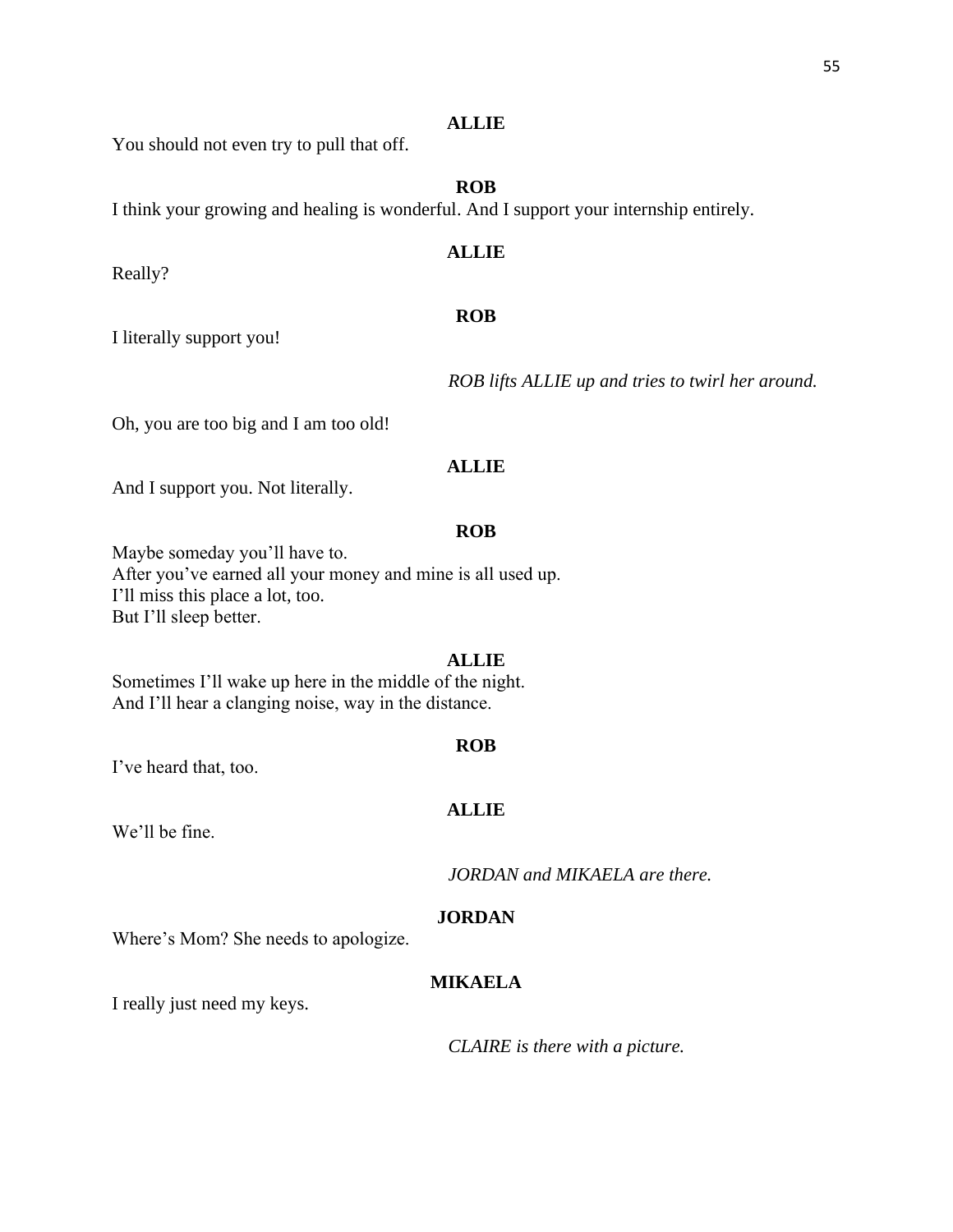**ALLIE**

You should not even try to pull that off.

**ROB**

I think your growing and healing is wonderful. And I support your internship entirely.

**ALLIE**

Really?

**ROB**

I literally support you!

*ROB lifts ALLIE up and tries to twirl her around.*

Oh, you are too big and I am too old!

**ALLIE**

And I support you. Not literally.

**ROB**

Maybe someday you'll have to.
After you've earned all your money and mine is all used up.
I'll miss this place a lot, too.
But I'll sleep better.

**ALLIE**

Sometimes I'll wake up here in the middle of the night.
And I'll hear a clanging noise, way in the distance.

**ROB**

I've heard that, too.

**ALLIE**

We'll be fine.

*JORDAN and MIKAELA are there.*

**JORDAN**

Where's Mom? She needs to apologize.

**MIKAELA**

I really just need my keys.

*CLAIRE is there with a picture.*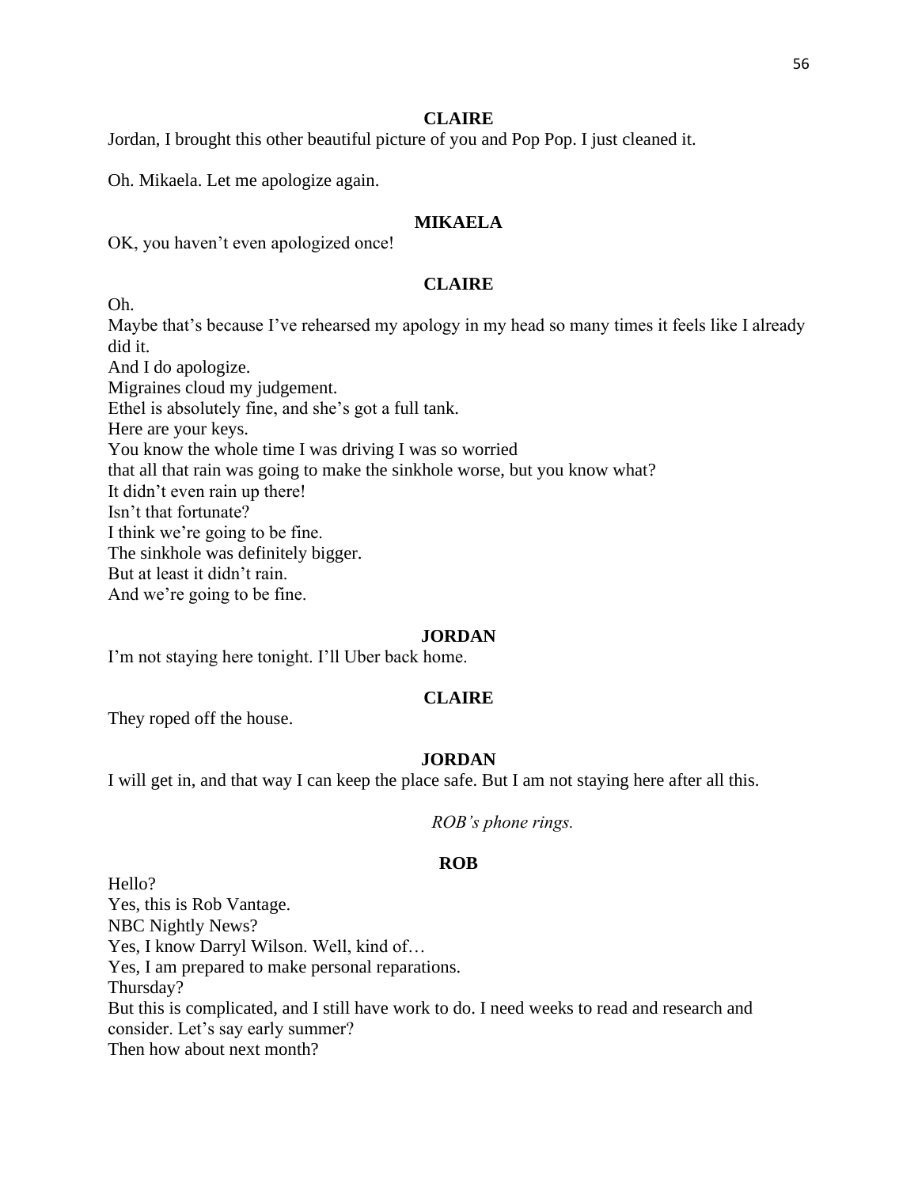**CLAIRE**

Jordan, I brought this other beautiful picture of you and Pop Pop. I just cleaned it.

Oh. Mikaela. Let me apologize again.

**MIKAELA**

OK, you haven't even apologized once!

**CLAIRE**

Oh.
Maybe that's because I've rehearsed my apology in my head so many times it feels like I already did it.
And I do apologize.
Migraines cloud my judgement.
Ethel is absolutely fine, and she's got a full tank.
Here are your keys.
You know the whole time I was driving I was so worried
that all that rain was going to make the sinkhole worse, but you know what?
It didn't even rain up there!
Isn't that fortunate?
I think we're going to be fine.
The sinkhole was definitely bigger.
But at least it didn't rain.
And we're going to be fine.

**JORDAN**

I'm not staying here tonight. I'll Uber back home.

**CLAIRE**

They roped off the house.

**JORDAN**

I will get in, and that way I can keep the place safe. But I am not staying here after all this.

*ROB's phone rings.*

**ROB**

Hello?
Yes, this is Rob Vantage.
NBC Nightly News?
Yes, I know Darryl Wilson. Well, kind of…
Yes, I am prepared to make personal reparations.
Thursday?
But this is complicated, and I still have work to do. I need weeks to read and research and consider. Let's say early summer?
Then how about next month?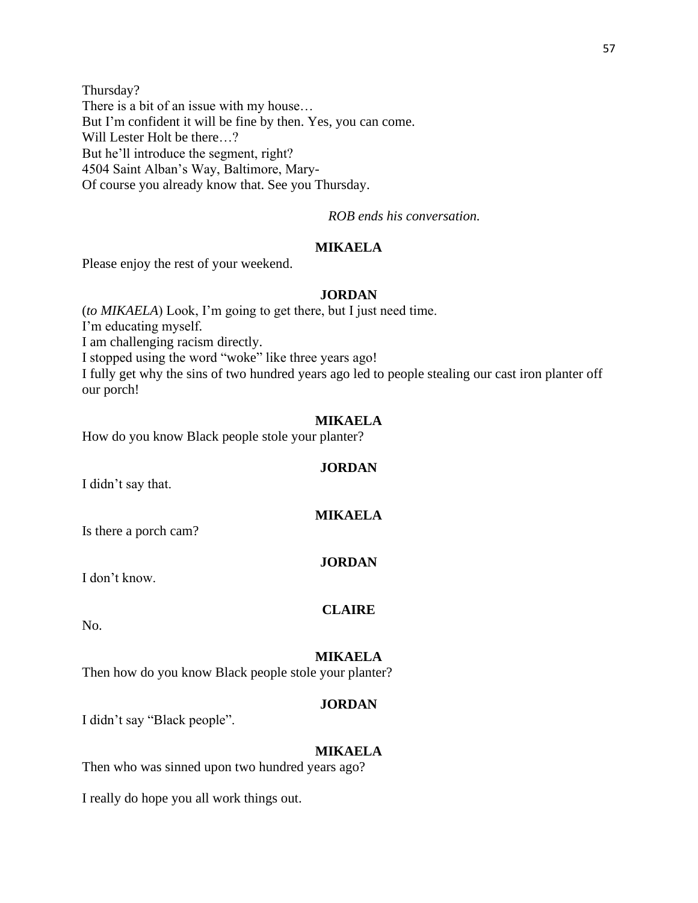Thursday?
There is a bit of an issue with my house…
But I'm confident it will be fine by then. Yes, you can come.
Will Lester Holt be there…?
But he'll introduce the segment, right?
4504 Saint Alban's Way, Baltimore, Mary-
Of course you already know that. See you Thursday.

*ROB ends his conversation.*

**MIKAELA**

Please enjoy the rest of your weekend.

**JORDAN**

(*to MIKAELA*) Look, I'm going to get there, but I just need time.
I'm educating myself.
I am challenging racism directly.
I stopped using the word "woke" like three years ago!
I fully get why the sins of two hundred years ago led to people stealing our cast iron planter off our porch!

**MIKAELA**

How do you know Black people stole your planter?

**JORDAN**

I didn't say that.

**MIKAELA**

Is there a porch cam?

**JORDAN**

I don't know.

**CLAIRE**

No.

**MIKAELA**

Then how do you know Black people stole your planter?

**JORDAN**

I didn't say "Black people".

**MIKAELA**

Then who was sinned upon two hundred years ago?

I really do hope you all work things out.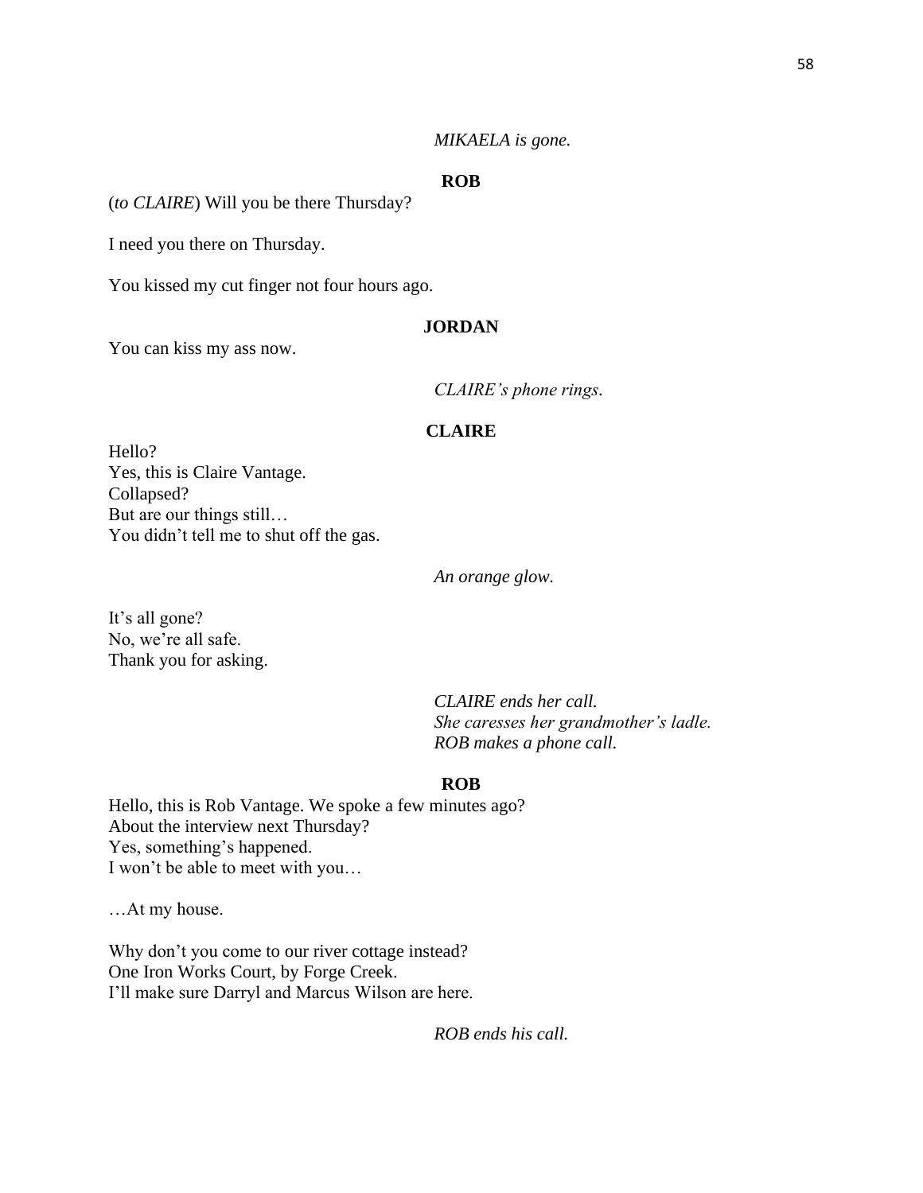*MIKAELA is gone.*

**ROB**

(*to CLAIRE*) Will you be there Thursday?

I need you there on Thursday.

You kissed my cut finger not four hours ago.

**JORDAN**

You can kiss my ass now.

*CLAIRE's phone rings.*

**CLAIRE**

Hello?
Yes, this is Claire Vantage.
Collapsed?
But are our things still…
You didn't tell me to shut off the gas.

*An orange glow.*

It's all gone?
No, we're all safe.
Thank you for asking.

*CLAIRE ends her call.*
*She caresses her grandmother's ladle.*
*ROB makes a phone call.*

**ROB**

Hello, this is Rob Vantage. We spoke a few minutes ago?
About the interview next Thursday?
Yes, something's happened.
I won't be able to meet with you…

…At my house.

Why don't you come to our river cottage instead?
One Iron Works Court, by Forge Creek.
I'll make sure Darryl and Marcus Wilson are here.

*ROB ends his call.*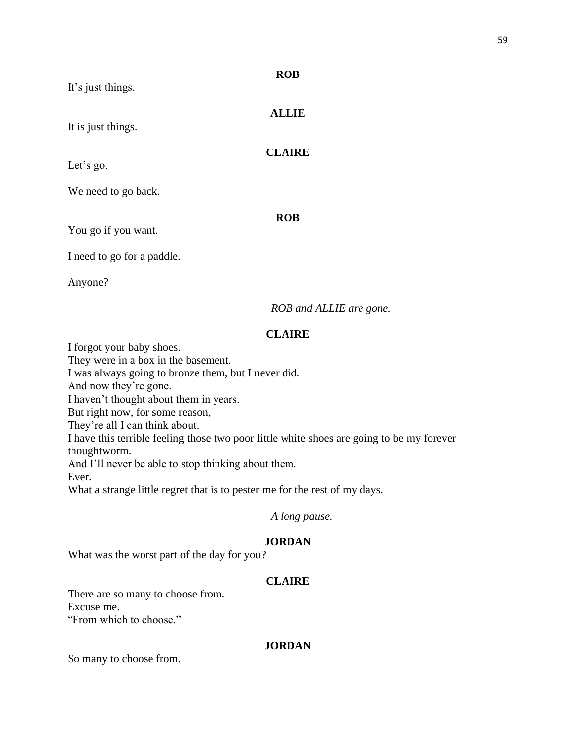**ROB**

It's just things.

**ALLIE**

It is just things.

**CLAIRE**

Let's go.

We need to go back.

**ROB**

You go if you want.

I need to go for a paddle.

Anyone?

*ROB and ALLIE are gone.*

**CLAIRE**

I forgot your baby shoes.
They were in a box in the basement.
I was always going to bronze them, but I never did.
And now they're gone.
I haven't thought about them in years.
But right now, for some reason,
They're all I can think about.
I have this terrible feeling those two poor little white shoes are going to be my forever thoughtworm.
And I'll never be able to stop thinking about them.
Ever.
What a strange little regret that is to pester me for the rest of my days.

*A long pause.*

**JORDAN**

What was the worst part of the day for you?

**CLAIRE**

There are so many to choose from.
Excuse me.
"From which to choose."

**JORDAN**

So many to choose from.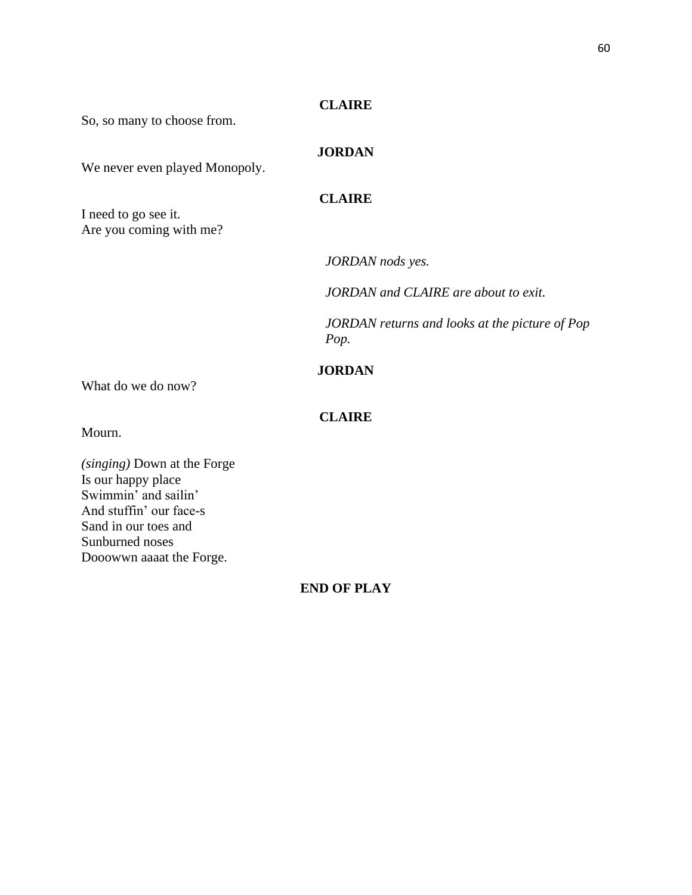**CLAIRE**

So, so many to choose from.

**JORDAN**

We never even played Monopoly.

**CLAIRE**

I need to go see it.
Are you coming with me?

*JORDAN nods yes.*

*JORDAN and CLAIRE are about to exit.*

*JORDAN returns and looks at the picture of Pop Pop.*

**JORDAN**

What do we do now?

**CLAIRE**

Mourn.

*(singing)* Down at the Forge
Is our happy place
Swimmin' and sailin'
And stuffin' our face-s
Sand in our toes and
Sunburned noses
Dooowwn aaaat the Forge.

**END OF PLAY**